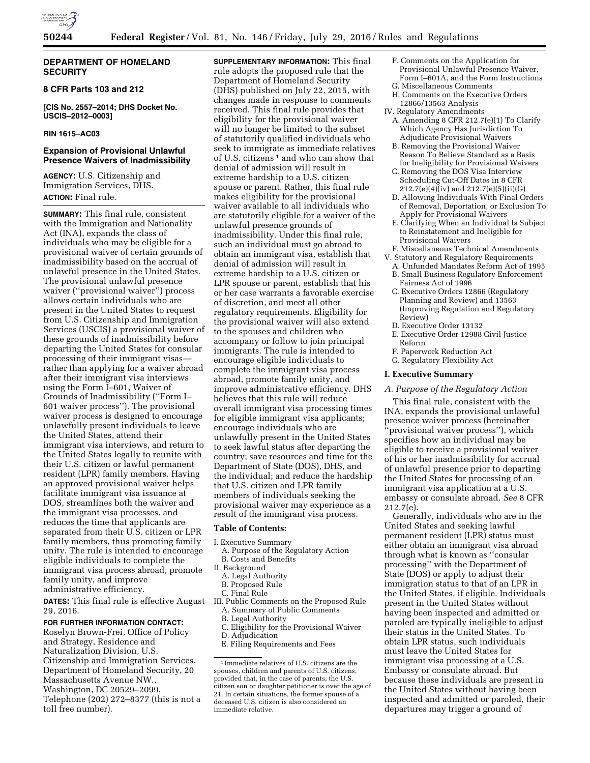## DEPARTMENT OF HOMELAND SECURITY

### 8 CFR Parts 103 and 212

**[CIS No. 2557–2014; DHS Docket No. USCIS–2012–0003]**

**RIN 1615–AC03**

## Expansion of Provisional Unlawful Presence Waivers of Inadmissibility

**AGENCY:** U.S. Citizenship and Immigration Services, DHS.

**ACTION:** Final rule.

**SUMMARY:** This final rule, consistent with the Immigration and Nationality Act (INA), expands the class of individuals who may be eligible for a provisional waiver of certain grounds of inadmissibility based on the accrual of unlawful presence in the United States. The provisional unlawful presence waiver (''provisional waiver'') process allows certain individuals who are present in the United States to request from U.S. Citizenship and Immigration Services (USCIS) a provisional waiver of these grounds of inadmissibility before departing the United States for consular processing of their immigrant visas—rather than applying for a waiver abroad after their immigrant visa interviews using the Form I–601, Waiver of Grounds of Inadmissibility (''Form I–601 waiver process''). The provisional waiver process is designed to encourage unlawfully present individuals to leave the United States, attend their immigrant visa interviews, and return to the United States legally to reunite with their U.S. citizen or lawful permanent resident (LPR) family members. Having an approved provisional waiver helps facilitate immigrant visa issuance at DOS, streamlines both the waiver and the immigrant visa processes, and reduces the time that applicants are separated from their U.S. citizen or LPR family members, thus promoting family unity. The rule is intended to encourage eligible individuals to complete the immigrant visa process abroad, promote family unity, and improve administrative efficiency.

**DATES:** This final rule is effective August 29, 2016.

**FOR FURTHER INFORMATION CONTACT:** Roselyn Brown-Frei, Office of Policy and Strategy, Residence and Naturalization Division, U.S. Citizenship and Immigration Services, Department of Homeland Security, 20 Massachusetts Avenue NW., Washington, DC 20529–2099, Telephone (202) 272–8377 (this is not a toll free number).

**SUPPLEMENTARY INFORMATION:** This final rule adopts the proposed rule that the Department of Homeland Security (DHS) published on July 22, 2015, with changes made in response to comments received. This final rule provides that eligibility for the provisional waiver will no longer be limited to the subset of statutorily qualified individuals who seek to immigrate as immediate relatives of U.S. citizens [1] and who can show that denial of admission will result in extreme hardship to a U.S. citizen spouse or parent. Rather, this final rule makes eligibility for the provisional waiver available to all individuals who are statutorily eligible for a waiver of the unlawful presence grounds of inadmissibility. Under this final rule, such an individual must go abroad to obtain an immigrant visa, establish that denial of admission will result in extreme hardship to a U.S. citizen or LPR spouse or parent, establish that his or her case warrants a favorable exercise of discretion, and meet all other regulatory requirements. Eligibility for the provisional waiver will also extend to the spouses and children who accompany or follow to join principal immigrants. The rule is intended to encourage eligible individuals to complete the immigrant visa process abroad, promote family unity, and improve administrative efficiency. DHS believes that this rule will reduce overall immigrant visa processing times for eligible immigrant visa applicants; encourage individuals who are unlawfully present in the United States to seek lawful status after departing the country; save resources and time for the Department of State (DOS), DHS, and the individual; and reduce the hardship that U.S. citizen and LPR family members of individuals seeking the provisional waiver may experience as a result of the immigrant visa process.

**Table of Contents:**

- I. Executive Summary
  - A. Purpose of the Regulatory Action
  - B. Costs and Benefits
- II. Background
  - A. Legal Authority
  - B. Proposed Rule
  - C. Final Rule
- III. Public Comments on the Proposed Rule
  - A. Summary of Public Comments
  - B. Legal Authority
  - C. Eligibility for the Provisional Waiver
  - D. Adjudication
  - E. Filing Requirements and Fees
  - F. Comments on the Application for Provisional Unlawful Presence Waiver, Form I–601A, and the Form Instructions
  - G. Miscellaneous Comments
  - H. Comments on the Executive Orders 12866/13563 Analysis
- IV. Regulatory Amendments
  - A. Amending 8 CFR 212.7(e)(1) To Clarify Which Agency Has Jurisdiction To Adjudicate Provisional Waivers
  - B. Removing the Provisional Waiver Reason To Believe Standard as a Basis for Ineligibility for Provisional Waivers
  - C. Removing the DOS Visa Interview Scheduling Cut-Off Dates in 8 CFR 212.7(e)(4)(iv) and 212.7(e)(5)(ii)(G)
  - D. Allowing Individuals With Final Orders of Removal, Deportation, or Exclusion To Apply for Provisional Waivers
  - E. Clarifying When an Individual Is Subject to Reinstatement and Ineligible for Provisional Waivers
  - F. Miscellaneous Technical Amendments
- V. Statutory and Regulatory Requirements
  - A. Unfunded Mandates Reform Act of 1995
  - B. Small Business Regulatory Enforcement Fairness Act of 1996
  - C. Executive Orders 12866 (Regulatory Planning and Review) and 13563 (Improving Regulation and Regulatory Review)
  - D. Executive Order 13132
  - E. Executive Order 12988 Civil Justice Reform
  - F. Paperwork Reduction Act
  - G. Regulatory Flexibility Act

## I. Executive Summary

### A. Purpose of the Regulatory Action

This final rule, consistent with the INA, expands the provisional unlawful presence waiver process (hereinafter ''provisional waiver process''), which specifies how an individual may be eligible to receive a provisional waiver of his or her inadmissibility for accrual of unlawful presence prior to departing the United States for processing of an immigrant visa application at a U.S. embassy or consulate abroad. *See* 8 CFR 212.7(e).

Generally, individuals who are in the United States and seeking lawful permanent resident (LPR) status must either obtain an immigrant visa abroad through what is known as ''consular processing'' with the Department of State (DOS) or apply to adjust their immigration status to that of an LPR in the United States, if eligible. Individuals present in the United States without having been inspected and admitted or paroled are typically ineligible to adjust their status in the United States. To obtain LPR status, such individuals must leave the United States for immigrant visa processing at a U.S. Embassy or consulate abroad. But because these individuals are present in the United States without having been inspected and admitted or paroled, their departures may trigger a ground of

---

[1] Immediate relatives of U.S. citizens are the spouses, children and parents of U.S. citizens, provided that, in the case of parents, the U.S. citizen son or daughter petitioner is over the age of 21. In certain situations, the former spouse of a deceased U.S. citizen is also considered an immediate relative.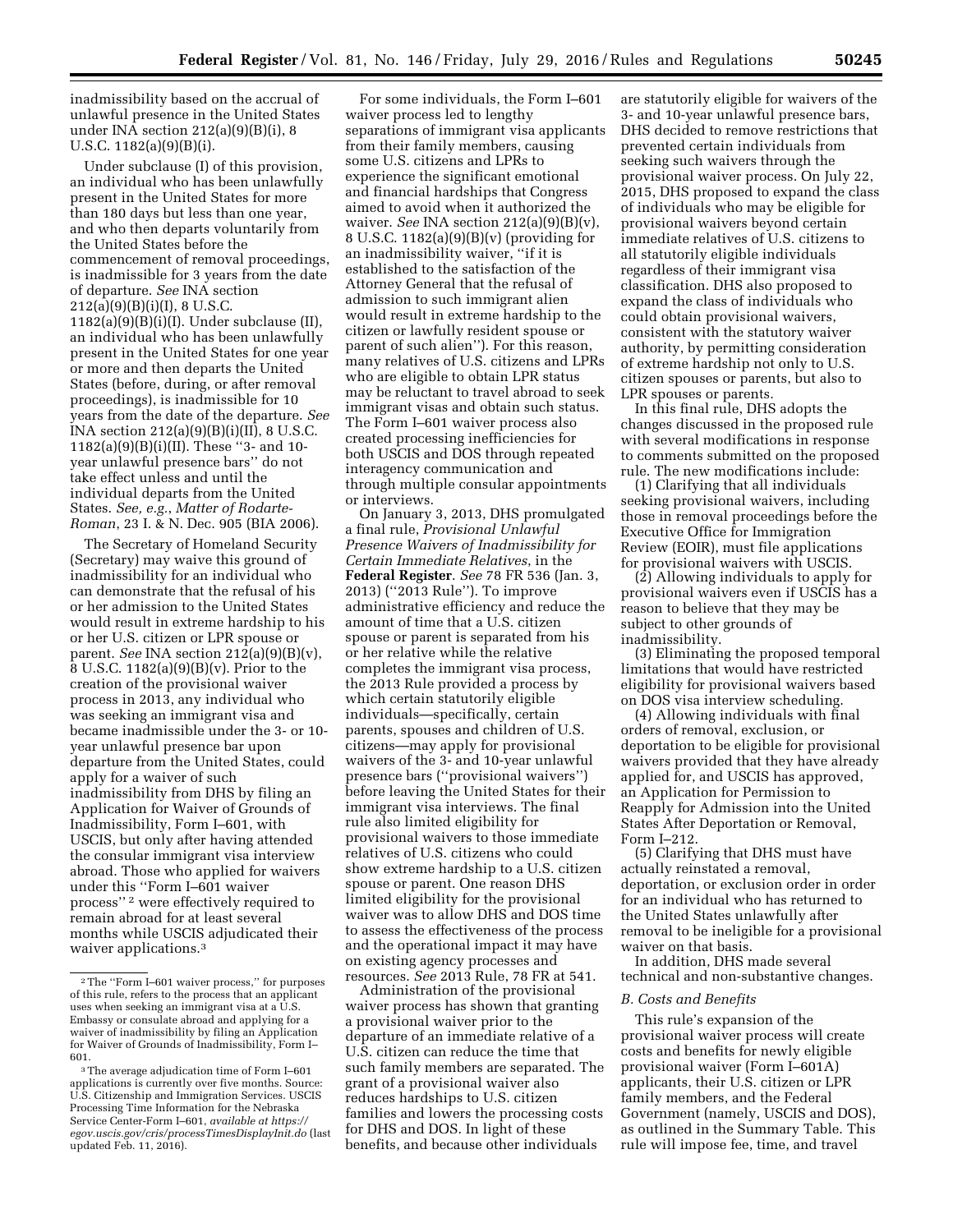inadmissibility based on the accrual of unlawful presence in the United States under INA section 212(a)(9)(B)(i), 8 U.S.C. 1182(a)(9)(B)(i).

Under subclause (I) of this provision, an individual who has been unlawfully present in the United States for more than 180 days but less than one year, and who then departs voluntarily from the United States before the commencement of removal proceedings, is inadmissible for 3 years from the date of departure. *See* INA section 212(a)(9)(B)(i)(I), 8 U.S.C. 1182(a)(9)(B)(i)(I). Under subclause (II), an individual who has been unlawfully present in the United States for one year or more and then departs the United States (before, during, or after removal proceedings), is inadmissible for 10 years from the date of the departure. *See* INA section 212(a)(9)(B)(i)(II), 8 U.S.C. 1182(a)(9)(B)(i)(II). These ''3- and 10-year unlawful presence bars'' do not take effect unless and until the individual departs from the United States. *See, e.g.*, *Matter of Rodarte-Roman*, 23 I. & N. Dec. 905 (BIA 2006).

The Secretary of Homeland Security (Secretary) may waive this ground of inadmissibility for an individual who can demonstrate that the refusal of his or her admission to the United States would result in extreme hardship to his or her U.S. citizen or LPR spouse or parent. *See* INA section 212(a)(9)(B)(v), 8 U.S.C. 1182(a)(9)(B)(v). Prior to the creation of the provisional waiver process in 2013, any individual who was seeking an immigrant visa and became inadmissible under the 3- or 10-year unlawful presence bar upon departure from the United States, could apply for a waiver of such inadmissibility from DHS by filing an Application for Waiver of Grounds of Inadmissibility, Form I–601, with USCIS, but only after having attended the consular immigrant visa interview abroad. Those who applied for waivers under this ''Form I–601 waiver process'' [2] were effectively required to remain abroad for at least several months while USCIS adjudicated their waiver applications.[3]

For some individuals, the Form I–601 waiver process led to lengthy separations of immigrant visa applicants from their family members, causing some U.S. citizens and LPRs to experience the significant emotional and financial hardships that Congress aimed to avoid when it authorized the waiver. *See* INA section 212(a)(9)(B)(v), 8 U.S.C. 1182(a)(9)(B)(v) (providing for an inadmissibility waiver, ''if it is established to the satisfaction of the Attorney General that the refusal of admission to such immigrant alien would result in extreme hardship to the citizen or lawfully resident spouse or parent of such alien''). For this reason, many relatives of U.S. citizens and LPRs who are eligible to obtain LPR status may be reluctant to travel abroad to seek immigrant visas and obtain such status. The Form I–601 waiver process also created processing inefficiencies for both USCIS and DOS through repeated interagency communication and through multiple consular appointments or interviews.

On January 3, 2013, DHS promulgated a final rule, *Provisional Unlawful Presence Waivers of Inadmissibility for Certain Immediate Relatives*, in the **Federal Register**. *See* 78 FR 536 (Jan. 3, 2013) (''2013 Rule''). To improve administrative efficiency and reduce the amount of time that a U.S. citizen spouse or parent is separated from his or her relative while the relative completes the immigrant visa process, the 2013 Rule provided a process by which certain statutorily eligible individuals—specifically, certain parents, spouses and children of U.S. citizens—may apply for provisional waivers of the 3- and 10-year unlawful presence bars (''provisional waivers'') before leaving the United States for their immigrant visa interviews. The final rule also limited eligibility for provisional waivers to those immediate relatives of U.S. citizens who could show extreme hardship to a U.S. citizen spouse or parent. One reason DHS limited eligibility for the provisional waiver was to allow DHS and DOS time to assess the effectiveness of the process and the operational impact it may have on existing agency processes and resources. *See* 2013 Rule, 78 FR at 541.

Administration of the provisional waiver process has shown that granting a provisional waiver prior to the departure of an immediate relative of a U.S. citizen can reduce the time that such family members are separated. The grant of a provisional waiver also reduces hardships to U.S. citizen families and lowers the processing costs for DHS and DOS. In light of these benefits, and because other individuals are statutorily eligible for waivers of the 3- and 10-year unlawful presence bars, DHS decided to remove restrictions that prevented certain individuals from seeking such waivers through the provisional waiver process. On July 22, 2015, DHS proposed to expand the class of individuals who may be eligible for provisional waivers beyond certain immediate relatives of U.S. citizens to all statutorily eligible individuals regardless of their immigrant visa classification. DHS also proposed to expand the class of individuals who could obtain provisional waivers, consistent with the statutory waiver authority, by permitting consideration of extreme hardship not only to U.S. citizen spouses or parents, but also to LPR spouses or parents.

In this final rule, DHS adopts the changes discussed in the proposed rule with several modifications in response to comments submitted on the proposed rule. The new modifications include:

(1) Clarifying that all individuals seeking provisional waivers, including those in removal proceedings before the Executive Office for Immigration Review (EOIR), must file applications for provisional waivers with USCIS.

(2) Allowing individuals to apply for provisional waivers even if USCIS has a reason to believe that they may be subject to other grounds of inadmissibility.

(3) Eliminating the proposed temporal limitations that would have restricted eligibility for provisional waivers based on DOS visa interview scheduling.

(4) Allowing individuals with final orders of removal, exclusion, or deportation to be eligible for provisional waivers provided that they have already applied for, and USCIS has approved, an Application for Permission to Reapply for Admission into the United States After Deportation or Removal, Form I–212.

(5) Clarifying that DHS must have actually reinstated a removal, deportation, or exclusion order in order for an individual who has returned to the United States unlawfully after removal to be ineligible for a provisional waiver on that basis.

In addition, DHS made several technical and non-substantive changes.

### *B. Costs and Benefits*

This rule's expansion of the provisional waiver process will create costs and benefits for newly eligible provisional waiver (Form I–601A) applicants, their U.S. citizen or LPR family members, and the Federal Government (namely, USCIS and DOS), as outlined in the Summary Table. This rule will impose fee, time, and travel

---

[2] The ''Form I–601 waiver process,'' for purposes of this rule, refers to the process that an applicant uses when seeking an immigrant visa at a U.S. Embassy or consulate abroad and applying for a waiver of inadmissibility by filing an Application for Waiver of Grounds of Inadmissibility, Form I–601.

[3] The average adjudication time of Form I–601 applications is currently over five months. Source: U.S. Citizenship and Immigration Services. USCIS Processing Time Information for the Nebraska Service Center-Form I–601, *available at https://egov.uscis.gov/cris/processTimesDisplayInit.do* (last updated Feb. 11, 2016).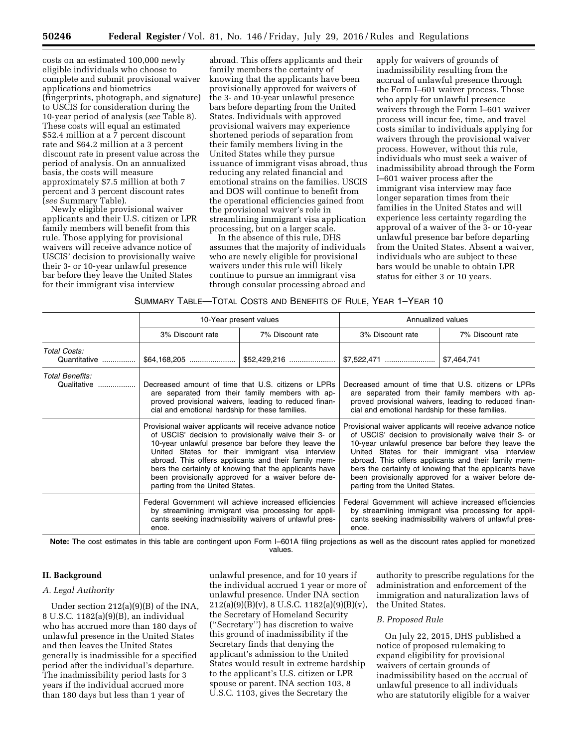costs on an estimated 100,000 newly eligible individuals who choose to complete and submit provisional waiver applications and biometrics (fingerprints, photograph, and signature) to USCIS for consideration during the 10-year period of analysis (*see* Table 8). These costs will equal an estimated $52.4 million at a 7 percent discount rate and $64.2 million at a 3 percent discount rate in present value across the period of analysis. On an annualized basis, the costs will measure approximately $7.5 million at both 7 percent and 3 percent discount rates (*see* Summary Table).

Newly eligible provisional waiver applicants and their U.S. citizen or LPR family members will benefit from this rule. Those applying for provisional waivers will receive advance notice of USCIS' decision to provisionally waive their 3- or 10-year unlawful presence bar before they leave the United States for their immigrant visa interview abroad. This offers applicants and their family members the certainty of knowing that the applicants have been provisionally approved for waivers of the 3- and 10-year unlawful presence bars before departing from the United States. Individuals with approved provisional waivers may experience shortened periods of separation from their family members living in the United States while they pursue issuance of immigrant visas abroad, thus reducing any related financial and emotional strains on the families. USCIS and DOS will continue to benefit from the operational efficiencies gained from the provisional waiver's role in streamlining immigrant visa application processing, but on a larger scale.

In the absence of this rule, DHS assumes that the majority of individuals who are newly eligible for provisional waivers under this rule will likely continue to pursue an immigrant visa through consular processing abroad and apply for waivers of grounds of inadmissibility resulting from the accrual of unlawful presence through the Form I–601 waiver process. Those who apply for unlawful presence waivers through the Form I–601 waiver process will incur fee, time, and travel costs similar to individuals applying for waivers through the provisional waiver process. However, without this rule, individuals who must seek a waiver of inadmissibility abroad through the Form I–601 waiver process after the immigrant visa interview may face longer separation times from their families in the United States and will experience less certainty regarding the approval of a waiver of the 3- or 10-year unlawful presence bar before departing from the United States. Absent a waiver, individuals who are subject to these bars would be unable to obtain LPR status for either 3 or 10 years.

SUMMARY TABLE—TOTAL COSTS AND BENEFITS OF RULE, YEAR 1–YEAR 10

| | 10-Year present values | | Annualized values | |
|---|---|---|---|---|
| | 3% Discount rate | 7% Discount rate | 3% Discount rate | 7% Discount rate |
| *Total Costs:* Quantitative | $64,168,205 | $52,429,216 | $7,522,471 | $7,464,741 |
| *Total Benefits:* Qualitative | Decreased amount of time that U.S. citizens or LPRs are separated from their family members with approved provisional waivers, leading to reduced financial and emotional hardship for these families. | | Decreased amount of time that U.S. citizens or LPRs are separated from their family members with approved provisional waivers, leading to reduced financial and emotional hardship for these families. | |
| | Provisional waiver applicants will receive advance notice of USCIS' decision to provisionally waive their 3- or 10-year unlawful presence bar before they leave the United States for their immigrant visa interview abroad. This offers applicants and their family members the certainty of knowing that the applicants have been provisionally approved for a waiver before departing from the United States. | | Provisional waiver applicants will receive advance notice of USCIS' decision to provisionally waive their 3- or 10-year unlawful presence bar before they leave the United States for their immigrant visa interview abroad. This offers applicants and their family members the certainty of knowing that the applicants have been provisionally approved for a waiver before departing from the United States. | |
| | Federal Government will achieve increased efficiencies by streamlining immigrant visa processing for applicants seeking inadmissibility waivers of unlawful presence. | | Federal Government will achieve increased efficiencies by streamlining immigrant visa processing for applicants seeking inadmissibility waivers of unlawful presence. | |

**Note:** The cost estimates in this table are contingent upon Form I–601A filing projections as well as the discount rates applied for monetized values.

## II. Background

### *A. Legal Authority*

Under section 212(a)(9)(B) of the INA, 8 U.S.C. 1182(a)(9)(B), an individual who has accrued more than 180 days of unlawful presence in the United States and then leaves the United States generally is inadmissible for a specified period after the individual's departure. The inadmissibility period lasts for 3 years if the individual accrued more than 180 days but less than 1 year of unlawful presence, and for 10 years if the individual accrued 1 year or more of unlawful presence. Under INA section 212(a)(9)(B)(v), 8 U.S.C. 1182(a)(9)(B)(v), the Secretary of Homeland Security (''Secretary'') has discretion to waive this ground of inadmissibility if the Secretary finds that denying the applicant's admission to the United States would result in extreme hardship to the applicant's U.S. citizen or LPR spouse or parent. INA section 103, 8 U.S.C. 1103, gives the Secretary the authority to prescribe regulations for the administration and enforcement of the immigration and naturalization laws of the United States.

### *B. Proposed Rule*

On July 22, 2015, DHS published a notice of proposed rulemaking to expand eligibility for provisional waivers of certain grounds of inadmissibility based on the accrual of unlawful presence to all individuals who are statutorily eligible for a waiver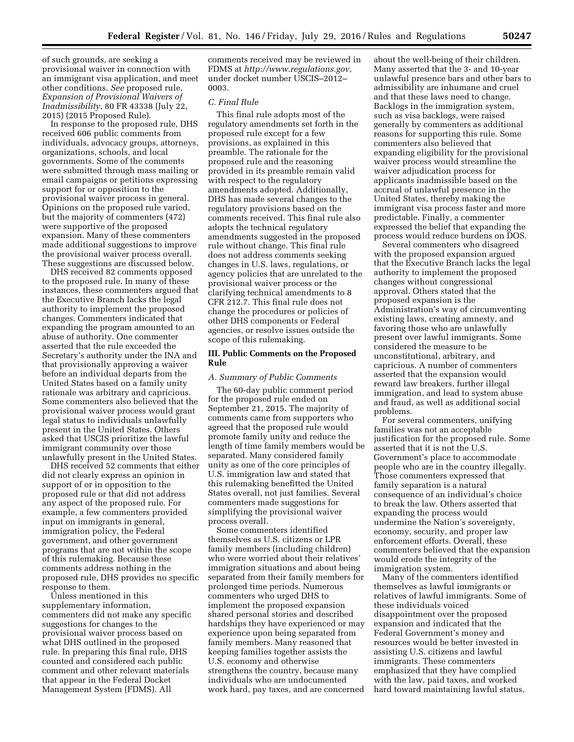of such grounds, are seeking a provisional waiver in connection with an immigrant visa application, and meet other conditions. *See* proposed rule, *Expansion of Provisional Waivers of Inadmissibility*, 80 FR 43338 (July 22, 2015) (2015 Proposed Rule).

In response to the proposed rule, DHS received 606 public comments from individuals, advocacy groups, attorneys, organizations, schools, and local governments. Some of the comments were submitted through mass mailing or email campaigns or petitions expressing support for or opposition to the provisional waiver process in general. Opinions on the proposed rule varied, but the majority of commenters (472) were supportive of the proposed expansion. Many of these commenters made additional suggestions to improve the provisional waiver process overall. These suggestions are discussed below.

DHS received 82 comments opposed to the proposed rule. In many of these instances, these commenters argued that the Executive Branch lacks the legal authority to implement the proposed changes. Commenters indicated that expanding the program amounted to an abuse of authority. One commenter asserted that the rule exceeded the Secretary's authority under the INA and that provisionally approving a waiver before an individual departs from the United States based on a family unity rationale was arbitrary and capricious. Some commenters also believed that the provisional waiver process would grant legal status to individuals unlawfully present in the United States. Others asked that USCIS prioritize the lawful immigrant community over those unlawfully present in the United States.

DHS received 52 comments that either did not clearly express an opinion in support of or in opposition to the proposed rule or that did not address any aspect of the proposed rule. For example, a few commenters provided input on immigrants in general, immigration policy, the Federal government, and other government programs that are not within the scope of this rulemaking. Because these comments address nothing in the proposed rule, DHS provides no specific response to them.

Unless mentioned in this supplementary information, commenters did not make any specific suggestions for changes to the provisional waiver process based on what DHS outlined in the proposed rule. In preparing this final rule, DHS counted and considered each public comment and other relevant materials that appear in the Federal Docket Management System (FDMS). All comments received may be reviewed in FDMS at *http://www.regulations.gov*, under docket number USCIS–2012–0003.

### *C. Final Rule*

This final rule adopts most of the regulatory amendments set forth in the proposed rule except for a few provisions, as explained in this preamble. The rationale for the proposed rule and the reasoning provided in its preamble remain valid with respect to the regulatory amendments adopted. Additionally, DHS has made several changes to the regulatory provisions based on the comments received. This final rule also adopts the technical regulatory amendments suggested in the proposed rule without change. This final rule does not address comments seeking changes in U.S. laws, regulations, or agency policies that are unrelated to the provisional waiver process or the clarifying technical amendments to 8 CFR 212.7. This final rule does not change the procedures or policies of other DHS components or Federal agencies, or resolve issues outside the scope of this rulemaking.

## III. Public Comments on the Proposed Rule

### *A. Summary of Public Comments*

The 60-day public comment period for the proposed rule ended on September 21, 2015. The majority of comments came from supporters who agreed that the proposed rule would promote family unity and reduce the length of time family members would be separated. Many considered family unity as one of the core principles of U.S. immigration law and stated that this rulemaking benefitted the United States overall, not just families. Several commenters made suggestions for simplifying the provisional waiver process overall.

Some commenters identified themselves as U.S. citizens or LPR family members (including children) who were worried about their relatives' immigration situations and about being separated from their family members for prolonged time periods. Numerous commenters who urged DHS to implement the proposed expansion shared personal stories and described hardships they have experienced or may experience upon being separated from family members. Many reasoned that keeping families together assists the U.S. economy and otherwise strengthens the country, because many individuals who are undocumented work hard, pay taxes, and are concerned about the well-being of their children. Many asserted that the 3- and 10-year unlawful presence bars and other bars to admissibility are inhumane and cruel and that these laws need to change. Backlogs in the immigration system, such as visa backlogs, were raised generally by commenters as additional reasons for supporting this rule. Some commenters also believed that expanding eligibility for the provisional waiver process would streamline the waiver adjudication process for applicants inadmissible based on the accrual of unlawful presence in the United States, thereby making the immigrant visa process faster and more predictable. Finally, a commenter expressed the belief that expanding the process would reduce burdens on DOS.

Several commenters who disagreed with the proposed expansion argued that the Executive Branch lacks the legal authority to implement the proposed changes without congressional approval. Others stated that the proposed expansion is the Administration's way of circumventing existing laws, creating amnesty, and favoring those who are unlawfully present over lawful immigrants. Some considered the measure to be unconstitutional, arbitrary, and capricious. A number of commenters asserted that the expansion would reward law breakers, further illegal immigration, and lead to system abuse and fraud, as well as additional social problems.

For several commenters, unifying families was not an acceptable justification for the proposed rule. Some asserted that it is not the U.S. Government's place to accommodate people who are in the country illegally. Those commenters expressed that family separation is a natural consequence of an individual's choice to break the law. Others asserted that expanding the process would undermine the Nation's sovereignty, economy, security, and proper law enforcement efforts. Overall, these commenters believed that the expansion would erode the integrity of the immigration system.

Many of the commenters identified themselves as lawful immigrants or relatives of lawful immigrants. Some of these individuals voiced disappointment over the proposed expansion and indicated that the Federal Government's money and resources would be better invested in assisting U.S. citizens and lawful immigrants. These commenters emphasized that they have complied with the law, paid taxes, and worked hard toward maintaining lawful status,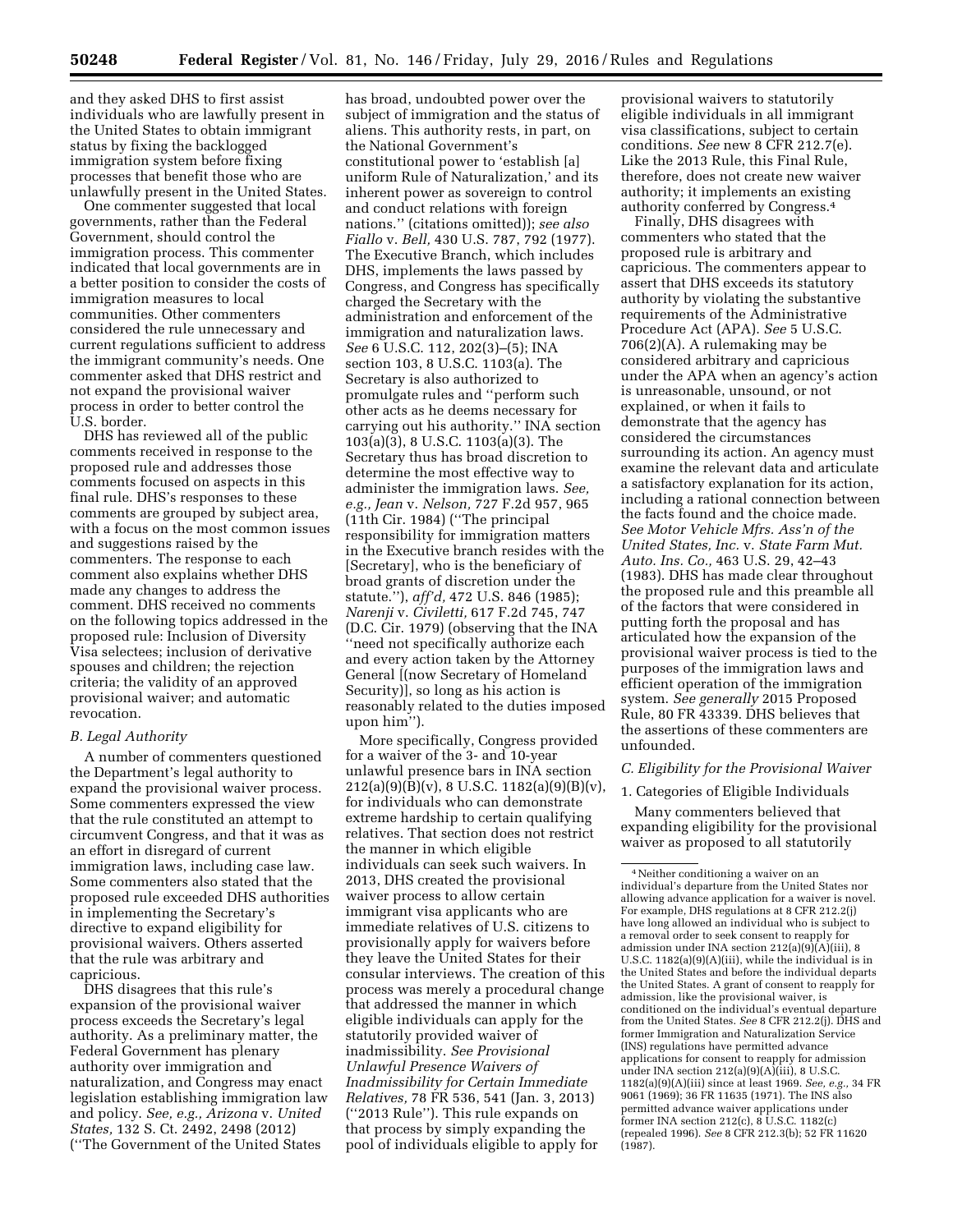and they asked DHS to first assist individuals who are lawfully present in the United States to obtain immigrant status by fixing the backlogged immigration system before fixing processes that benefit those who are unlawfully present in the United States.

One commenter suggested that local governments, rather than the Federal Government, should control the immigration process. This commenter indicated that local governments are in a better position to consider the costs of immigration measures to local communities. Other commenters considered the rule unnecessary and current regulations sufficient to address the immigrant community's needs. One commenter asked that DHS restrict and not expand the provisional waiver process in order to better control the U.S. border.

DHS has reviewed all of the public comments received in response to the proposed rule and addresses those comments focused on aspects in this final rule. DHS's responses to these comments are grouped by subject area, with a focus on the most common issues and suggestions raised by the commenters. The response to each comment also explains whether DHS made any changes to address the comment. DHS received no comments on the following topics addressed in the proposed rule: Inclusion of Diversity Visa selectees; inclusion of derivative spouses and children; the rejection criteria; the validity of an approved provisional waiver; and automatic revocation.

### B. Legal Authority

A number of commenters questioned the Department's legal authority to expand the provisional waiver process. Some commenters expressed the view that the rule constituted an attempt to circumvent Congress, and that it was as an effort in disregard of current immigration laws, including case law. Some commenters also stated that the proposed rule exceeded DHS authorities in implementing the Secretary's directive to expand eligibility for provisional waivers. Others asserted that the rule was arbitrary and capricious.

DHS disagrees that this rule's expansion of the provisional waiver process exceeds the Secretary's legal authority. As a preliminary matter, the Federal Government has plenary authority over immigration and naturalization, and Congress may enact legislation establishing immigration law and policy. *See, e.g., Arizona* v. *United States,* 132 S. Ct. 2492, 2498 (2012) (''The Government of the United States has broad, undoubted power over the subject of immigration and the status of aliens. This authority rests, in part, on the National Government's constitutional power to 'establish [a] uniform Rule of Naturalization,' and its inherent power as sovereign to control and conduct relations with foreign nations.'' (citations omitted)); *see also Fiallo* v. *Bell,* 430 U.S. 787, 792 (1977). The Executive Branch, which includes DHS, implements the laws passed by Congress, and Congress has specifically charged the Secretary with the administration and enforcement of the immigration and naturalization laws. *See* 6 U.S.C. 112, 202(3)–(5); INA section 103, 8 U.S.C. 1103(a). The Secretary is also authorized to promulgate rules and ''perform such other acts as he deems necessary for carrying out his authority.'' INA section 103(a)(3), 8 U.S.C. 1103(a)(3). The Secretary thus has broad discretion to determine the most effective way to administer the immigration laws. *See, e.g., Jean* v. *Nelson,* 727 F.2d 957, 965 (11th Cir. 1984) (''The principal responsibility for immigration matters in the Executive branch resides with the [Secretary], who is the beneficiary of broad grants of discretion under the statute.''), *aff'd,* 472 U.S. 846 (1985); *Narenji* v. *Civiletti,* 617 F.2d 745, 747 (D.C. Cir. 1979) (observing that the INA ''need not specifically authorize each and every action taken by the Attorney General [(now Secretary of Homeland Security)], so long as his action is reasonably related to the duties imposed upon him'').

More specifically, Congress provided for a waiver of the 3- and 10-year unlawful presence bars in INA section 212(a)(9)(B)(v), 8 U.S.C. 1182(a)(9)(B)(v), for individuals who can demonstrate extreme hardship to certain qualifying relatives. That section does not restrict the manner in which eligible individuals can seek such waivers. In 2013, DHS created the provisional waiver process to allow certain immigrant visa applicants who are immediate relatives of U.S. citizens to provisionally apply for waivers before they leave the United States for their consular interviews. The creation of this process was merely a procedural change that addressed the manner in which eligible individuals can apply for the statutorily provided waiver of inadmissibility. *See Provisional Unlawful Presence Waivers of Inadmissibility for Certain Immediate Relatives,* 78 FR 536, 541 (Jan. 3, 2013) (''2013 Rule''). This rule expands on that process by simply expanding the pool of individuals eligible to apply for provisional waivers to statutorily eligible individuals in all immigrant visa classifications, subject to certain conditions. *See* new 8 CFR 212.7(e). Like the 2013 Rule, this Final Rule, therefore, does not create new waiver authority; it implements an existing authority conferred by Congress.[4]

Finally, DHS disagrees with commenters who stated that the proposed rule is arbitrary and capricious. The commenters appear to assert that DHS exceeds its statutory authority by violating the substantive requirements of the Administrative Procedure Act (APA). *See* 5 U.S.C. 706(2)(A). A rulemaking may be considered arbitrary and capricious under the APA when an agency's action is unreasonable, unsound, or not explained, or when it fails to demonstrate that the agency has considered the circumstances surrounding its action. An agency must examine the relevant data and articulate a satisfactory explanation for its action, including a rational connection between the facts found and the choice made. *See Motor Vehicle Mfrs. Ass'n of the United States, Inc.* v. *State Farm Mut. Auto. Ins. Co.,* 463 U.S. 29, 42–43 (1983). DHS has made clear throughout the proposed rule and this preamble all of the factors that were considered in putting forth the proposal and has articulated how the expansion of the provisional waiver process is tied to the purposes of the immigration laws and efficient operation of the immigration system. *See generally* 2015 Proposed Rule, 80 FR 43339. DHS believes that the assertions of these commenters are unfounded.

### C. Eligibility for the Provisional Waiver

#### 1. Categories of Eligible Individuals

Many commenters believed that expanding eligibility for the provisional waiver as proposed to all statutorily

---

[4] Neither conditioning a waiver on an individual's departure from the United States nor allowing advance application for a waiver is novel. For example, DHS regulations at 8 CFR 212.2(j) have long allowed an individual who is subject to a removal order to seek consent to reapply for admission under INA section 212(a)(9)(A)(iii), 8 U.S.C. 1182(a)(9)(A)(iii), while the individual is in the United States and before the individual departs the United States. A grant of consent to reapply for admission, like the provisional waiver, is conditioned on the individual's eventual departure from the United States. *See* 8 CFR 212.2(j). DHS and former Immigration and Naturalization Service (INS) regulations have permitted advance applications for consent to reapply for admission under INA section 212(a)(9)(A)(iii), 8 U.S.C. 1182(a)(9)(A)(iii) since at least 1969. *See, e.g.,* 34 FR 9061 (1969); 36 FR 11635 (1971). The INS also permitted advance waiver applications under former INA section 212(c), 8 U.S.C. 1182(c) (repealed 1996). *See* 8 CFR 212.3(b); 52 FR 11620 (1987).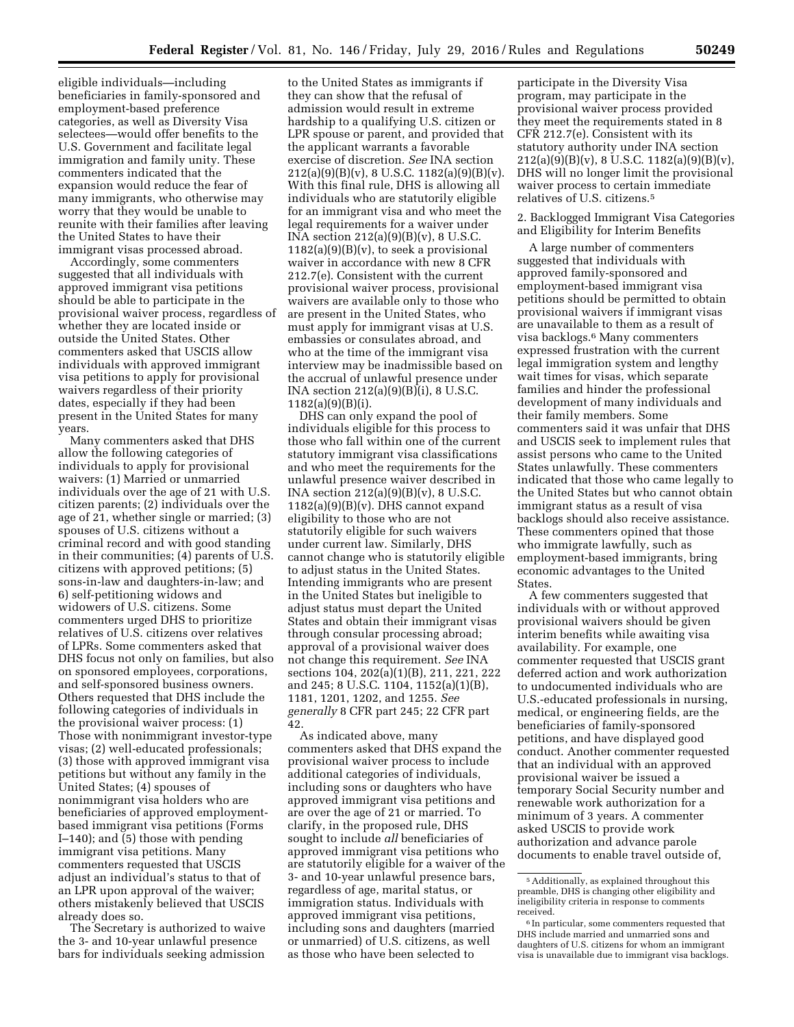eligible individuals—including beneficiaries in family-sponsored and employment-based preference categories, as well as Diversity Visa selectees—would offer benefits to the U.S. Government and facilitate legal immigration and family unity. These commenters indicated that the expansion would reduce the fear of many immigrants, who otherwise may worry that they would be unable to reunite with their families after leaving the United States to have their immigrant visas processed abroad.

Accordingly, some commenters suggested that all individuals with approved immigrant visa petitions should be able to participate in the provisional waiver process, regardless of whether they are located inside or outside the United States. Other commenters asked that USCIS allow individuals with approved immigrant visa petitions to apply for provisional waivers regardless of their priority dates, especially if they had been present in the United States for many years.

Many commenters asked that DHS allow the following categories of individuals to apply for provisional waivers: (1) Married or unmarried individuals over the age of 21 with U.S. citizen parents; (2) individuals over the age of 21, whether single or married; (3) spouses of U.S. citizens without a criminal record and with good standing in their communities; (4) parents of U.S. citizens with approved petitions; (5) sons-in-law and daughters-in-law; and 6) self-petitioning widows and widowers of U.S. citizens. Some commenters urged DHS to prioritize relatives of U.S. citizens over relatives of LPRs. Some commenters asked that DHS focus not only on families, but also on sponsored employees, corporations, and self-sponsored business owners. Others requested that DHS include the following categories of individuals in the provisional waiver process: (1) Those with nonimmigrant investor-type visas; (2) well-educated professionals; (3) those with approved immigrant visa petitions but without any family in the United States; (4) spouses of nonimmigrant visa holders who are beneficiaries of approved employment-based immigrant visa petitions (Forms I–140); and (5) those with pending immigrant visa petitions. Many commenters requested that USCIS adjust an individual's status to that of an LPR upon approval of the waiver; others mistakenly believed that USCIS already does so.

The Secretary is authorized to waive the 3- and 10-year unlawful presence bars for individuals seeking admission to the United States as immigrants if they can show that the refusal of admission would result in extreme hardship to a qualifying U.S. citizen or LPR spouse or parent, and provided that the applicant warrants a favorable exercise of discretion. *See* INA section 212(a)(9)(B)(v), 8 U.S.C. 1182(a)(9)(B)(v). With this final rule, DHS is allowing all individuals who are statutorily eligible for an immigrant visa and who meet the legal requirements for a waiver under INA section 212(a)(9)(B)(v), 8 U.S.C. 1182(a)(9)(B)(v), to seek a provisional waiver in accordance with new 8 CFR 212.7(e). Consistent with the current provisional waiver process, provisional waivers are available only to those who are present in the United States, who must apply for immigrant visas at U.S. embassies or consulates abroad, and who at the time of the immigrant visa interview may be inadmissible based on the accrual of unlawful presence under INA section 212(a)(9)(B)(i), 8 U.S.C. 1182(a)(9)(B)(i).

DHS can only expand the pool of individuals eligible for this process to those who fall within one of the current statutory immigrant visa classifications and who meet the requirements for the unlawful presence waiver described in INA section 212(a)(9)(B)(v), 8 U.S.C. 1182(a)(9)(B)(v). DHS cannot expand eligibility to those who are not statutorily eligible for such waivers under current law. Similarly, DHS cannot change who is statutorily eligible to adjust status in the United States. Intending immigrants who are present in the United States but ineligible to adjust status must depart the United States and obtain their immigrant visas through consular processing abroad; approval of a provisional waiver does not change this requirement. *See* INA sections 104, 202(a)(1)(B), 211, 221, 222 and 245; 8 U.S.C. 1104, 1152(a)(1)(B), 1181, 1201, 1202, and 1255. *See generally* 8 CFR part 245; 22 CFR part 42.

As indicated above, many commenters asked that DHS expand the provisional waiver process to include additional categories of individuals, including sons or daughters who have approved immigrant visa petitions and are over the age of 21 or married. To clarify, in the proposed rule, DHS sought to include *all* beneficiaries of approved immigrant visa petitions who are statutorily eligible for a waiver of the 3- and 10-year unlawful presence bars, regardless of age, marital status, or immigration status. Individuals with approved immigrant visa petitions, including sons and daughters (married or unmarried) of U.S. citizens, as well as those who have been selected to participate in the Diversity Visa program, may participate in the provisional waiver process provided they meet the requirements stated in 8 CFR 212.7(e). Consistent with its statutory authority under INA section 212(a)(9)(B)(v), 8 U.S.C. 1182(a)(9)(B)(v), DHS will no longer limit the provisional waiver process to certain immediate relatives of U.S. citizens.[5]

2. Backlogged Immigrant Visa Categories and Eligibility for Interim Benefits

A large number of commenters suggested that individuals with approved family-sponsored and employment-based immigrant visa petitions should be permitted to obtain provisional waivers if immigrant visas are unavailable to them as a result of visa backlogs.[6] Many commenters expressed frustration with the current legal immigration system and lengthy wait times for visas, which separate families and hinder the professional development of many individuals and their family members. Some commenters said it was unfair that DHS and USCIS seek to implement rules that assist persons who came to the United States unlawfully. These commenters indicated that those who came legally to the United States but who cannot obtain immigrant status as a result of visa backlogs should also receive assistance. These commenters opined that those who immigrate lawfully, such as employment-based immigrants, bring economic advantages to the United States.

A few commenters suggested that individuals with or without approved provisional waivers should be given interim benefits while awaiting visa availability. For example, one commenter requested that USCIS grant deferred action and work authorization to undocumented individuals who are U.S.-educated professionals in nursing, medical, or engineering fields, are the beneficiaries of family-sponsored petitions, and have displayed good conduct. Another commenter requested that an individual with an approved provisional waiver be issued a temporary Social Security number and renewable work authorization for a minimum of 3 years. A commenter asked USCIS to provide work authorization and advance parole documents to enable travel outside of,

[5] Additionally, as explained throughout this preamble, DHS is changing other eligibility and ineligibility criteria in response to comments received.

[6] In particular, some commenters requested that DHS include married and unmarried sons and daughters of U.S. citizens for whom an immigrant visa is unavailable due to immigrant visa backlogs.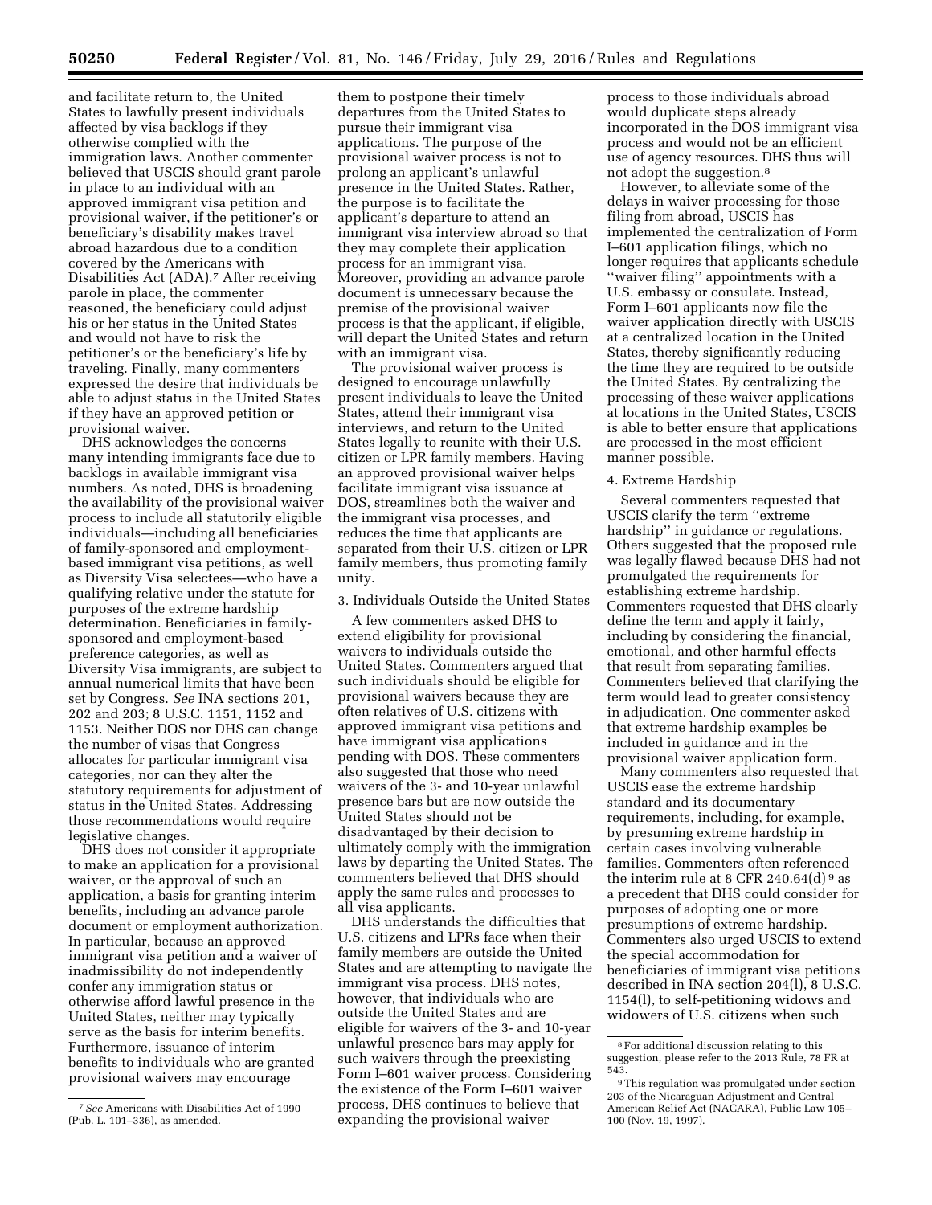and facilitate return to, the United States to lawfully present individuals affected by visa backlogs if they otherwise complied with the immigration laws. Another commenter believed that USCIS should grant parole in place to an individual with an approved immigrant visa petition and provisional waiver, if the petitioner's or beneficiary's disability makes travel abroad hazardous due to a condition covered by the Americans with Disabilities Act (ADA).[7] After receiving parole in place, the commenter reasoned, the beneficiary could adjust his or her status in the United States and would not have to risk the petitioner's or the beneficiary's life by traveling. Finally, many commenters expressed the desire that individuals be able to adjust status in the United States if they have an approved petition or provisional waiver.

DHS acknowledges the concerns many intending immigrants face due to backlogs in available immigrant visa numbers. As noted, DHS is broadening the availability of the provisional waiver process to include all statutorily eligible individuals—including all beneficiaries of family-sponsored and employment-based immigrant visa petitions, as well as Diversity Visa selectees—who have a qualifying relative under the statute for purposes of the extreme hardship determination. Beneficiaries in family-sponsored and employment-based preference categories, as well as Diversity Visa immigrants, are subject to annual numerical limits that have been set by Congress. *See* INA sections 201, 202 and 203; 8 U.S.C. 1151, 1152 and 1153. Neither DOS nor DHS can change the number of visas that Congress allocates for particular immigrant visa categories, nor can they alter the statutory requirements for adjustment of status in the United States. Addressing those recommendations would require legislative changes.

DHS does not consider it appropriate to make an application for a provisional waiver, or the approval of such an application, a basis for granting interim benefits, including an advance parole document or employment authorization. In particular, because an approved immigrant visa petition and a waiver of inadmissibility do not independently confer any immigration status or otherwise afford lawful presence in the United States, neither may typically serve as the basis for interim benefits. Furthermore, issuance of interim benefits to individuals who are granted provisional waivers may encourage them to postpone their timely departures from the United States to pursue their immigrant visa applications. The purpose of the provisional waiver process is not to prolong an applicant's unlawful presence in the United States. Rather, the purpose is to facilitate the applicant's departure to attend an immigrant visa interview abroad so that they may complete their application process for an immigrant visa. Moreover, providing an advance parole document is unnecessary because the premise of the provisional waiver process is that the applicant, if eligible, will depart the United States and return with an immigrant visa.

The provisional waiver process is designed to encourage unlawfully present individuals to leave the United States, attend their immigrant visa interviews, and return to the United States legally to reunite with their U.S. citizen or LPR family members. Having an approved provisional waiver helps facilitate immigrant visa issuance at DOS, streamlines both the waiver and the immigrant visa processes, and reduces the time that applicants are separated from their U.S. citizen or LPR family members, thus promoting family unity.

3. Individuals Outside the United States

A few commenters asked DHS to extend eligibility for provisional waivers to individuals outside the United States. Commenters argued that such individuals should be eligible for provisional waivers because they are often relatives of U.S. citizens with approved immigrant visa petitions and have immigrant visa applications pending with DOS. These commenters also suggested that those who need waivers of the 3- and 10-year unlawful presence bars but are now outside the United States should not be disadvantaged by their decision to ultimately comply with the immigration laws by departing the United States. The commenters believed that DHS should apply the same rules and processes to all visa applicants.

DHS understands the difficulties that U.S. citizens and LPRs face when their family members are outside the United States and are attempting to navigate the immigrant visa process. DHS notes, however, that individuals who are outside the United States and are eligible for waivers of the 3- and 10-year unlawful presence bars may apply for such waivers through the preexisting Form I–601 waiver process. Considering the existence of the Form I–601 waiver process, DHS continues to believe that expanding the provisional waiver process to those individuals abroad would duplicate steps already incorporated in the DOS immigrant visa process and would not be an efficient use of agency resources. DHS thus will not adopt the suggestion.[8]

However, to alleviate some of the delays in waiver processing for those filing from abroad, USCIS has implemented the centralization of Form I–601 application filings, which no longer requires that applicants schedule "waiver filing" appointments with a U.S. embassy or consulate. Instead, Form I–601 applicants now file the waiver application directly with USCIS at a centralized location in the United States, thereby significantly reducing the time they are required to be outside the United States. By centralizing the processing of these waiver applications at locations in the United States, USCIS is able to better ensure that applications are processed in the most efficient manner possible.

4. Extreme Hardship

Several commenters requested that USCIS clarify the term "extreme hardship" in guidance or regulations. Others suggested that the proposed rule was legally flawed because DHS had not promulgated the requirements for establishing extreme hardship. Commenters requested that DHS clearly define the term and apply it fairly, including by considering the financial, emotional, and other harmful effects that result from separating families. Commenters believed that clarifying the term would lead to greater consistency in adjudication. One commenter asked that extreme hardship examples be included in guidance and in the provisional waiver application form.

Many commenters also requested that USCIS ease the extreme hardship standard and its documentary requirements, including, for example, by presuming extreme hardship in certain cases involving vulnerable families. Commenters often referenced the interim rule at 8 CFR 240.64(d)[9] as a precedent that DHS could consider for purposes of adopting one or more presumptions of extreme hardship. Commenters also urged USCIS to extend the special accommodation for beneficiaries of immigrant visa petitions described in INA section 204(l), 8 U.S.C. 1154(l), to self-petitioning widows and widowers of U.S. citizens when such

---

[7] *See* Americans with Disabilities Act of 1990 (Pub. L. 101–336), as amended.

[8] For additional discussion relating to this suggestion, please refer to the 2013 Rule, 78 FR at 543.

[9] This regulation was promulgated under section 203 of the Nicaraguan Adjustment and Central American Relief Act (NACARA), Public Law 105–100 (Nov. 19, 1997).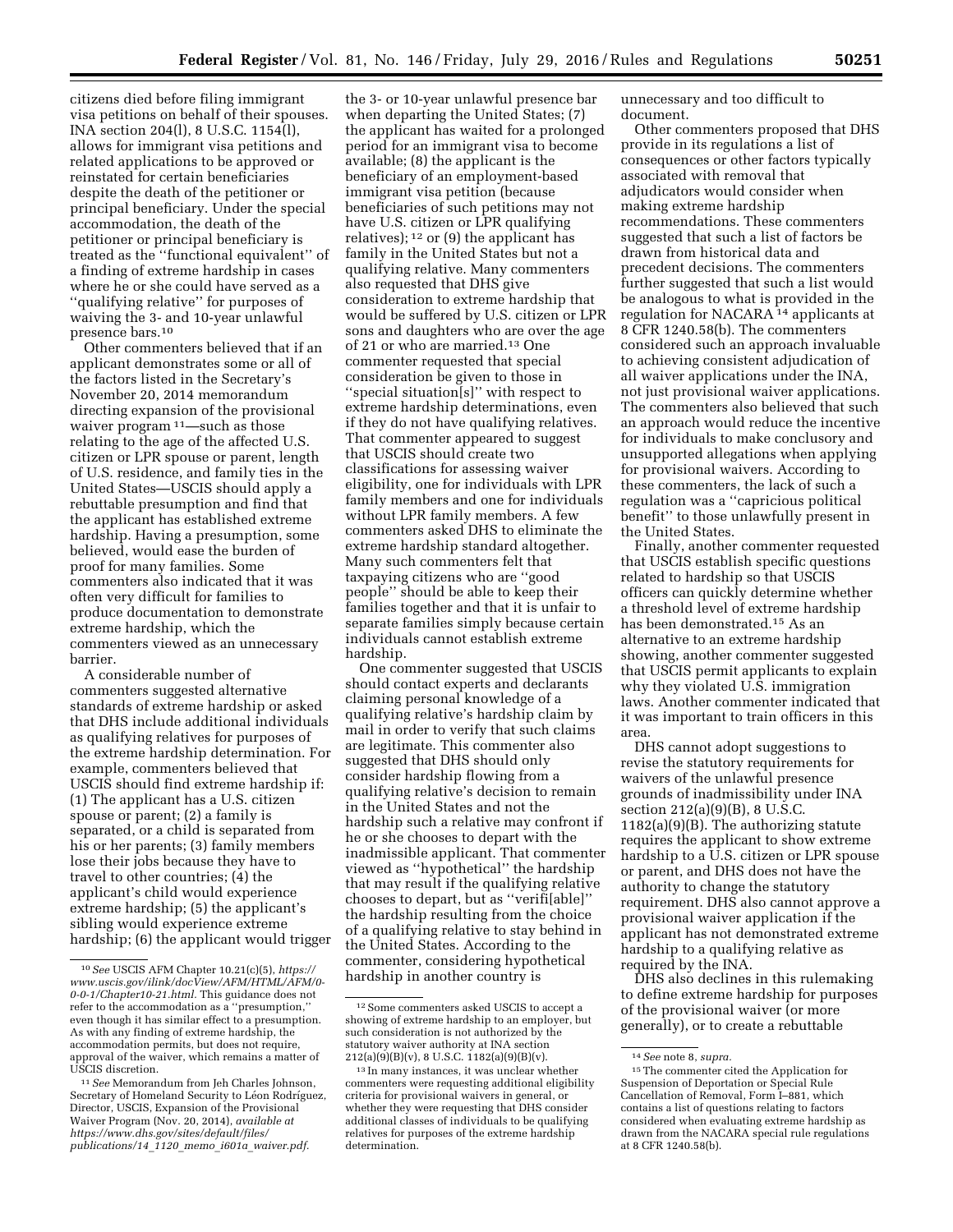citizens died before filing immigrant visa petitions on behalf of their spouses. INA section 204(l), 8 U.S.C. 1154(l), allows for immigrant visa petitions and related applications to be approved or reinstated for certain beneficiaries despite the death of the petitioner or principal beneficiary. Under the special accommodation, the death of the petitioner or principal beneficiary is treated as the ''functional equivalent'' of a finding of extreme hardship in cases where he or she could have served as a ''qualifying relative'' for purposes of waiving the 3- and 10-year unlawful presence bars.[10]

Other commenters believed that if an applicant demonstrates some or all of the factors listed in the Secretary's November 20, 2014 memorandum directing expansion of the provisional waiver program [11]—such as those relating to the age of the affected U.S. citizen or LPR spouse or parent, length of U.S. residence, and family ties in the United States—USCIS should apply a rebuttable presumption and find that the applicant has established extreme hardship. Having a presumption, some believed, would ease the burden of proof for many families. Some commenters also indicated that it was often very difficult for families to produce documentation to demonstrate extreme hardship, which the commenters viewed as an unnecessary barrier.

A considerable number of commenters suggested alternative standards of extreme hardship or asked that DHS include additional individuals as qualifying relatives for purposes of the extreme hardship determination. For example, commenters believed that USCIS should find extreme hardship if: (1) The applicant has a U.S. citizen spouse or parent; (2) a family is separated, or a child is separated from his or her parents; (3) family members lose their jobs because they have to travel to other countries; (4) the applicant's child would experience extreme hardship; (5) the applicant's sibling would experience extreme hardship; (6) the applicant would trigger the 3- or 10-year unlawful presence bar when departing the United States; (7) the applicant has waited for a prolonged period for an immigrant visa to become available; (8) the applicant is the beneficiary of an employment-based immigrant visa petition (because beneficiaries of such petitions may not have U.S. citizen or LPR qualifying relatives); [12] or (9) the applicant has family in the United States but not a qualifying relative. Many commenters also requested that DHS give consideration to extreme hardship that would be suffered by U.S. citizen or LPR sons and daughters who are over the age of 21 or who are married.[13] One commenter requested that special consideration be given to those in ''special situation[s]'' with respect to extreme hardship determinations, even if they do not have qualifying relatives. That commenter appeared to suggest that USCIS should create two classifications for assessing waiver eligibility, one for individuals with LPR family members and one for individuals without LPR family members. A few commenters asked DHS to eliminate the extreme hardship standard altogether. Many such commenters felt that taxpaying citizens who are ''good people'' should be able to keep their families together and that it is unfair to separate families simply because certain individuals cannot establish extreme hardship.

One commenter suggested that USCIS should contact experts and declarants claiming personal knowledge of a qualifying relative's hardship claim by mail in order to verify that such claims are legitimate. This commenter also suggested that DHS should only consider hardship flowing from a qualifying relative's decision to remain in the United States and not the hardship such a relative may confront if he or she chooses to depart with the inadmissible applicant. That commenter viewed as ''hypothetical'' the hardship that may result if the qualifying relative chooses to depart, but as ''verifi[able]'' the hardship resulting from the choice of a qualifying relative to stay behind in the United States. According to the commenter, considering hypothetical hardship in another country is unnecessary and too difficult to document.

Other commenters proposed that DHS provide in its regulations a list of consequences or other factors typically associated with removal that adjudicators would consider when making extreme hardship recommendations. These commenters suggested that such a list of factors be drawn from historical data and precedent decisions. The commenters further suggested that such a list would be analogous to what is provided in the regulation for NACARA [14] applicants at 8 CFR 1240.58(b). The commenters considered such an approach invaluable to achieving consistent adjudication of all waiver applications under the INA, not just provisional waiver applications. The commenters also believed that such an approach would reduce the incentive for individuals to make conclusory and unsupported allegations when applying for provisional waivers. According to these commenters, the lack of such a regulation was a ''capricious political benefit'' to those unlawfully present in the United States.

Finally, another commenter requested that USCIS establish specific questions related to hardship so that USCIS officers can quickly determine whether a threshold level of extreme hardship has been demonstrated.[15] As an alternative to an extreme hardship showing, another commenter suggested that USCIS permit applicants to explain why they violated U.S. immigration laws. Another commenter indicated that it was important to train officers in this area.

DHS cannot adopt suggestions to revise the statutory requirements for waivers of the unlawful presence grounds of inadmissibility under INA section 212(a)(9)(B), 8 U.S.C. 1182(a)(9)(B). The authorizing statute requires the applicant to show extreme hardship to a U.S. citizen or LPR spouse or parent, and DHS does not have the authority to change the statutory requirement. DHS also cannot approve a provisional waiver application if the applicant has not demonstrated extreme hardship to a qualifying relative as required by the INA.

DHS also declines in this rulemaking to define extreme hardship for purposes of the provisional waiver (or more generally), or to create a rebuttable

---

[10] *See* USCIS AFM Chapter 10.21(c)(5), *https://www.uscis.gov/ilink/docView/AFM/HTML/AFM/0-0-0-1/Chapter10-21.html.* This guidance does not refer to the accommodation as a ''presumption,'' even though it has similar effect to a presumption. As with any finding of extreme hardship, the accommodation permits, but does not require, approval of the waiver, which remains a matter of USCIS discretion.

[11] *See* Memorandum from Jeh Charles Johnson, Secretary of Homeland Security to Léon Rodríguez, Director, USCIS, Expansion of the Provisional Waiver Program (Nov. 20, 2014), *available at https://www.dhs.gov/sites/default/files/publications/14_1120_memo_i601a_waiver.pdf.*

[12] Some commenters asked USCIS to accept a showing of extreme hardship to an employer, but such consideration is not authorized by the statutory waiver authority at INA section 212(a)(9)(B)(v), 8 U.S.C. 1182(a)(9)(B)(v).

[13] In many instances, it was unclear whether commenters were requesting additional eligibility criteria for provisional waivers in general, or whether they were requesting that DHS consider additional classes of individuals to be qualifying relatives for purposes of the extreme hardship determination.

[14] *See* note 8, *supra.*

[15] The commenter cited the Application for Suspension of Deportation or Special Rule Cancellation of Removal, Form I–881, which contains a list of questions relating to factors considered when evaluating extreme hardship as drawn from the NACARA special rule regulations at 8 CFR 1240.58(b).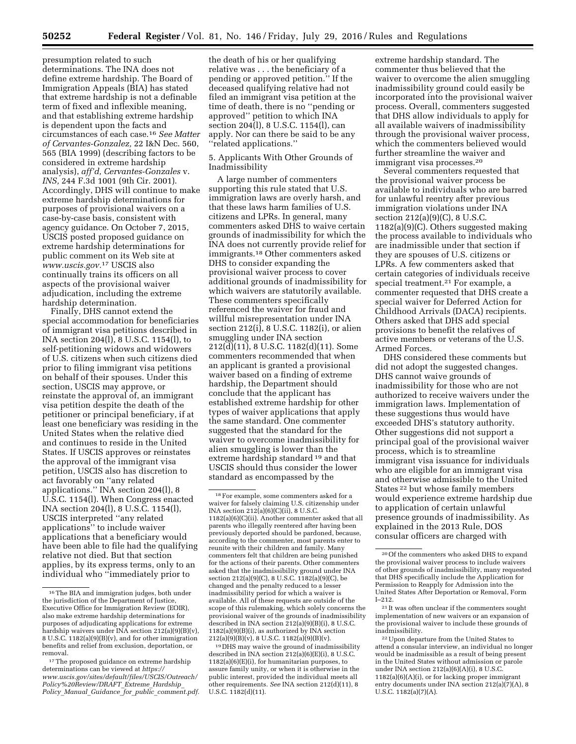presumption related to such determinations. The INA does not define extreme hardship. The Board of Immigration Appeals (BIA) has stated that extreme hardship is not a definable term of fixed and inflexible meaning, and that establishing extreme hardship is dependent upon the facts and circumstances of each case.[16] *See Matter of Cervantes-Gonzalez,* 22 I&N Dec. 560, 565 (BIA 1999) (describing factors to be considered in extreme hardship analysis), *aff'd, Cervantes-Gonzales* v. *INS,* 244 F.3d 1001 (9th Cir. 2001). Accordingly, DHS will continue to make extreme hardship determinations for purposes of provisional waivers on a case-by-case basis, consistent with agency guidance. On October 7, 2015, USCIS posted proposed guidance on extreme hardship determinations for public comment on its Web site at *www.uscis.gov.*[17] USCIS also continually trains its officers on all aspects of the provisional waiver adjudication, including the extreme hardship determination.

Finally, DHS cannot extend the special accommodation for beneficiaries of immigrant visa petitions described in INA section 204(l), 8 U.S.C. 1154(l), to self-petitioning widows and widowers of U.S. citizens when such citizens died prior to filing immigrant visa petitions on behalf of their spouses. Under this section, USCIS may approve, or reinstate the approval of, an immigrant visa petition despite the death of the petitioner or principal beneficiary, if at least one beneficiary was residing in the United States when the relative died and continues to reside in the United States. If USCIS approves or reinstates the approval of the immigrant visa petition, USCIS also has discretion to act favorably on ''any related applications.'' INA section 204(l), 8 U.S.C. 1154(l). When Congress enacted INA section 204(l), 8 U.S.C. 1154(l), USCIS interpreted ''any related applications'' to include waiver applications that a beneficiary would have been able to file had the qualifying relative not died. But that section applies, by its express terms, only to an individual who ''immediately prior to the death of his or her qualifying relative was . . . the beneficiary of a pending or approved petition.'' If the deceased qualifying relative had not filed an immigrant visa petition at the time of death, there is no ''pending or approved'' petition to which INA section 204(l), 8 U.S.C. 1154(l), can apply. Nor can there be said to be any ''related applications.''

5. Applicants With Other Grounds of Inadmissibility

A large number of commenters supporting this rule stated that U.S. immigration laws are overly harsh, and that these laws harm families of U.S. citizens and LPRs. In general, many commenters asked DHS to waive certain grounds of inadmissibility for which the INA does not currently provide relief for immigrants.[18] Other commenters asked DHS to consider expanding the provisional waiver process to cover additional grounds of inadmissibility for which waivers are statutorily available. These commenters specifically referenced the waiver for fraud and willful misrepresentation under INA section 212(i), 8 U.S.C. 1182(i), or alien smuggling under INA section 212(d)(11), 8 U.S.C. 1182(d)(11). Some commenters recommended that when an applicant is granted a provisional waiver based on a finding of extreme hardship, the Department should conclude that the applicant has established extreme hardship for other types of waiver applications that apply the same standard. One commenter suggested that the standard for the waiver to overcome inadmissibility for alien smuggling is lower than the extreme hardship standard[19] and that USCIS should thus consider the lower standard as encompassed by the extreme hardship standard. The commenter thus believed that the waiver to overcome the alien smuggling inadmissibility ground could easily be incorporated into the provisional waiver process. Overall, commenters suggested that DHS allow individuals to apply for all available waivers of inadmissibility through the provisional waiver process, which the commenters believed would further streamline the waiver and immigrant visa processes.[20]

Several commenters requested that the provisional waiver process be available to individuals who are barred for unlawful reentry after previous immigration violations under INA section 212(a)(9)(C), 8 U.S.C. 1182(a)(9)(C). Others suggested making the process available to individuals who are inadmissible under that section if they are spouses of U.S. citizens or LPRs. A few commenters asked that certain categories of individuals receive special treatment.[21] For example, a commenter requested that DHS create a special waiver for Deferred Action for Childhood Arrivals (DACA) recipients. Others asked that DHS add special provisions to benefit the relatives of active members or veterans of the U.S. Armed Forces.

DHS considered these comments but did not adopt the suggested changes. DHS cannot waive grounds of inadmissibility for those who are not authorized to receive waivers under the immigration laws. Implementation of these suggestions thus would have exceeded DHS's statutory authority. Other suggestions did not support a principal goal of the provisional waiver process, which is to streamline immigrant visa issuance for individuals who are eligible for an immigrant visa and otherwise admissible to the United States[22] but whose family members would experience extreme hardship due to application of certain unlawful presence grounds of inadmissibility. As explained in the 2013 Rule, DOS consular officers are charged with

---

[16] The BIA and immigration judges, both under the jurisdiction of the Department of Justice, Executive Office for Immigration Review (EOIR), also make extreme hardship determinations for purposes of adjudicating applications for extreme hardship waivers under INA section 212(a)(9)(B)(v), 8 U.S.C. 1182(a)(9)(B)(v), and for other immigration benefits and relief from exclusion, deportation, or removal.

[17] The proposed guidance on extreme hardship determinations can be viewed at *https://www.uscis.gov/sites/default/files/USCIS/Outreach/Policy%20Review/DRAFT_Extreme_Hardship_Policy_Manual_Guidance_for_public_comment.pdf.*

[18] For example, some commenters asked for a waiver for falsely claiming U.S. citizenship under INA section 212(a)(6)(C)(ii), 8 U.S.C. 1182(a)(6)(C)(ii). Another commenter asked that all parents who illegally reentered after having been previously deported should be pardoned, because, according to the commenter, most parents enter to reunite with their children and family. Many commenters felt that children are being punished for the actions of their parents. Other commenters asked that the inadmissibility ground under INA section 212(a)(9)(C), 8 U.S.C. 1182(a)(9)(C), be changed and the penalty reduced to a lesser inadmissibility period for which a waiver is available. All of these requests are outside of the scope of this rulemaking, which solely concerns the provisional waiver of the grounds of inadmissibility described in INA section 212(a)(9)(B)(i), 8 U.S.C. 1182(a)(9)(B)(i), as authorized by INA section 212(a)(9)(B)(v), 8 U.S.C. 1182(a)(9)(B)(v).

[19] DHS may waive the ground of inadmissibility described in INA section 212(a)(6)(E)(i), 8 U.S.C. 1182(a)(6)(E)(i), for humanitarian purposes, to assure family unity, or when it is otherwise in the public interest, provided the individual meets all other requirements. *See* INA section 212(d)(11), 8 U.S.C. 1182(d)(11).

[20] Of the commenters who asked DHS to expand the provisional waiver process to include waivers of other grounds of inadmissibility, many requested that DHS specifically include the Application for Permission to Reapply for Admission into the United States After Deportation or Removal, Form I–212.

[21] It was often unclear if the commenters sought implementation of new waivers or an expansion of the provisional waiver to include these grounds of inadmissibility.

[22] Upon departure from the United States to attend a consular interview, an individual no longer would be inadmissible as a result of being present in the United States without admission or parole under INA section 212(a)(6)(A)(i), 8 U.S.C. 1182(a)(6)(A)(i), or for lacking proper immigrant entry documents under INA section 212(a)(7)(A), 8 U.S.C. 1182(a)(7)(A).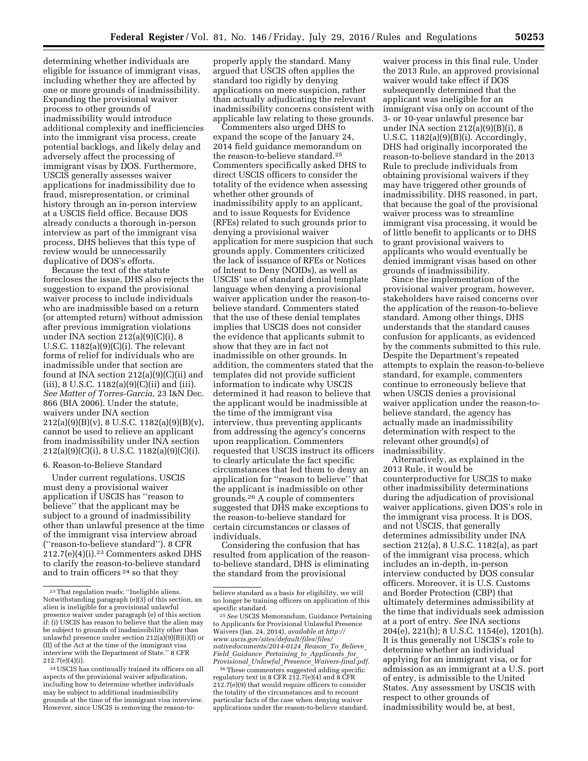determining whether individuals are eligible for issuance of immigrant visas, including whether they are affected by one or more grounds of inadmissibility. Expanding the provisional waiver process to other grounds of inadmissibility would introduce additional complexity and inefficiencies into the immigrant visa process, create potential backlogs, and likely delay and adversely affect the processing of immigrant visas by DOS. Furthermore, USCIS generally assesses waiver applications for inadmissibility due to fraud, misrepresentation, or criminal history through an in-person interview at a USCIS field office. Because DOS already conducts a thorough in-person interview as part of the immigrant visa process, DHS believes that this type of review would be unnecessarily duplicative of DOS's efforts.

Because the text of the statute forecloses the issue, DHS also rejects the suggestion to expand the provisional waiver process to include individuals who are inadmissible based on a return (or attempted return) without admission after previous immigration violations under INA section 212(a)(9)(C)(i), 8 U.S.C. 1182(a)(9)(C)(i). The relevant forms of relief for individuals who are inadmissible under that section are found at INA section 212(a)(9)(C)(ii) and (iii), 8 U.S.C. 1182(a)(9)(C)(ii) and (iii). *See Matter of Torres-Garcia,* 23 I&N Dec. 866 (BIA 2006). Under the statute, waivers under INA section 212(a)(9)(B)(v), 8 U.S.C. 1182(a)(9)(B)(v), cannot be used to relieve an applicant from inadmissibility under INA section 212(a)(9)(C)(i), 8 U.S.C. 1182(a)(9)(C)(i).

### 6. Reason-to-Believe Standard

Under current regulations, USCIS must deny a provisional waiver application if USCIS has ''reason to believe'' that the applicant may be subject to a ground of inadmissibility other than unlawful presence at the time of the immigrant visa interview abroad (''reason-to-believe standard''). 8 CFR 212.7(e)(4)(i).[23] Commenters asked DHS to clarify the reason-to-believe standard and to train officers[24] so that they properly apply the standard. Many argued that USCIS often applies the standard too rigidly by denying applications on mere suspicion, rather than actually adjudicating the relevant inadmissibility concerns consistent with applicable law relating to these grounds.

Commenters also urged DHS to expand the scope of the January 24, 2014 field guidance memorandum on the reason-to-believe standard.[25] Commenters specifically asked DHS to direct USCIS officers to consider the totality of the evidence when assessing whether other grounds of inadmissibility apply to an applicant, and to issue Requests for Evidence (RFEs) related to such grounds prior to denying a provisional waiver application for mere suspicion that such grounds apply. Commenters criticized the lack of issuance of RFEs or Notices of Intent to Deny (NOIDs), as well as USCIS' use of standard denial template language when denying a provisional waiver application under the reason-to-believe standard. Commenters stated that the use of these denial templates implies that USCIS does not consider the evidence that applicants submit to show that they are in fact not inadmissible on other grounds. In addition, the commenters stated that the templates did not provide sufficient information to indicate why USCIS determined it had reason to believe that the applicant would be inadmissible at the time of the immigrant visa interview, thus preventing applicants from addressing the agency's concerns upon reapplication. Commenters requested that USCIS instruct its officers to clearly articulate the fact specific circumstances that led them to deny an application for ''reason to believe'' that the applicant is inadmissible on other grounds.[26] A couple of commenters suggested that DHS make exceptions to the reason-to-believe standard for certain circumstances or classes of individuals.

Considering the confusion that has resulted from application of the reason-to-believe standard, DHS is eliminating the standard from the provisional waiver process in this final rule. Under the 2013 Rule, an approved provisional waiver would take effect if DOS subsequently determined that the applicant was ineligible for an immigrant visa only on account of the 3- or 10-year unlawful presence bar under INA section 212(a)(9)(B)(i), 8 U.S.C. 1182(a)(9)(B)(i). Accordingly, DHS had originally incorporated the reason-to-believe standard in the 2013 Rule to preclude individuals from obtaining provisional waivers if they may have triggered other grounds of inadmissibility. DHS reasoned, in part, that because the goal of the provisional waiver process was to streamline immigrant visa processing, it would be of little benefit to applicants or to DHS to grant provisional waivers to applicants who would eventually be denied immigrant visas based on other grounds of inadmissibility.

Since the implementation of the provisional waiver program, however, stakeholders have raised concerns over the application of the reason-to-believe standard. Among other things, DHS understands that the standard causes confusion for applicants, as evidenced by the comments submitted to this rule. Despite the Department's repeated attempts to explain the reason-to-believe standard, for example, commenters continue to erroneously believe that when USCIS denies a provisional waiver application under the reason-to-believe standard, the agency has actually made an inadmissibility determination with respect to the relevant other ground(s) of inadmissibility.

Alternatively, as explained in the 2013 Rule, it would be counterproductive for USCIS to make other inadmissibility determinations during the adjudication of provisional waiver applications, given DOS's role in the immigrant visa process. It is DOS, and not USCIS, that generally determines admissibility under INA section 212(a), 8 U.S.C. 1182(a), as part of the immigrant visa process, which includes an in-depth, in-person interview conducted by DOS consular officers. Moreover, it is U.S. Customs and Border Protection (CBP) that ultimately determines admissibility at the time that individuals seek admission at a port of entry. *See* INA sections 204(e), 221(h); 8 U.S.C. 1154(e), 1201(h). It is thus generally not USCIS's role to determine whether an individual applying for an immigrant visa, or for admission as an immigrant at a U.S. port of entry, is admissible to the United States. Any assessment by USCIS with respect to other grounds of inadmissibility would be, at best,

---

[23] That regulation reads: ''Ineligible aliens. Notwithstanding paragraph (e)(3) of this section, an alien is ineligible for a provisional unlawful presence waiver under paragraph (e) of this section if: (i) USCIS has reason to believe that the alien may be subject to grounds of inadmissibility other than unlawful presence under section 212(a)(9)(B)(i)(I) or (II) of the Act at the time of the immigrant visa interview with the Department of State.'' 8 CFR 212.7(e)(4)(i).

[24] USCIS has continually trained its officers on all aspects of the provisional waiver adjudication, including how to determine whether individuals may be subject to additional inadmissibility grounds at the time of the immigrant visa interview. However, since USCIS is removing the reason-to-believe standard as a basis for eligibility, we will no longer be training officers on application of this specific standard.

[25] *See* USCIS Memorandum, Guidance Pertaining to Applicants for Provisional Unlawful Presence Waivers (Jan. 24, 2014), *available at http://www.uscis.gov/sites/default/files/files/nativedocuments/2014-0124_Reason_To_Believe_Field_Guidance_Pertaining_to_Applicants_for_Provisional_Unlawful_Presence_Waivers-final.pdf.*

[26] These commenters suggested adding specific regulatory text in 8 CFR 212.7(e)(4) and 8 CFR 212.7(e)(9) that would require officers to consider the totality of the circumstances and to recount particular facts of the case when denying waiver applications under the reason-to-believe standard.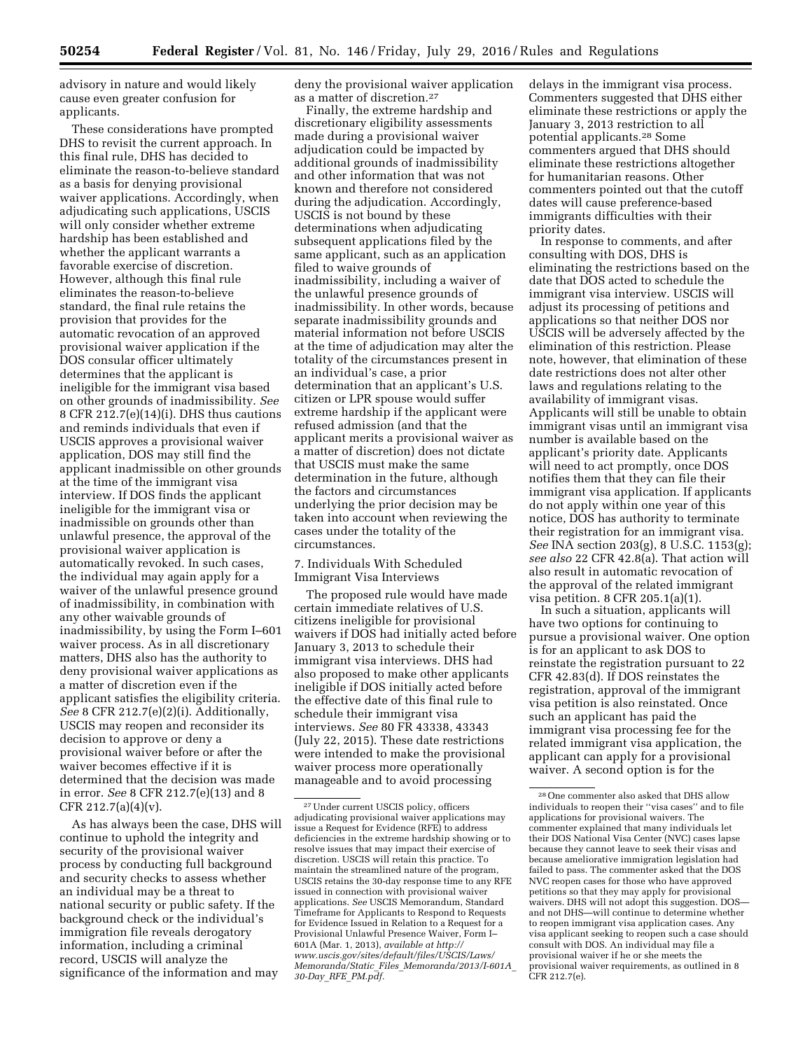advisory in nature and would likely cause even greater confusion for applicants.

These considerations have prompted DHS to revisit the current approach. In this final rule, DHS has decided to eliminate the reason-to-believe standard as a basis for denying provisional waiver applications. Accordingly, when adjudicating such applications, USCIS will only consider whether extreme hardship has been established and whether the applicant warrants a favorable exercise of discretion. However, although this final rule eliminates the reason-to-believe standard, the final rule retains the provision that provides for the automatic revocation of an approved provisional waiver application if the DOS consular officer ultimately determines that the applicant is ineligible for the immigrant visa based on other grounds of inadmissibility. *See* 8 CFR 212.7(e)(14)(i). DHS thus cautions and reminds individuals that even if USCIS approves a provisional waiver application, DOS may still find the applicant inadmissible on other grounds at the time of the immigrant visa interview. If DOS finds the applicant ineligible for the immigrant visa or inadmissible on grounds other than unlawful presence, the approval of the provisional waiver application is automatically revoked. In such cases, the individual may again apply for a waiver of the unlawful presence ground of inadmissibility, in combination with any other waivable grounds of inadmissibility, by using the Form I–601 waiver process. As in all discretionary matters, DHS also has the authority to deny provisional waiver applications as a matter of discretion even if the applicant satisfies the eligibility criteria. *See* 8 CFR 212.7(e)(2)(i). Additionally, USCIS may reopen and reconsider its decision to approve or deny a provisional waiver before or after the waiver becomes effective if it is determined that the decision was made in error. *See* 8 CFR 212.7(e)(13) and 8 CFR 212.7(a)(4)(v).

As has always been the case, DHS will continue to uphold the integrity and security of the provisional waiver process by conducting full background and security checks to assess whether an individual may be a threat to national security or public safety. If the background check or the individual's immigration file reveals derogatory information, including a criminal record, USCIS will analyze the significance of the information and may deny the provisional waiver application as a matter of discretion.[27]

Finally, the extreme hardship and discretionary eligibility assessments made during a provisional waiver adjudication could be impacted by additional grounds of inadmissibility and other information that was not known and therefore not considered during the adjudication. Accordingly, USCIS is not bound by these determinations when adjudicating subsequent applications filed by the same applicant, such as an application filed to waive grounds of inadmissibility, including a waiver of the unlawful presence grounds of inadmissibility. In other words, because separate inadmissibility grounds and material information not before USCIS at the time of adjudication may alter the totality of the circumstances present in an individual's case, a prior determination that an applicant's U.S. citizen or LPR spouse would suffer extreme hardship if the applicant were refused admission (and that the applicant merits a provisional waiver as a matter of discretion) does not dictate that USCIS must make the same determination in the future, although the factors and circumstances underlying the prior decision may be taken into account when reviewing the cases under the totality of the circumstances.

7. Individuals With Scheduled Immigrant Visa Interviews

The proposed rule would have made certain immediate relatives of U.S. citizens ineligible for provisional waivers if DOS had initially acted before January 3, 2013 to schedule their immigrant visa interviews. DHS had also proposed to make other applicants ineligible if DOS initially acted before the effective date of this final rule to schedule their immigrant visa interviews. *See* 80 FR 43338, 43343 (July 22, 2015). These date restrictions were intended to make the provisional waiver process more operationally manageable and to avoid processing delays in the immigrant visa process. Commenters suggested that DHS either eliminate these restrictions or apply the January 3, 2013 restriction to all potential applicants.[28] Some commenters argued that DHS should eliminate these restrictions altogether for humanitarian reasons. Other commenters pointed out that the cutoff dates will cause preference-based immigrants difficulties with their priority dates.

In response to comments, and after consulting with DOS, DHS is eliminating the restrictions based on the date that DOS acted to schedule the immigrant visa interview. USCIS will adjust its processing of petitions and applications so that neither DOS nor USCIS will be adversely affected by the elimination of this restriction. Please note, however, that elimination of these date restrictions does not alter other laws and regulations relating to the availability of immigrant visas. Applicants will still be unable to obtain immigrant visas until an immigrant visa number is available based on the applicant's priority date. Applicants will need to act promptly, once DOS notifies them that they can file their immigrant visa application. If applicants do not apply within one year of this notice, DOS has authority to terminate their registration for an immigrant visa. *See* INA section 203(g), 8 U.S.C. 1153(g); *see also* 22 CFR 42.8(a). That action will also result in automatic revocation of the approval of the related immigrant visa petition. 8 CFR 205.1(a)(1).

In such a situation, applicants will have two options for continuing to pursue a provisional waiver. One option is for an applicant to ask DOS to reinstate the registration pursuant to 22 CFR 42.83(d). If DOS reinstates the registration, approval of the immigrant visa petition is also reinstated. Once such an applicant has paid the immigrant visa processing fee for the related immigrant visa application, the applicant can apply for a provisional waiver. A second option is for the

[27] Under current USCIS policy, officers adjudicating provisional waiver applications may issue a Request for Evidence (RFE) to address deficiencies in the extreme hardship showing or to resolve issues that may impact their exercise of discretion. USCIS will retain this practice. To maintain the streamlined nature of the program, USCIS retains the 30-day response time to any RFE issued in connection with provisional waiver applications. *See* USCIS Memorandum, Standard Timeframe for Applicants to Respond to Requests for Evidence Issued in Relation to a Request for a Provisional Unlawful Presence Waiver, Form I–601A (Mar. 1, 2013), *available at http://www.uscis.gov/sites/default/files/USCIS/Laws/Memoranda/Static_Files_Memoranda/2013/I-601A_30-Day_RFE_PM.pdf.*

[28] One commenter also asked that DHS allow individuals to reopen their "visa cases" and to file applications for provisional waivers. The commenter explained that many individuals let their DOS National Visa Center (NVC) cases lapse because they cannot leave to seek their visas and because ameliorative immigration legislation had failed to pass. The commenter asked that the DOS NVC reopen cases for those who have approved petitions so that they may apply for provisional waivers. DHS will not adopt this suggestion. DOS—and not DHS—will continue to determine whether to reopen immigrant visa application cases. Any visa applicant seeking to reopen such a case should consult with DOS. An individual may file a provisional waiver if he or she meets the provisional waiver requirements, as outlined in 8 CFR 212.7(e).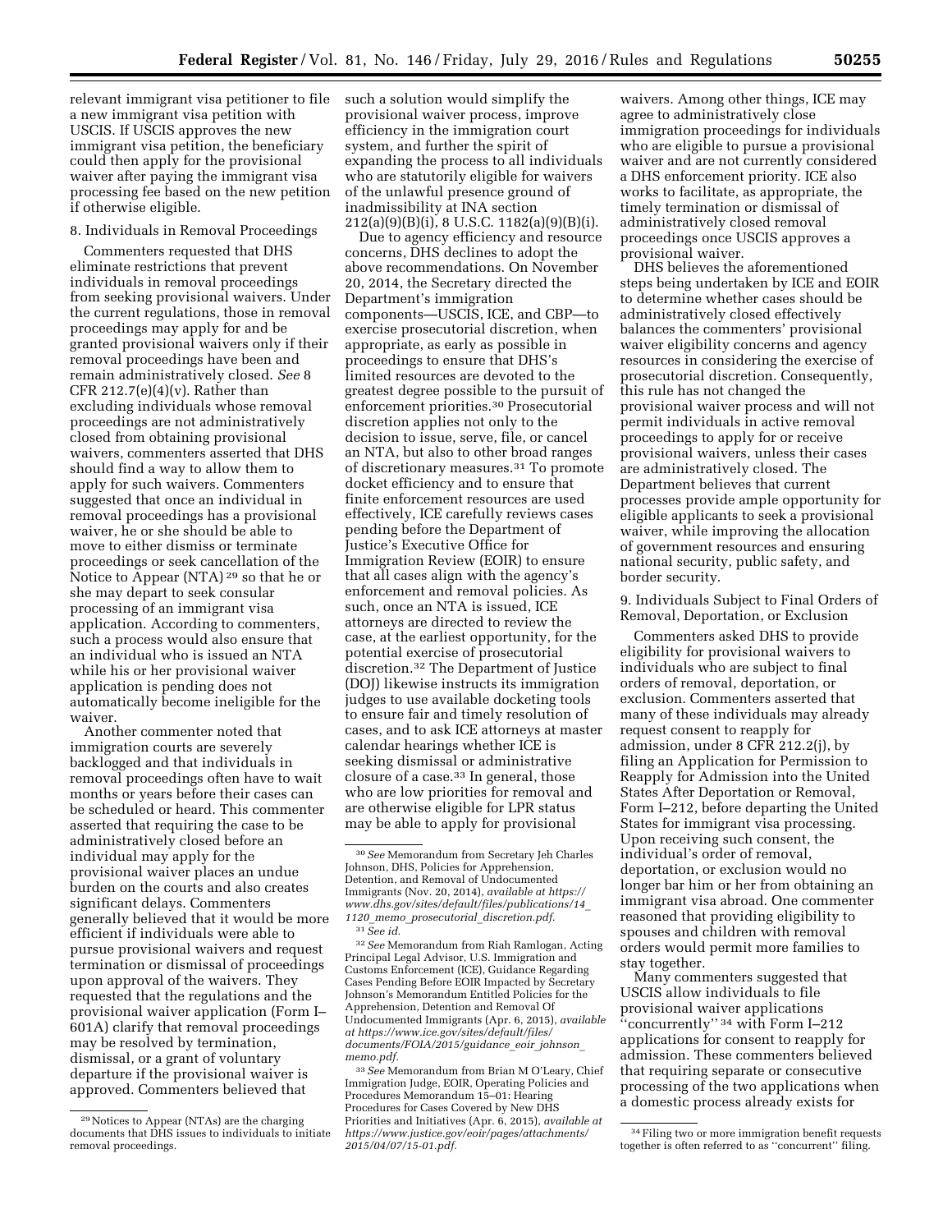relevant immigrant visa petitioner to file a new immigrant visa petition with USCIS. If USCIS approves the new immigrant visa petition, the beneficiary could then apply for the provisional waiver after paying the immigrant visa processing fee based on the new petition if otherwise eligible.

8. Individuals in Removal Proceedings

Commenters requested that DHS eliminate restrictions that prevent individuals in removal proceedings from seeking provisional waivers. Under the current regulations, those in removal proceedings may apply for and be granted provisional waivers only if their removal proceedings have been and remain administratively closed. *See* 8 CFR 212.7(e)(4)(v). Rather than excluding individuals whose removal proceedings are not administratively closed from obtaining provisional waivers, commenters asserted that DHS should find a way to allow them to apply for such waivers. Commenters suggested that once an individual in removal proceedings has a provisional waiver, he or she should be able to move to either dismiss or terminate proceedings or seek cancellation of the Notice to Appear (NTA) [29] so that he or she may depart to seek consular processing of an immigrant visa application. According to commenters, such a process would also ensure that an individual who is issued an NTA while his or her provisional waiver application is pending does not automatically become ineligible for the waiver.

Another commenter noted that immigration courts are severely backlogged and that individuals in removal proceedings often have to wait months or years before their cases can be scheduled or heard. This commenter asserted that requiring the case to be administratively closed before an individual may apply for the provisional waiver places an undue burden on the courts and also creates significant delays. Commenters generally believed that it would be more efficient if individuals were able to pursue provisional waivers and request termination or dismissal of proceedings upon approval of the waivers. They requested that the regulations and the provisional waiver application (Form I–601A) clarify that removal proceedings may be resolved by termination, dismissal, or a grant of voluntary departure if the provisional waiver is approved. Commenters believed that such a solution would simplify the provisional waiver process, improve efficiency in the immigration court system, and further the spirit of expanding the process to all individuals who are statutorily eligible for waivers of the unlawful presence ground of inadmissibility at INA section 212(a)(9)(B)(i), 8 U.S.C. 1182(a)(9)(B)(i).

Due to agency efficiency and resource concerns, DHS declines to adopt the above recommendations. On November 20, 2014, the Secretary directed the Department's immigration components—USCIS, ICE, and CBP—to exercise prosecutorial discretion, when appropriate, as early as possible in proceedings to ensure that DHS's limited resources are devoted to the greatest degree possible to the pursuit of enforcement priorities.[30] Prosecutorial discretion applies not only to the decision to issue, serve, file, or cancel an NTA, but also to other broad ranges of discretionary measures.[31] To promote docket efficiency and to ensure that finite enforcement resources are used effectively, ICE carefully reviews cases pending before the Department of Justice's Executive Office for Immigration Review (EOIR) to ensure that all cases align with the agency's enforcement and removal policies. As such, once an NTA is issued, ICE attorneys are directed to review the case, at the earliest opportunity, for the potential exercise of prosecutorial discretion.[32] The Department of Justice (DOJ) likewise instructs its immigration judges to use available docketing tools to ensure fair and timely resolution of cases, and to ask ICE attorneys at master calendar hearings whether ICE is seeking dismissal or administrative closure of a case.[33] In general, those who are low priorities for removal and are otherwise eligible for LPR status may be able to apply for provisional waivers. Among other things, ICE may agree to administratively close immigration proceedings for individuals who are eligible to pursue a provisional waiver and are not currently considered a DHS enforcement priority. ICE also works to facilitate, as appropriate, the timely termination or dismissal of administratively closed removal proceedings once USCIS approves a provisional waiver.

DHS believes the aforementioned steps being undertaken by ICE and EOIR to determine whether cases should be administratively closed effectively balances the commenters' provisional waiver eligibility concerns and agency resources in considering the exercise of prosecutorial discretion. Consequently, this rule has not changed the provisional waiver process and will not permit individuals in active removal proceedings to apply for or receive provisional waivers, unless their cases are administratively closed. The Department believes that current processes provide ample opportunity for eligible applicants to seek a provisional waiver, while improving the allocation of government resources and ensuring national security, public safety, and border security.

9. Individuals Subject to Final Orders of Removal, Deportation, or Exclusion

Commenters asked DHS to provide eligibility for provisional waivers to individuals who are subject to final orders of removal, deportation, or exclusion. Commenters asserted that many of these individuals may already request consent to reapply for admission, under 8 CFR 212.2(j), by filing an Application for Permission to Reapply for Admission into the United States After Deportation or Removal, Form I–212, before departing the United States for immigrant visa processing. Upon receiving such consent, the individual's order of removal, deportation, or exclusion would no longer bar him or her from obtaining an immigrant visa abroad. One commenter reasoned that providing eligibility to spouses and children with removal orders would permit more families to stay together.

Many commenters suggested that USCIS allow individuals to file provisional waiver applications "concurrently" [34] with Form I–212 applications for consent to reapply for admission. These commenters believed that requiring separate or consecutive processing of the two applications when a domestic process already exists for

---

[29] Notices to Appear (NTAs) are the charging documents that DHS issues to individuals to initiate removal proceedings.

[30] *See* Memorandum from Secretary Jeh Charles Johnson, DHS, Policies for Apprehension, Detention, and Removal of Undocumented Immigrants (Nov. 20, 2014), *available at https://www.dhs.gov/sites/default/files/publications/14_1120_memo_prosecutorial_discretion.pdf.*

[31] *See id.*

[32] *See* Memorandum from Riah Ramlogan, Acting Principal Legal Advisor, U.S. Immigration and Customs Enforcement (ICE), Guidance Regarding Cases Pending Before EOIR Impacted by Secretary Johnson's Memorandum Entitled Policies for the Apprehension, Detention and Removal Of Undocumented Immigrants (Apr. 6, 2015), *available at https://www.ice.gov/sites/default/files/documents/FOIA/2015/guidance_eoir_johnson_memo.pdf.*

[33] *See* Memorandum from Brian M O'Leary, Chief Immigration Judge, EOIR, Operating Policies and Procedures Memorandum 15–01: Hearing Procedures for Cases Covered by New DHS Priorities and Initiatives (Apr. 6, 2015), *available at https://www.justice.gov/eoir/pages/attachments/2015/04/07/15-01.pdf.*

[34] Filing two or more immigration benefit requests together is often referred to as "concurrent" filing.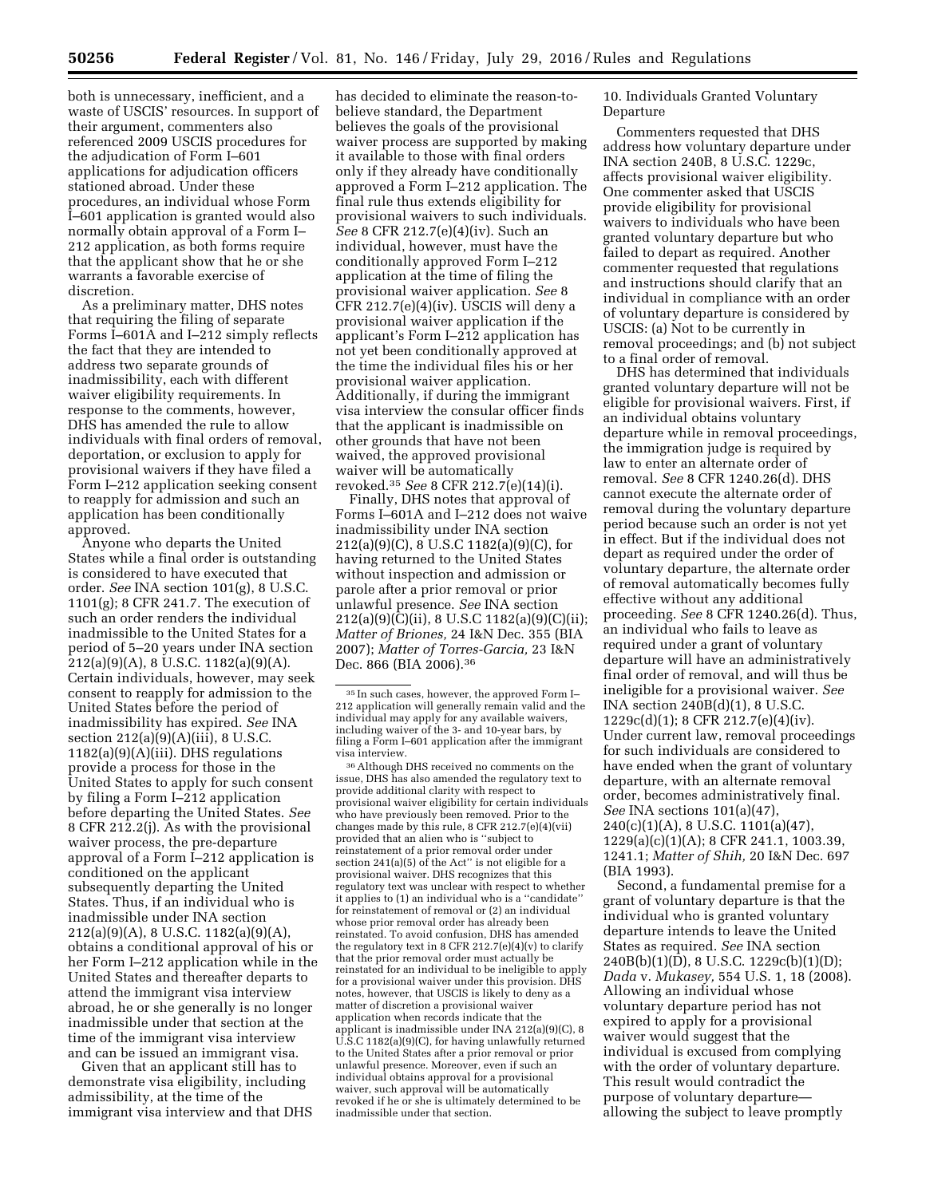both is unnecessary, inefficient, and a waste of USCIS' resources. In support of their argument, commenters also referenced 2009 USCIS procedures for the adjudication of Form I–601 applications for adjudication officers stationed abroad. Under these procedures, an individual whose Form I–601 application is granted would also normally obtain approval of a Form I–212 application, as both forms require that the applicant show that he or she warrants a favorable exercise of discretion.

As a preliminary matter, DHS notes that requiring the filing of separate Forms I–601A and I–212 simply reflects the fact that they are intended to address two separate grounds of inadmissibility, each with different waiver eligibility requirements. In response to the comments, however, DHS has amended the rule to allow individuals with final orders of removal, deportation, or exclusion to apply for provisional waivers if they have filed a Form I–212 application seeking consent to reapply for admission and such an application has been conditionally approved.

Anyone who departs the United States while a final order is outstanding is considered to have executed that order. *See* INA section 101(g), 8 U.S.C. 1101(g); 8 CFR 241.7. The execution of such an order renders the individual inadmissible to the United States for a period of 5–20 years under INA section 212(a)(9)(A), 8 U.S.C. 1182(a)(9)(A). Certain individuals, however, may seek consent to reapply for admission to the United States before the period of inadmissibility has expired. *See* INA section 212(a)(9)(A)(iii), 8 U.S.C. 1182(a)(9)(A)(iii). DHS regulations provide a process for those in the United States to apply for such consent by filing a Form I–212 application before departing the United States. *See* 8 CFR 212.2(j). As with the provisional waiver process, the pre-departure approval of a Form I–212 application is conditioned on the applicant subsequently departing the United States. Thus, if an individual who is inadmissible under INA section 212(a)(9)(A), 8 U.S.C. 1182(a)(9)(A), obtains a conditional approval of his or her Form I–212 application while in the United States and thereafter departs to attend the immigrant visa interview abroad, he or she generally is no longer inadmissible under that section at the time of the immigrant visa interview and can be issued an immigrant visa.

Given that an applicant still has to demonstrate visa eligibility, including admissibility, at the time of the immigrant visa interview and that DHS has decided to eliminate the reason-to-believe standard, the Department believes the goals of the provisional waiver process are supported by making it available to those with final orders only if they already have conditionally approved a Form I–212 application. The final rule thus extends eligibility for provisional waivers to such individuals. *See* 8 CFR 212.7(e)(4)(iv). Such an individual, however, must have the conditionally approved Form I–212 application at the time of filing the provisional waiver application. *See* 8 CFR 212.7(e)(4)(iv). USCIS will deny a provisional waiver application if the applicant's Form I–212 application has not yet been conditionally approved at the time the individual files his or her provisional waiver application. Additionally, if during the immigrant visa interview the consular officer finds that the applicant is inadmissible on other grounds that have not been waived, the approved provisional waiver will be automatically revoked.[35] *See* 8 CFR 212.7(e)(14)(i).

Finally, DHS notes that approval of Forms I–601A and I–212 does not waive inadmissibility under INA section 212(a)(9)(C), 8 U.S.C 1182(a)(9)(C), for having returned to the United States without inspection and admission or parole after a prior removal or prior unlawful presence. *See* INA section 212(a)(9)(C)(ii), 8 U.S.C 1182(a)(9)(C)(ii); *Matter of Briones,* 24 I&N Dec. 355 (BIA 2007); *Matter of Torres-Garcia,* 23 I&N Dec. 866 (BIA 2006).[36]

10. Individuals Granted Voluntary Departure

Commenters requested that DHS address how voluntary departure under INA section 240B, 8 U.S.C. 1229c, affects provisional waiver eligibility. One commenter asked that USCIS provide eligibility for provisional waivers to individuals who have been granted voluntary departure but who failed to depart as required. Another commenter requested that regulations and instructions should clarify that an individual in compliance with an order of voluntary departure is considered by USCIS: (a) Not to be currently in removal proceedings; and (b) not subject to a final order of removal.

DHS has determined that individuals granted voluntary departure will not be eligible for provisional waivers. First, if an individual obtains voluntary departure while in removal proceedings, the immigration judge is required by law to enter an alternate order of removal. *See* 8 CFR 1240.26(d). DHS cannot execute the alternate order of removal during the voluntary departure period because such an order is not yet in effect. But if the individual does not depart as required under the order of voluntary departure, the alternate order of removal automatically becomes fully effective without any additional proceeding. *See* 8 CFR 1240.26(d). Thus, an individual who fails to leave as required under a grant of voluntary departure will have an administratively final order of removal, and will thus be ineligible for a provisional waiver. *See* INA section 240B(d)(1), 8 U.S.C. 1229c(d)(1); 8 CFR 212.7(e)(4)(iv). Under current law, removal proceedings for such individuals are considered to have ended when the grant of voluntary departure, with an alternate removal order, becomes administratively final. *See* INA sections 101(a)(47), 240(c)(1)(A), 8 U.S.C. 1101(a)(47), 1229(a)(c)(1)(A); 8 CFR 241.1, 1003.39, 1241.1; *Matter of Shih,* 20 I&N Dec. 697 (BIA 1993).

Second, a fundamental premise for a grant of voluntary departure is that the individual who is granted voluntary departure intends to leave the United States as required. *See* INA section 240B(b)(1)(D), 8 U.S.C. 1229c(b)(1)(D); *Dada* v. *Mukasey,* 554 U.S. 1, 18 (2008). Allowing an individual whose voluntary departure period has not expired to apply for a provisional waiver would suggest that the individual is excused from complying with the order of voluntary departure. This result would contradict the purpose of voluntary departure—allowing the subject to leave promptly

[35] In such cases, however, the approved Form I–212 application will generally remain valid and the individual may apply for any available waivers, including waiver of the 3- and 10-year bars, by filing a Form I–601 application after the immigrant visa interview.

[36] Although DHS received no comments on the issue, DHS has also amended the regulatory text to provide additional clarity with respect to provisional waiver eligibility for certain individuals who have previously been removed. Prior to the changes made by this rule, 8 CFR 212.7(e)(4)(vii) provided that an alien who is ''subject to reinstatement of a prior removal order under section 241(a)(5) of the Act'' is not eligible for a provisional waiver. DHS recognizes that this regulatory text was unclear with respect to whether it applies to (1) an individual who is a ''candidate'' for reinstatement of removal or (2) an individual whose prior removal order has already been reinstated. To avoid confusion, DHS has amended the regulatory text in 8 CFR 212.7(e)(4)(v) to clarify that the prior removal order must actually be reinstated for an individual to be ineligible to apply for a provisional waiver under this provision. DHS notes, however, that USCIS is likely to deny as a matter of discretion a provisional waiver application when records indicate that the applicant is inadmissible under INA 212(a)(9)(C), 8 U.S.C 1182(a)(9)(C), for having unlawfully returned to the United States after a prior removal or prior unlawful presence. Moreover, even if such an individual obtains approval for a provisional waiver, such approval will be automatically revoked if he or she is ultimately determined to be inadmissible under that section.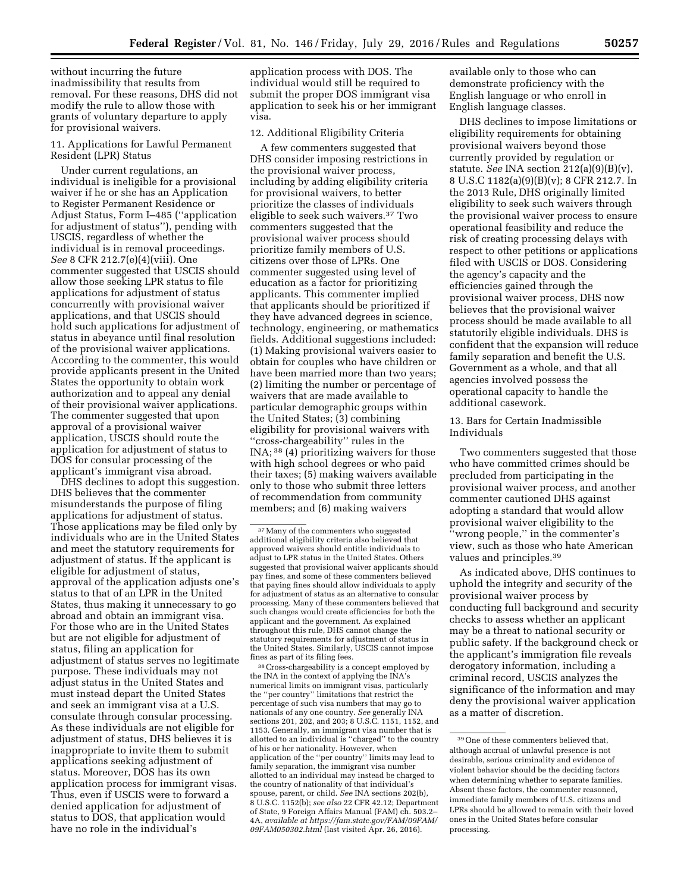without incurring the future inadmissibility that results from removal. For these reasons, DHS did not modify the rule to allow those with grants of voluntary departure to apply for provisional waivers.

11. Applications for Lawful Permanent Resident (LPR) Status

Under current regulations, an individual is ineligible for a provisional waiver if he or she has an Application to Register Permanent Residence or Adjust Status, Form I–485 (''application for adjustment of status''), pending with USCIS, regardless of whether the individual is in removal proceedings. *See* 8 CFR 212.7(e)(4)(viii). One commenter suggested that USCIS should allow those seeking LPR status to file applications for adjustment of status concurrently with provisional waiver applications, and that USCIS should hold such applications for adjustment of status in abeyance until final resolution of the provisional waiver applications. According to the commenter, this would provide applicants present in the United States the opportunity to obtain work authorization and to appeal any denial of their provisional waiver applications. The commenter suggested that upon approval of a provisional waiver application, USCIS should route the application for adjustment of status to DOS for consular processing of the applicant's immigrant visa abroad.

DHS declines to adopt this suggestion. DHS believes that the commenter misunderstands the purpose of filing applications for adjustment of status. Those applications may be filed only by individuals who are in the United States and meet the statutory requirements for adjustment of status. If the applicant is eligible for adjustment of status, approval of the application adjusts one's status to that of an LPR in the United States, thus making it unnecessary to go abroad and obtain an immigrant visa. For those who are in the United States but are not eligible for adjustment of status, filing an application for adjustment of status serves no legitimate purpose. These individuals may not adjust status in the United States and must instead depart the United States and seek an immigrant visa at a U.S. consulate through consular processing. As these individuals are not eligible for adjustment of status, DHS believes it is inappropriate to invite them to submit applications seeking adjustment of status. Moreover, DOS has its own application process for immigrant visas. Thus, even if USCIS were to forward a denied application for adjustment of status to DOS, that application would have no role in the individual's application process with DOS. The individual would still be required to submit the proper DOS immigrant visa application to seek his or her immigrant visa.

12. Additional Eligibility Criteria

A few commenters suggested that DHS consider imposing restrictions in the provisional waiver process, including by adding eligibility criteria for provisional waivers, to better prioritize the classes of individuals eligible to seek such waivers.[37] Two commenters suggested that the provisional waiver process should prioritize family members of U.S. citizens over those of LPRs. One commenter suggested using level of education as a factor for prioritizing applicants. This commenter implied that applicants should be prioritized if they have advanced degrees in science, technology, engineering, or mathematics fields. Additional suggestions included: (1) Making provisional waivers easier to obtain for couples who have children or have been married more than two years; (2) limiting the number or percentage of waivers that are made available to particular demographic groups within the United States; (3) combining eligibility for provisional waivers with ''cross-chargeability'' rules in the INA;[38] (4) prioritizing waivers for those with high school degrees or who paid their taxes; (5) making waivers available only to those who submit three letters of recommendation from community members; and (6) making waivers available only to those who can demonstrate proficiency with the English language or who enroll in English language classes.

DHS declines to impose limitations or eligibility requirements for obtaining provisional waivers beyond those currently provided by regulation or statute. *See* INA section 212(a)(9)(B)(v), 8 U.S.C 1182(a)(9)(B)(v); 8 CFR 212.7. In the 2013 Rule, DHS originally limited eligibility to seek such waivers through the provisional waiver process to ensure operational feasibility and reduce the risk of creating processing delays with respect to other petitions or applications filed with USCIS or DOS. Considering the agency's capacity and the efficiencies gained through the provisional waiver process, DHS now believes that the provisional waiver process should be made available to all statutorily eligible individuals. DHS is confident that the expansion will reduce family separation and benefit the U.S. Government as a whole, and that all agencies involved possess the operational capacity to handle the additional casework.

13. Bars for Certain Inadmissible Individuals

Two commenters suggested that those who have committed crimes should be precluded from participating in the provisional waiver process, and another commenter cautioned DHS against adopting a standard that would allow provisional waiver eligibility to the ''wrong people,'' in the commenter's view, such as those who hate American values and principles.[39]

As indicated above, DHS continues to uphold the integrity and security of the provisional waiver process by conducting full background and security checks to assess whether an applicant may be a threat to national security or public safety. If the background check or the applicant's immigration file reveals derogatory information, including a criminal record, USCIS analyzes the significance of the information and may deny the provisional waiver application as a matter of discretion.

---

[37] Many of the commenters who suggested additional eligibility criteria also believed that approved waivers should entitle individuals to adjust to LPR status in the United States. Others suggested that provisional waiver applicants should pay fines, and some of these commenters believed that paying fines should allow individuals to apply for adjustment of status as an alternative to consular processing. Many of these commenters believed that such changes would create efficiencies for both the applicant and the government. As explained throughout this rule, DHS cannot change the statutory requirements for adjustment of status in the United States. Similarly, USCIS cannot impose fines as part of its filing fees.

[38] Cross-chargeability is a concept employed by the INA in the context of applying the INA's numerical limits on immigrant visas, particularly the ''per country'' limitations that restrict the percentage of such visa numbers that may go to nationals of any one country. *See* generally INA sections 201, 202, and 203; 8 U.S.C. 1151, 1152, and 1153. Generally, an immigrant visa number that is allotted to an individual is ''charged'' to the country of his or her nationality. However, when application of the ''per country'' limits may lead to family separation, the immigrant visa number allotted to an individual may instead be charged to the country of nationality of that individual's spouse, parent, or child. *See* INA sections 202(b), 8 U.S.C. 1152(b); *see also* 22 CFR 42.12; Department of State, 9 Foreign Affairs Manual (FAM) ch. 503.2–4A, *available at https://fam.state.gov/FAM/09FAM/09FAM050302.html* (last visited Apr. 26, 2016).

[39] One of these commenters believed that, although accrual of unlawful presence is not desirable, serious criminality and evidence of violent behavior should be the deciding factors when determining whether to separate families. Absent these factors, the commenter reasoned, immediate family members of U.S. citizens and LPRs should be allowed to remain with their loved ones in the United States before consular processing.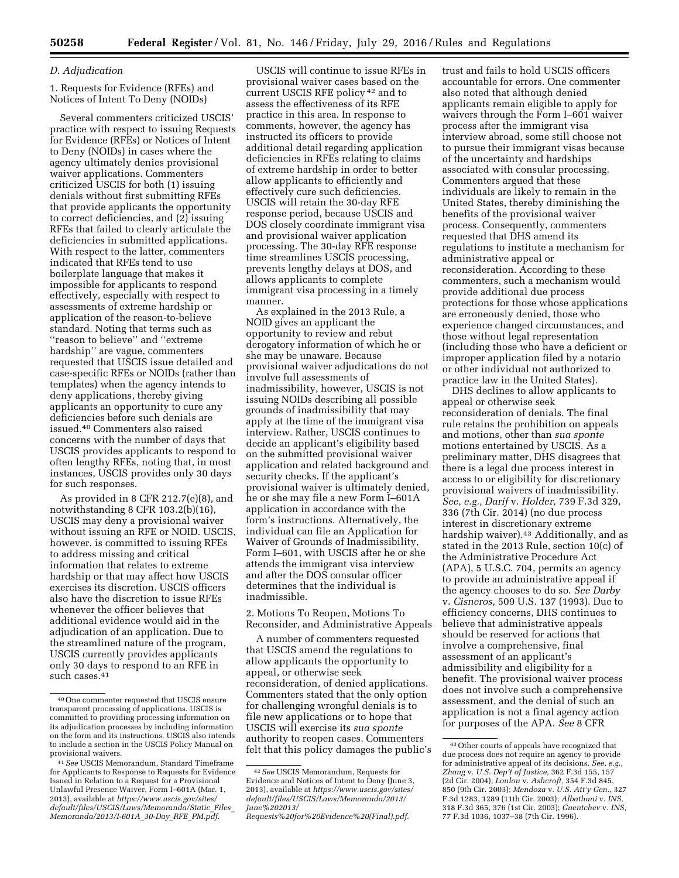### *D. Adjudication*

1. Requests for Evidence (RFEs) and Notices of Intent To Deny (NOIDs)

Several commenters criticized USCIS' practice with respect to issuing Requests for Evidence (RFEs) or Notices of Intent to Deny (NOIDs) in cases where the agency ultimately denies provisional waiver applications. Commenters criticized USCIS for both (1) issuing denials without first submitting RFEs that provide applicants the opportunity to correct deficiencies, and (2) issuing RFEs that failed to clearly articulate the deficiencies in submitted applications. With respect to the latter, commenters indicated that RFEs tend to use boilerplate language that makes it impossible for applicants to respond effectively, especially with respect to assessments of extreme hardship or application of the reason-to-believe standard. Noting that terms such as ''reason to believe'' and ''extreme hardship'' are vague, commenters requested that USCIS issue detailed and case-specific RFEs or NOIDs (rather than templates) when the agency intends to deny applications, thereby giving applicants an opportunity to cure any deficiencies before such denials are issued.[40] Commenters also raised concerns with the number of days that USCIS provides applicants to respond to often lengthy RFEs, noting that, in most instances, USCIS provides only 30 days for such responses.

As provided in 8 CFR 212.7(e)(8), and notwithstanding 8 CFR 103.2(b)(16), USCIS may deny a provisional waiver without issuing an RFE or NOID. USCIS, however, is committed to issuing RFEs to address missing and critical information that relates to extreme hardship or that may affect how USCIS exercises its discretion. USCIS officers also have the discretion to issue RFEs whenever the officer believes that additional evidence would aid in the adjudication of an application. Due to the streamlined nature of the program, USCIS currently provides applicants only 30 days to respond to an RFE in such cases.[41]

USCIS will continue to issue RFEs in provisional waiver cases based on the current USCIS RFE policy [42] and to assess the effectiveness of its RFE practice in this area. In response to comments, however, the agency has instructed its officers to provide additional detail regarding application deficiencies in RFEs relating to claims of extreme hardship in order to better allow applicants to efficiently and effectively cure such deficiencies. USCIS will retain the 30-day RFE response period, because USCIS and DOS closely coordinate immigrant visa and provisional waiver application processing. The 30-day RFE response time streamlines USCIS processing, prevents lengthy delays at DOS, and allows applicants to complete immigrant visa processing in a timely manner.

As explained in the 2013 Rule, a NOID gives an applicant the opportunity to review and rebut derogatory information of which he or she may be unaware. Because provisional waiver adjudications do not involve full assessments of inadmissibility, however, USCIS is not issuing NOIDs describing all possible grounds of inadmissibility that may apply at the time of the immigrant visa interview. Rather, USCIS continues to decide an applicant's eligibility based on the submitted provisional waiver application and related background and security checks. If the applicant's provisional waiver is ultimately denied, he or she may file a new Form I–601A application in accordance with the form's instructions. Alternatively, the individual can file an Application for Waiver of Grounds of Inadmissibility, Form I–601, with USCIS after he or she attends the immigrant visa interview and after the DOS consular officer determines that the individual is inadmissible.

2. Motions To Reopen, Motions To Reconsider, and Administrative Appeals

A number of commenters requested that USCIS amend the regulations to allow applicants the opportunity to appeal, or otherwise seek reconsideration, of denied applications. Commenters stated that the only option for challenging wrongful denials is to file new applications or to hope that USCIS will exercise its *sua sponte* authority to reopen cases. Commenters felt that this policy damages the public's trust and fails to hold USCIS officers accountable for errors. One commenter also noted that although denied applicants remain eligible to apply for waivers through the Form I–601 waiver process after the immigrant visa interview abroad, some still choose not to pursue their immigrant visas because of the uncertainty and hardships associated with consular processing. Commenters argued that these individuals are likely to remain in the United States, thereby diminishing the benefits of the provisional waiver process. Consequently, commenters requested that DHS amend its regulations to institute a mechanism for administrative appeal or reconsideration. According to these commenters, such a mechanism would provide additional due process protections for those whose applications are erroneously denied, those who experience changed circumstances, and those without legal representation (including those who have a deficient or improper application filed by a notario or other individual not authorized to practice law in the United States).

DHS declines to allow applicants to appeal or otherwise seek reconsideration of denials. The final rule retains the prohibition on appeals and motions, other than *sua sponte* motions entertained by USCIS. As a preliminary matter, DHS disagrees that there is a legal due process interest in access to or eligibility for discretionary provisional waivers of inadmissibility. *See, e.g., Darif* v. *Holder,* 739 F.3d 329, 336 (7th Cir. 2014) (no due process interest in discretionary extreme hardship waiver).[43] Additionally, and as stated in the 2013 Rule, section 10(c) of the Administrative Procedure Act (APA), 5 U.S.C. 704, permits an agency to provide an administrative appeal if the agency chooses to do so. *See Darby* v. *Cisneros,* 509 U.S. 137 (1993). Due to efficiency concerns, DHS continues to believe that administrative appeals should be reserved for actions that involve a comprehensive, final assessment of an applicant's admissibility and eligibility for a benefit. The provisional waiver process does not involve such a comprehensive assessment, and the denial of such an application is not a final agency action for purposes of the APA. *See* 8 CFR

---

[40] One commenter requested that USCIS ensure transparent processing of applications. USCIS is committed to providing processing information on its adjudication processes by including information on the form and its instructions. USCIS also intends to include a section in the USCIS Policy Manual on provisional waivers.

[41] *See* USCIS Memorandum, Standard Timeframe for Applicants to Response to Requests for Evidence Issued in Relation to a Request for a Provisional Unlawful Presence Waiver, Form I–601A (Mar. 1, 2013), available at *https://www.uscis.gov/sites/default/files/USCIS/Laws/Memoranda/Static_Files_Memoranda/2013/I-601A_30-Day_RFE_PM.pdf.*

[42] *See* USCIS Memorandum, Requests for Evidence and Notices of Intent to Deny (June 3, 2013), available at *https://www.uscis.gov/sites/default/files/USCIS/Laws/Memoranda/2013/June%202013/Requests%20for%20Evidence%20(Final).pdf.*

[43] Other courts of appeals have recognized that due process does not require an agency to provide for administrative appeal of its decisions. *See, e.g., Zhang* v. *U.S. Dep't of Justice,* 362 F.3d 155, 157 (2d Cir. 2004); *Loulou* v. *Ashcroft,* 354 F.3d 845, 850 (9th Cir. 2003); *Mendoza* v. *U.S. Att'y Gen.,* 327 F.3d 1283, 1289 (11th Cir. 2003); *Albathani* v. *INS,* 318 F.3d 365, 376 (1st Cir. 2003); *Guentchev* v. *INS,* 77 F.3d 1036, 1037–38 (7th Cir. 1996).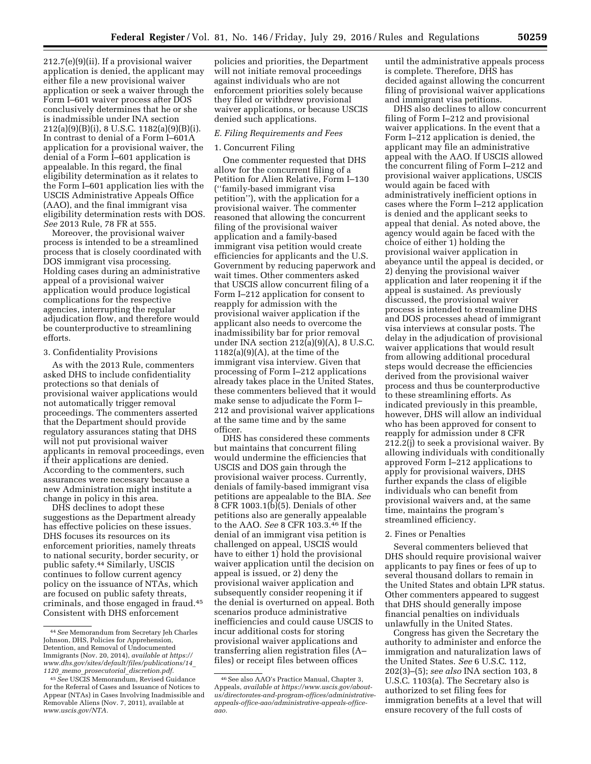212.7(e)(9)(ii). If a provisional waiver application is denied, the applicant may either file a new provisional waiver application or seek a waiver through the Form I–601 waiver process after DOS conclusively determines that he or she is inadmissible under INA section 212(a)(9)(B)(i), 8 U.S.C. 1182(a)(9)(B)(i). In contrast to denial of a Form I–601A application for a provisional waiver, the denial of a Form I–601 application is appealable. In this regard, the final eligibility determination as it relates to the Form I–601 application lies with the USCIS Administrative Appeals Office (AAO), and the final immigrant visa eligibility determination rests with DOS. *See* 2013 Rule, 78 FR at 555.

Moreover, the provisional waiver process is intended to be a streamlined process that is closely coordinated with DOS immigrant visa processing. Holding cases during an administrative appeal of a provisional waiver application would produce logistical complications for the respective agencies, interrupting the regular adjudication flow, and therefore would be counterproductive to streamlining efforts.

3. Confidentiality Provisions

As with the 2013 Rule, commenters asked DHS to include confidentiality protections so that denials of provisional waiver applications would not automatically trigger removal proceedings. The commenters asserted that the Department should provide regulatory assurances stating that DHS will not put provisional waiver applicants in removal proceedings, even if their applications are denied. According to the commenters, such assurances were necessary because a new Administration might institute a change in policy in this area.

DHS declines to adopt these suggestions as the Department already has effective policies on these issues. DHS focuses its resources on its enforcement priorities, namely threats to national security, border security, or public safety.[44] Similarly, USCIS continues to follow current agency policy on the issuance of NTAs, which are focused on public safety threats, criminals, and those engaged in fraud.[45] Consistent with DHS enforcement policies and priorities, the Department will not initiate removal proceedings against individuals who are not enforcement priorities solely because they filed or withdrew provisional waiver applications, or because USCIS denied such applications.

*E. Filing Requirements and Fees*

1. Concurrent Filing

One commenter requested that DHS allow for the concurrent filing of a Petition for Alien Relative, Form I–130 (''family-based immigrant visa petition''), with the application for a provisional waiver. The commenter reasoned that allowing the concurrent filing of the provisional waiver application and a family-based immigrant visa petition would create efficiencies for applicants and the U.S. Government by reducing paperwork and wait times. Other commenters asked that USCIS allow concurrent filing of a Form I–212 application for consent to reapply for admission with the provisional waiver application if the applicant also needs to overcome the inadmissibility bar for prior removal under INA section 212(a)(9)(A), 8 U.S.C. 1182(a)(9)(A), at the time of the immigrant visa interview. Given that processing of Form I–212 applications already takes place in the United States, these commenters believed that it would make sense to adjudicate the Form I–212 and provisional waiver applications at the same time and by the same officer.

DHS has considered these comments but maintains that concurrent filing would undermine the efficiencies that USCIS and DOS gain through the provisional waiver process. Currently, denials of family-based immigrant visa petitions are appealable to the BIA. *See* 8 CFR 1003.1(b)(5). Denials of other petitions also are generally appealable to the AAO. *See* 8 CFR 103.3.[46] If the denial of an immigrant visa petition is challenged on appeal, USCIS would have to either 1) hold the provisional waiver application until the decision on appeal is issued, or 2) deny the provisional waiver application and subsequently consider reopening it if the denial is overturned on appeal. Both scenarios produce administrative inefficiencies and could cause USCIS to incur additional costs for storing provisional waiver applications and transferring alien registration files (A–files) or receipt files between offices until the administrative appeals process is complete. Therefore, DHS has decided against allowing the concurrent filing of provisional waiver applications and immigrant visa petitions.

DHS also declines to allow concurrent filing of Form I–212 and provisional waiver applications. In the event that a Form I–212 application is denied, the applicant may file an administrative appeal with the AAO. If USCIS allowed the concurrent filing of Form I–212 and provisional waiver applications, USCIS would again be faced with administratively inefficient options in cases where the Form I–212 application is denied and the applicant seeks to appeal that denial. As noted above, the agency would again be faced with the choice of either 1) holding the provisional waiver application in abeyance until the appeal is decided, or 2) denying the provisional waiver application and later reopening it if the appeal is sustained. As previously discussed, the provisional waiver process is intended to streamline DHS and DOS processes ahead of immigrant visa interviews at consular posts. The delay in the adjudication of provisional waiver applications that would result from allowing additional procedural steps would decrease the efficiencies derived from the provisional waiver process and thus be counterproductive to these streamlining efforts. As indicated previously in this preamble, however, DHS will allow an individual who has been approved for consent to reapply for admission under 8 CFR 212.2(j) to seek a provisional waiver. By allowing individuals with conditionally approved Form I–212 applications to apply for provisional waivers, DHS further expands the class of eligible individuals who can benefit from provisional waivers and, at the same time, maintains the program's streamlined efficiency.

2. Fines or Penalties

Several commenters believed that DHS should require provisional waiver applicants to pay fines or fees of up to several thousand dollars to remain in the United States and obtain LPR status. Other commenters appeared to suggest that DHS should generally impose financial penalties on individuals unlawfully in the United States.

Congress has given the Secretary the authority to administer and enforce the immigration and naturalization laws of the United States. *See* 6 U.S.C. 112, 202(3)–(5); *see also* INA section 103, 8 U.S.C. 1103(a). The Secretary also is authorized to set filing fees for immigration benefits at a level that will ensure recovery of the full costs of

[44] *See* Memorandum from Secretary Jeh Charles Johnson, DHS, Policies for Apprehension, Detention, and Removal of Undocumented Immigrants (Nov. 20, 2014), *available at https://www.dhs.gov/sites/default/files/publications/14_1120_memo_prosecutorial_discretion.pdf.*

[45] *See* USCIS Memorandum, Revised Guidance for the Referral of Cases and Issuance of Notices to Appear (NTAs) in Cases Involving Inadmissible and Removable Aliens (Nov. 7, 2011), available at *www.uscis.gov/NTA.*

[46] See also AAO's Practice Manual, Chapter 3, Appeals, *available at https://www.uscis.gov/about-us/directorates-and-program-offices/administrative-appeals-office-aao/administrative-appeals-office-aao.*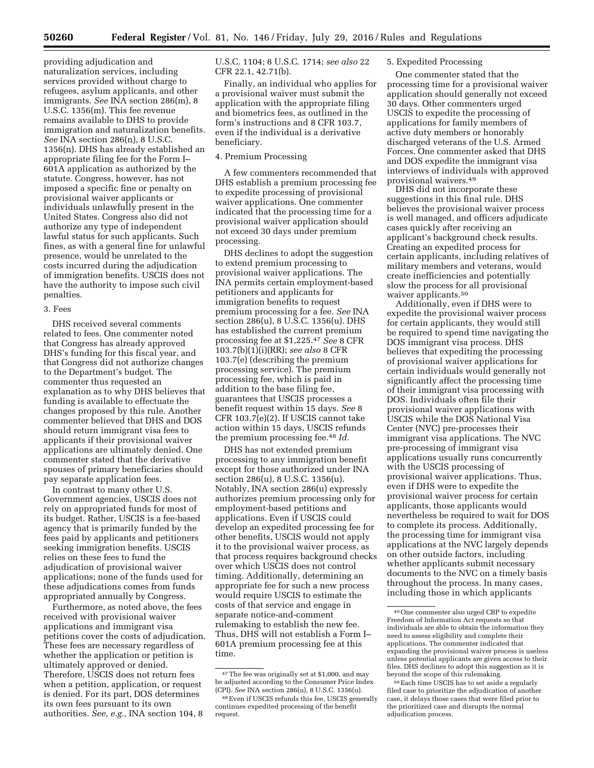providing adjudication and naturalization services, including services provided without charge to refugees, asylum applicants, and other immigrants. *See* INA section 286(m), 8 U.S.C. 1356(m). This fee revenue remains available to DHS to provide immigration and naturalization benefits. *See* INA section 286(n), 8 U.S.C. 1356(n). DHS has already established an appropriate filing fee for the Form I–601A application as authorized by the statute. Congress, however, has not imposed a specific fine or penalty on provisional waiver applicants or individuals unlawfully present in the United States. Congress also did not authorize any type of independent lawful status for such applicants. Such fines, as with a general fine for unlawful presence, would be unrelated to the costs incurred during the adjudication of immigration benefits. USCIS does not have the authority to impose such civil penalties.

3. Fees

DHS received several comments related to fees. One commenter noted that Congress has already approved DHS's funding for this fiscal year, and that Congress did not authorize changes to the Department's budget. The commenter thus requested an explanation as to why DHS believes that funding is available to effectuate the changes proposed by this rule. Another commenter believed that DHS and DOS should return immigrant visa fees to applicants if their provisional waiver applications are ultimately denied. One commenter stated that the derivative spouses of primary beneficiaries should pay separate application fees.

In contrast to many other U.S. Government agencies, USCIS does not rely on appropriated funds for most of its budget. Rather, USCIS is a fee-based agency that is primarily funded by the fees paid by applicants and petitioners seeking immigration benefits. USCIS relies on these fees to fund the adjudication of provisional waiver applications; none of the funds used for these adjudications comes from funds appropriated annually by Congress.

Furthermore, as noted above, the fees received with provisional waiver applications and immigrant visa petitions cover the costs of adjudication. These fees are necessary regardless of whether the application or petition is ultimately approved or denied. Therefore, USCIS does not return fees when a petition, application, or request is denied. For its part, DOS determines its own fees pursuant to its own authorities. *See, e.g.,* INA section 104, 8 U.S.C. 1104; 8 U.S.C. 1714; *see also* 22 CFR 22.1, 42.71(b).

Finally, an individual who applies for a provisional waiver must submit the application with the appropriate filing and biometrics fees, as outlined in the form's instructions and 8 CFR 103.7, even if the individual is a derivative beneficiary.

4. Premium Processing

A few commenters recommended that DHS establish a premium processing fee to expedite processing of provisional waiver applications. One commenter indicated that the processing time for a provisional waiver application should not exceed 30 days under premium processing.

DHS declines to adopt the suggestion to extend premium processing to provisional waiver applications. The INA permits certain employment-based petitioners and applicants for immigration benefits to request premium processing for a fee. *See* INA section 286(u), 8 U.S.C. 1356(u). DHS has established the current premium processing fee at $1,225.[47] *See* 8 CFR 103.7(b)(1)(i)(RR); *see also* 8 CFR 103.7(e) (describing the premium processing service). The premium processing fee, which is paid in addition to the base filing fee, guarantees that USCIS processes a benefit request within 15 days. *See* 8 CFR 103.7(e)(2). If USCIS cannot take action within 15 days, USCIS refunds the premium processing fee.[48] *Id.*

DHS has not extended premium processing to any immigration benefit except for those authorized under INA section 286(u), 8 U.S.C. 1356(u). Notably, INA section 286(u) expressly authorizes premium processing only for employment-based petitions and applications. Even if USCIS could develop an expedited processing fee for other benefits, USCIS would not apply it to the provisional waiver process, as that process requires background checks over which USCIS does not control timing. Additionally, determining an appropriate fee for such a new process would require USCIS to estimate the costs of that service and engage in separate notice-and-comment rulemaking to establish the new fee. Thus, DHS will not establish a Form I–601A premium processing fee at this time.

5. Expedited Processing

One commenter stated that the processing time for a provisional waiver application should generally not exceed 30 days. Other commenters urged USCIS to expedite the processing of applications for family members of active duty members or honorably discharged veterans of the U.S. Armed Forces. One commenter asked that DHS and DOS expedite the immigrant visa interviews of individuals with approved provisional waivers.[49]

DHS did not incorporate these suggestions in this final rule. DHS believes the provisional waiver process is well managed, and officers adjudicate cases quickly after receiving an applicant's background check results. Creating an expedited process for certain applicants, including relatives of military members and veterans, would create inefficiencies and potentially slow the process for all provisional waiver applicants.[50]

Additionally, even if DHS were to expedite the provisional waiver process for certain applicants, they would still be required to spend time navigating the DOS immigrant visa process. DHS believes that expediting the processing of provisional waiver applications for certain individuals would generally not significantly affect the processing time of their immigrant visa processing with DOS. Individuals often file their provisional waiver applications with USCIS while the DOS National Visa Center (NVC) pre-processes their immigrant visa applications. The NVC pre-processing of immigrant visa applications usually runs concurrently with the USCIS processing of provisional waiver applications. Thus, even if DHS were to expedite the provisional waiver process for certain applicants, those applicants would nevertheless be required to wait for DOS to complete its process. Additionally, the processing time for immigrant visa applications at the NVC largely depends on other outside factors, including whether applicants submit necessary documents to the NVC on a timely basis throughout the process. In many cases, including those in which applicants

---

[47] The fee was originally set at $1,000, and may be adjusted according to the Consumer Price Index (CPI). *See* INA section 286(u), 8 U.S.C. 1356(u).

[48] Even if USCIS refunds this fee, USCIS generally continues expedited processing of the benefit request.

[49] One commenter also urged CBP to expedite Freedom of Information Act requests so that individuals are able to obtain the information they need to assess eligibility and complete their applications. The commenter indicated that expanding the provisional waiver process is useless unless potential applicants are given access to their files. DHS declines to adopt this suggestion as it is beyond the scope of this rulemaking.

[50] Each time USCIS has to set aside a regularly filed case to prioritize the adjudication of another case, it delays those cases that were filed prior to the prioritized case and disrupts the normal adjudication process.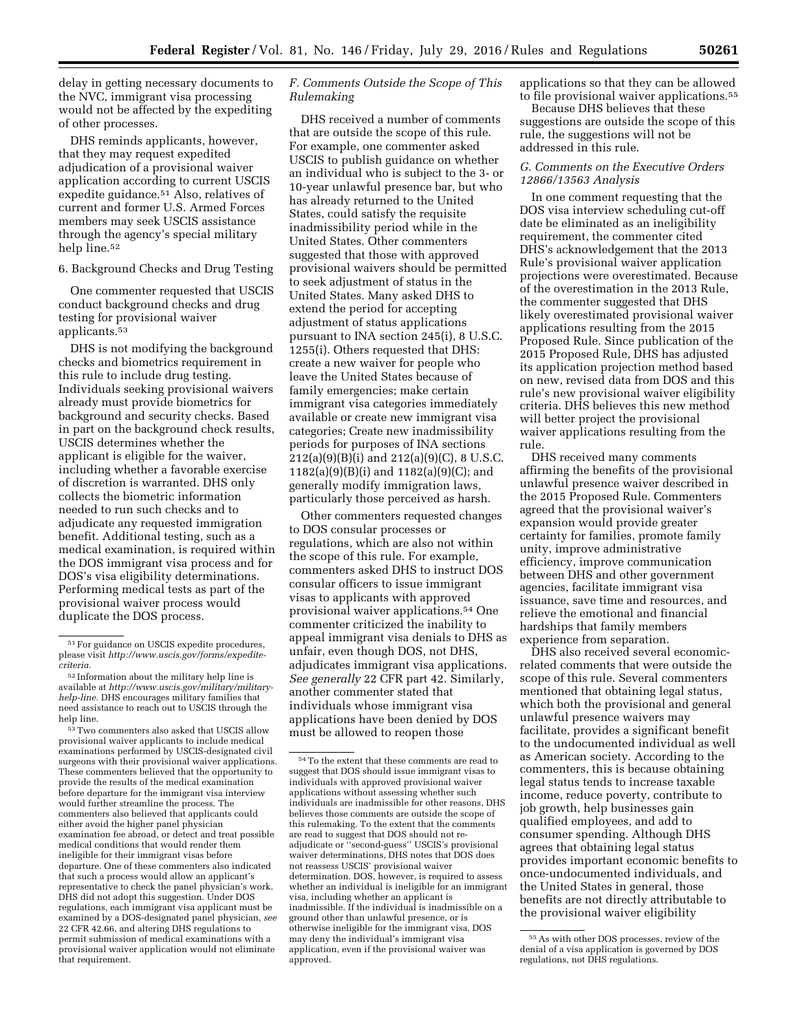delay in getting necessary documents to the NVC, immigrant visa processing would not be affected by the expediting of other processes.

DHS reminds applicants, however, that they may request expedited adjudication of a provisional waiver application according to current USCIS expedite guidance.[51] Also, relatives of current and former U.S. Armed Forces members may seek USCIS assistance through the agency's special military help line.[52]

6. Background Checks and Drug Testing

One commenter requested that USCIS conduct background checks and drug testing for provisional waiver applicants.[53]

DHS is not modifying the background checks and biometrics requirement in this rule to include drug testing. Individuals seeking provisional waivers already must provide biometrics for background and security checks. Based in part on the background check results, USCIS determines whether the applicant is eligible for the waiver, including whether a favorable exercise of discretion is warranted. DHS only collects the biometric information needed to run such checks and to adjudicate any requested immigration benefit. Additional testing, such as a medical examination, is required within the DOS immigrant visa process and for DOS's visa eligibility determinations. Performing medical tests as part of the provisional waiver process would duplicate the DOS process.

### *F. Comments Outside the Scope of This Rulemaking*

DHS received a number of comments that are outside the scope of this rule. For example, one commenter asked USCIS to publish guidance on whether an individual who is subject to the 3- or 10-year unlawful presence bar, but who has already returned to the United States, could satisfy the requisite inadmissibility period while in the United States. Other commenters suggested that those with approved provisional waivers should be permitted to seek adjustment of status in the United States. Many asked DHS to extend the period for accepting adjustment of status applications pursuant to INA section 245(i), 8 U.S.C. 1255(i). Others requested that DHS: create a new waiver for people who leave the United States because of family emergencies; make certain immigrant visa categories immediately available or create new immigrant visa categories; Create new inadmissibility periods for purposes of INA sections 212(a)(9)(B)(i) and 212(a)(9)(C), 8 U.S.C. 1182(a)(9)(B)(i) and 1182(a)(9)(C); and generally modify immigration laws, particularly those perceived as harsh.

Other commenters requested changes to DOS consular processes or regulations, which are also not within the scope of this rule. For example, commenters asked DHS to instruct DOS consular officers to issue immigrant visas to applicants with approved provisional waiver applications.[54] One commenter criticized the inability to appeal immigrant visa denials to DHS as unfair, even though DOS, not DHS, adjudicates immigrant visa applications. *See generally* 22 CFR part 42. Similarly, another commenter stated that individuals whose immigrant visa applications have been denied by DOS must be allowed to reopen those applications so that they can be allowed to file provisional waiver applications.[55]

Because DHS believes that these suggestions are outside the scope of this rule, the suggestions will not be addressed in this rule.

### *G. Comments on the Executive Orders 12866/13563 Analysis*

In one comment requesting that the DOS visa interview scheduling cut-off date be eliminated as an ineligibility requirement, the commenter cited DHS's acknowledgement that the 2013 Rule's provisional waiver application projections were overestimated. Because of the overestimation in the 2013 Rule, the commenter suggested that DHS likely overestimated provisional waiver applications resulting from the 2015 Proposed Rule. Since publication of the 2015 Proposed Rule, DHS has adjusted its application projection method based on new, revised data from DOS and this rule's new provisional waiver eligibility criteria. DHS believes this new method will better project the provisional waiver applications resulting from the rule.

DHS received many comments affirming the benefits of the provisional unlawful presence waiver described in the 2015 Proposed Rule. Commenters agreed that the provisional waiver's expansion would provide greater certainty for families, promote family unity, improve administrative efficiency, improve communication between DHS and other government agencies, facilitate immigrant visa issuance, save time and resources, and relieve the emotional and financial hardships that family members experience from separation.

DHS also received several economic-related comments that were outside the scope of this rule. Several commenters mentioned that obtaining legal status, which both the provisional and general unlawful presence waivers may facilitate, provides a significant benefit to the undocumented individual as well as American society. According to the commenters, this is because obtaining legal status tends to increase taxable income, reduce poverty, contribute to job growth, help businesses gain qualified employees, and add to consumer spending. Although DHS agrees that obtaining legal status provides important economic benefits to once-undocumented individuals, and the United States in general, those benefits are not directly attributable to the provisional waiver eligibility

---

[51] For guidance on USCIS expedite procedures, please visit *http://www.uscis.gov/forms/expedite-criteria*.

[52] Information about the military help line is available at *http://www.uscis.gov/military/military-help-line*. DHS encourages military families that need assistance to reach out to USCIS through the help line.

[53] Two commenters also asked that USCIS allow provisional waiver applicants to include medical examinations performed by USCIS-designated civil surgeons with their provisional waiver applications. These commenters believed that the opportunity to provide the results of the medical examination before departure for the immigrant visa interview would further streamline the process. The commenters also believed that applicants could either avoid the higher panel physician examination fee abroad, or detect and treat possible medical conditions that would render them ineligible for their immigrant visas before departure. One of these commenters also indicated that such a process would allow an applicant's representative to check the panel physician's work. DHS did not adopt this suggestion. Under DOS regulations, each immigrant visa applicant must be examined by a DOS-designated panel physician, *see* 22 CFR 42.66, and altering DHS regulations to permit submission of medical examinations with a provisional waiver application would not eliminate that requirement.

[54] To the extent that these comments are read to suggest that DOS should issue immigrant visas to individuals with approved provisional waiver applications without assessing whether such individuals are inadmissible for other reasons, DHS believes those comments are outside the scope of this rulemaking. To the extent that the comments are read to suggest that DOS should not re-adjudicate or "second-guess" USCIS's provisional waiver determinations, DHS notes that DOS does not reassess USCIS' provisional waiver determination. DOS, however, is required to assess whether an individual is ineligible for an immigrant visa, including whether an applicant is inadmissible. If the individual is inadmissible on a ground other than unlawful presence, or is otherwise ineligible for the immigrant visa, DOS may deny the individual's immigrant visa application, even if the provisional waiver was approved.

[55] As with other DOS processes, review of the denial of a visa application is governed by DOS regulations, not DHS regulations.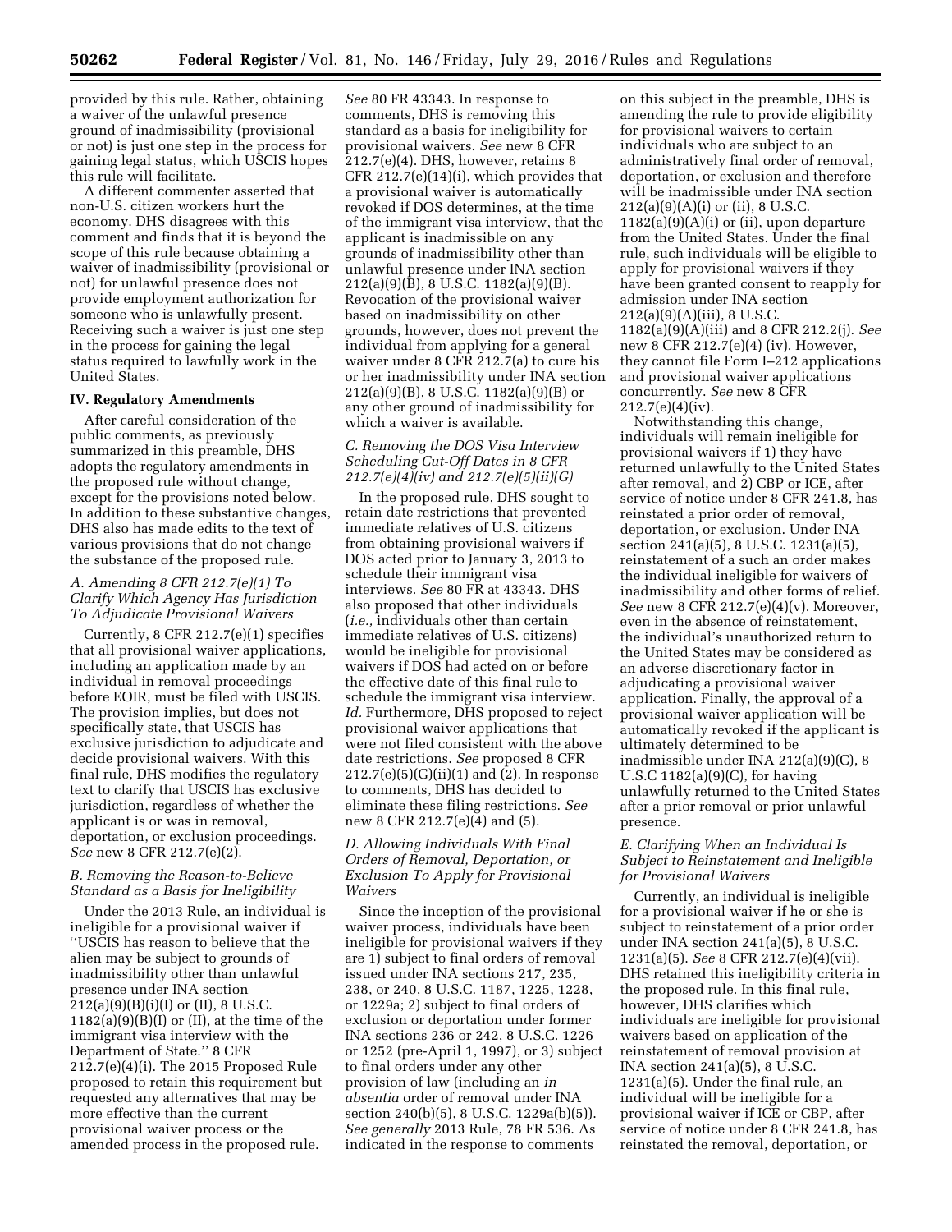provided by this rule. Rather, obtaining a waiver of the unlawful presence ground of inadmissibility (provisional or not) is just one step in the process for gaining legal status, which USCIS hopes this rule will facilitate.

A different commenter asserted that non-U.S. citizen workers hurt the economy. DHS disagrees with this comment and finds that it is beyond the scope of this rule because obtaining a waiver of inadmissibility (provisional or not) for unlawful presence does not provide employment authorization for someone who is unlawfully present. Receiving such a waiver is just one step in the process for gaining the legal status required to lawfully work in the United States.

## IV. Regulatory Amendments

After careful consideration of the public comments, as previously summarized in this preamble, DHS adopts the regulatory amendments in the proposed rule without change, except for the provisions noted below. In addition to these substantive changes, DHS also has made edits to the text of various provisions that do not change the substance of the proposed rule.

### *A. Amending 8 CFR 212.7(e)(1) To Clarify Which Agency Has Jurisdiction To Adjudicate Provisional Waivers*

Currently, 8 CFR 212.7(e)(1) specifies that all provisional waiver applications, including an application made by an individual in removal proceedings before EOIR, must be filed with USCIS. The provision implies, but does not specifically state, that USCIS has exclusive jurisdiction to adjudicate and decide provisional waivers. With this final rule, DHS modifies the regulatory text to clarify that USCIS has exclusive jurisdiction, regardless of whether the applicant is or was in removal, deportation, or exclusion proceedings. *See* new 8 CFR 212.7(e)(2).

### *B. Removing the Reason-to-Believe Standard as a Basis for Ineligibility*

Under the 2013 Rule, an individual is ineligible for a provisional waiver if ''USCIS has reason to believe that the alien may be subject to grounds of inadmissibility other than unlawful presence under INA section 212(a)(9)(B)(i)(I) or (II), 8 U.S.C. 1182(a)(9)(B)(I) or (II), at the time of the immigrant visa interview with the Department of State.'' 8 CFR 212.7(e)(4)(i). The 2015 Proposed Rule proposed to retain this requirement but requested any alternatives that may be more effective than the current provisional waiver process or the amended process in the proposed rule. *See* 80 FR 43343. In response to comments, DHS is removing this standard as a basis for ineligibility for provisional waivers. *See* new 8 CFR 212.7(e)(4). DHS, however, retains 8 CFR 212.7(e)(14)(i), which provides that a provisional waiver is automatically revoked if DOS determines, at the time of the immigrant visa interview, that the applicant is inadmissible on any grounds of inadmissibility other than unlawful presence under INA section 212(a)(9)(B), 8 U.S.C. 1182(a)(9)(B). Revocation of the provisional waiver based on inadmissibility on other grounds, however, does not prevent the individual from applying for a general waiver under 8 CFR 212.7(a) to cure his or her inadmissibility under INA section 212(a)(9)(B), 8 U.S.C. 1182(a)(9)(B) or any other ground of inadmissibility for which a waiver is available.

### *C. Removing the DOS Visa Interview Scheduling Cut-Off Dates in 8 CFR 212.7(e)(4)(iv) and 212.7(e)(5)(ii)(G)*

In the proposed rule, DHS sought to retain date restrictions that prevented immediate relatives of U.S. citizens from obtaining provisional waivers if DOS acted prior to January 3, 2013 to schedule their immigrant visa interviews. *See* 80 FR at 43343. DHS also proposed that other individuals (*i.e.,* individuals other than certain immediate relatives of U.S. citizens) would be ineligible for provisional waivers if DOS had acted on or before the effective date of this final rule to schedule the immigrant visa interview. *Id.* Furthermore, DHS proposed to reject provisional waiver applications that were not filed consistent with the above date restrictions. *See* proposed 8 CFR 212.7(e)(5)(G)(ii)(*1*) and (*2*). In response to comments, DHS has decided to eliminate these filing restrictions. *See* new 8 CFR 212.7(e)(4) and (5).

### *D. Allowing Individuals With Final Orders of Removal, Deportation, or Exclusion To Apply for Provisional Waivers*

Since the inception of the provisional waiver process, individuals have been ineligible for provisional waivers if they are 1) subject to final orders of removal issued under INA sections 217, 235, 238, or 240, 8 U.S.C. 1187, 1225, 1228, or 1229a; 2) subject to final orders of exclusion or deportation under former INA sections 236 or 242, 8 U.S.C. 1226 or 1252 (pre-April 1, 1997), or 3) subject to final orders under any other provision of law (including an *in absentia* order of removal under INA section 240(b)(5), 8 U.S.C. 1229a(b)(5)). *See generally* 2013 Rule, 78 FR 536. As indicated in the response to comments on this subject in the preamble, DHS is amending the rule to provide eligibility for provisional waivers to certain individuals who are subject to an administratively final order of removal, deportation, or exclusion and therefore will be inadmissible under INA section 212(a)(9)(A)(i) or (ii), 8 U.S.C. 1182(a)(9)(A)(i) or (ii), upon departure from the United States. Under the final rule, such individuals will be eligible to apply for provisional waivers if they have been granted consent to reapply for admission under INA section 212(a)(9)(A)(iii), 8 U.S.C. 1182(a)(9)(A)(iii) and 8 CFR 212.2(j). *See* new 8 CFR 212.7(e)(4) (iv). However, they cannot file Form I–212 applications and provisional waiver applications concurrently. *See* new 8 CFR 212.7(e)(4)(iv).

Notwithstanding this change, individuals will remain ineligible for provisional waivers if 1) they have returned unlawfully to the United States after removal, and 2) CBP or ICE, after service of notice under 8 CFR 241.8, has reinstated a prior order of removal, deportation, or exclusion. Under INA section 241(a)(5), 8 U.S.C. 1231(a)(5), reinstatement of a such an order makes the individual ineligible for waivers of inadmissibility and other forms of relief. *See* new 8 CFR 212.7(e)(4)(v). Moreover, even in the absence of reinstatement, the individual's unauthorized return to the United States may be considered as an adverse discretionary factor in adjudicating a provisional waiver application. Finally, the approval of a provisional waiver application will be automatically revoked if the applicant is ultimately determined to be inadmissible under INA 212(a)(9)(C), 8 U.S.C 1182(a)(9)(C), for having unlawfully returned to the United States after a prior removal or prior unlawful presence.

### *E. Clarifying When an Individual Is Subject to Reinstatement and Ineligible for Provisional Waivers*

Currently, an individual is ineligible for a provisional waiver if he or she is subject to reinstatement of a prior order under INA section 241(a)(5), 8 U.S.C. 1231(a)(5). *See* 8 CFR 212.7(e)(4)(vii). DHS retained this ineligibility criteria in the proposed rule. In this final rule, however, DHS clarifies which individuals are ineligible for provisional waivers based on application of the reinstatement of removal provision at INA section 241(a)(5), 8 U.S.C. 1231(a)(5). Under the final rule, an individual will be ineligible for a provisional waiver if ICE or CBP, after service of notice under 8 CFR 241.8, has reinstated the removal, deportation, or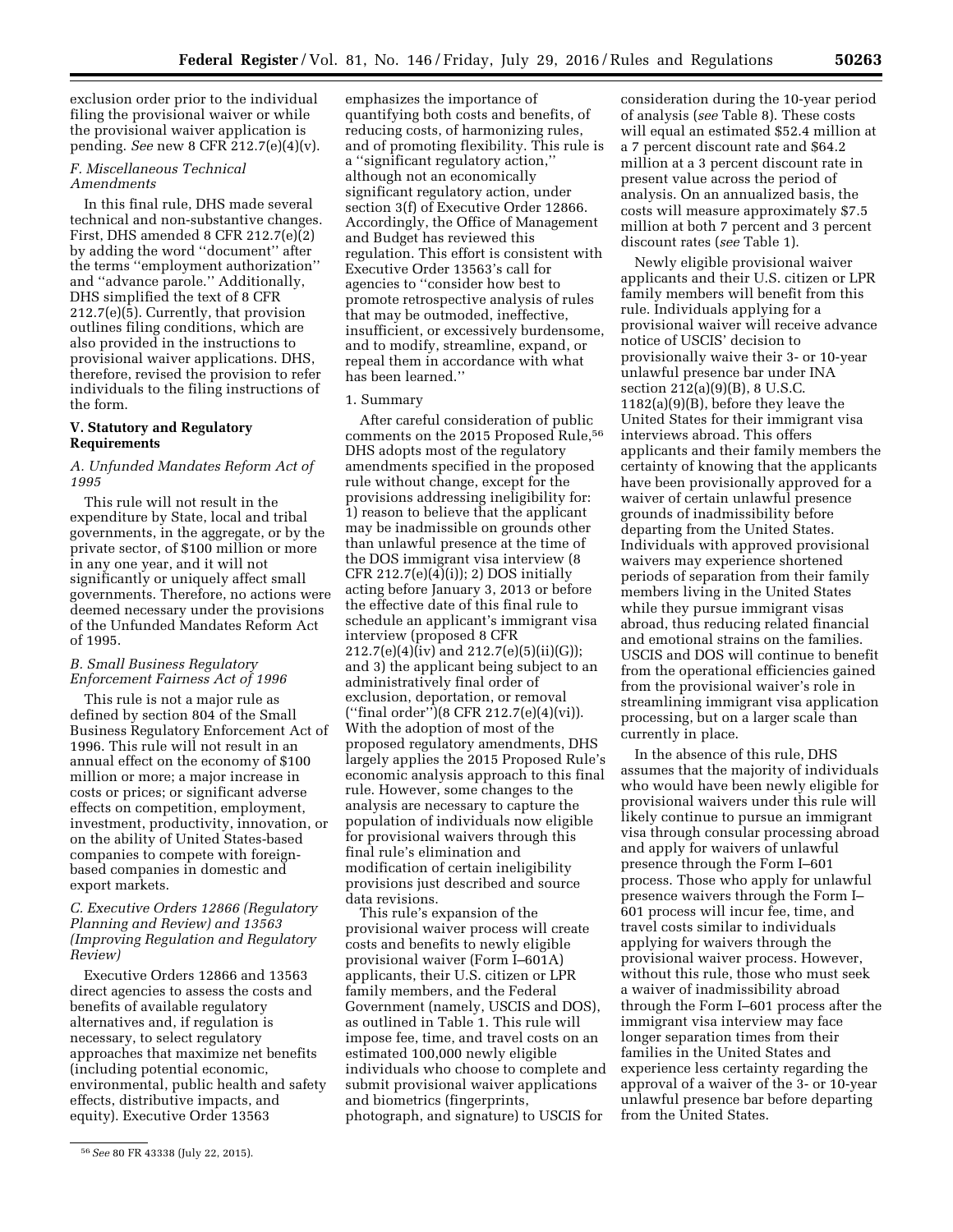exclusion order prior to the individual filing the provisional waiver or while the provisional waiver application is pending. *See* new 8 CFR 212.7(e)(4)(v).

### F. Miscellaneous Technical Amendments

In this final rule, DHS made several technical and non-substantive changes. First, DHS amended 8 CFR 212.7(e)(2) by adding the word ''document'' after the terms ''employment authorization'' and ''advance parole.'' Additionally, DHS simplified the text of 8 CFR 212.7(e)(5). Currently, that provision outlines filing conditions, which are also provided in the instructions to provisional waiver applications. DHS, therefore, revised the provision to refer individuals to the filing instructions of the form.

## V. Statutory and Regulatory Requirements

### A. Unfunded Mandates Reform Act of 1995

This rule will not result in the expenditure by State, local and tribal governments, in the aggregate, or by the private sector, of $100 million or more in any one year, and it will not significantly or uniquely affect small governments. Therefore, no actions were deemed necessary under the provisions of the Unfunded Mandates Reform Act of 1995.

### B. Small Business Regulatory Enforcement Fairness Act of 1996

This rule is not a major rule as defined by section 804 of the Small Business Regulatory Enforcement Act of 1996. This rule will not result in an annual effect on the economy of $100 million or more; a major increase in costs or prices; or significant adverse effects on competition, employment, investment, productivity, innovation, or on the ability of United States-based companies to compete with foreign-based companies in domestic and export markets.

### C. Executive Orders 12866 (Regulatory Planning and Review) and 13563 (Improving Regulation and Regulatory Review)

Executive Orders 12866 and 13563 direct agencies to assess the costs and benefits of available regulatory alternatives and, if regulation is necessary, to select regulatory approaches that maximize net benefits (including potential economic, environmental, public health and safety effects, distributive impacts, and equity). Executive Order 13563 emphasizes the importance of quantifying both costs and benefits, of reducing costs, of harmonizing rules, and of promoting flexibility. This rule is a ''significant regulatory action,'' although not an economically significant regulatory action, under section 3(f) of Executive Order 12866. Accordingly, the Office of Management and Budget has reviewed this regulation. This effort is consistent with Executive Order 13563's call for agencies to ''consider how best to promote retrospective analysis of rules that may be outmoded, ineffective, insufficient, or excessively burdensome, and to modify, streamline, expand, or repeal them in accordance with what has been learned.''

1. Summary

After careful consideration of public comments on the 2015 Proposed Rule,[56] DHS adopts most of the regulatory amendments specified in the proposed rule without change, except for the provisions addressing ineligibility for: 1) reason to believe that the applicant may be inadmissible on grounds other than unlawful presence at the time of the DOS immigrant visa interview (8 CFR 212.7(e)(4)(i)); 2) DOS initially acting before January 3, 2013 or before the effective date of this final rule to schedule an applicant's immigrant visa interview (proposed 8 CFR 212.7(e)(4)(iv) and 212.7(e)(5)(ii)(G)); and 3) the applicant being subject to an administratively final order of exclusion, deportation, or removal (''final order'')(8 CFR 212.7(e)(4)(vi)). With the adoption of most of the proposed regulatory amendments, DHS largely applies the 2015 Proposed Rule's economic analysis approach to this final rule. However, some changes to the analysis are necessary to capture the population of individuals now eligible for provisional waivers through this final rule's elimination and modification of certain ineligibility provisions just described and source data revisions.

This rule's expansion of the provisional waiver process will create costs and benefits to newly eligible provisional waiver (Form I–601A) applicants, their U.S. citizen or LPR family members, and the Federal Government (namely, USCIS and DOS), as outlined in Table 1. This rule will impose fee, time, and travel costs on an estimated 100,000 newly eligible individuals who choose to complete and submit provisional waiver applications and biometrics (fingerprints, photograph, and signature) to USCIS for consideration during the 10-year period of analysis (*see* Table 8). These costs will equal an estimated $52.4 million at a 7 percent discount rate and $64.2 million at a 3 percent discount rate in present value across the period of analysis. On an annualized basis, the costs will measure approximately $7.5 million at both 7 percent and 3 percent discount rates (*see* Table 1).

Newly eligible provisional waiver applicants and their U.S. citizen or LPR family members will benefit from this rule. Individuals applying for a provisional waiver will receive advance notice of USCIS' decision to provisionally waive their 3- or 10-year unlawful presence bar under INA section 212(a)(9)(B), 8 U.S.C. 1182(a)(9)(B), before they leave the United States for their immigrant visa interviews abroad. This offers applicants and their family members the certainty of knowing that the applicants have been provisionally approved for a waiver of certain unlawful presence grounds of inadmissibility before departing from the United States. Individuals with approved provisional waivers may experience shortened periods of separation from their family members living in the United States while they pursue immigrant visas abroad, thus reducing related financial and emotional strains on the families. USCIS and DOS will continue to benefit from the operational efficiencies gained from the provisional waiver's role in streamlining immigrant visa application processing, but on a larger scale than currently in place.

In the absence of this rule, DHS assumes that the majority of individuals who would have been newly eligible for provisional waivers under this rule will likely continue to pursue an immigrant visa through consular processing abroad and apply for waivers of unlawful presence through the Form I–601 process. Those who apply for unlawful presence waivers through the Form I–601 process will incur fee, time, and travel costs similar to individuals applying for waivers through the provisional waiver process. However, without this rule, those who must seek a waiver of inadmissibility abroad through the Form I–601 process after the immigrant visa interview may face longer separation times from their families in the United States and experience less certainty regarding the approval of a waiver of the 3- or 10-year unlawful presence bar before departing from the United States.

---

[56] *See* 80 FR 43338 (July 22, 2015).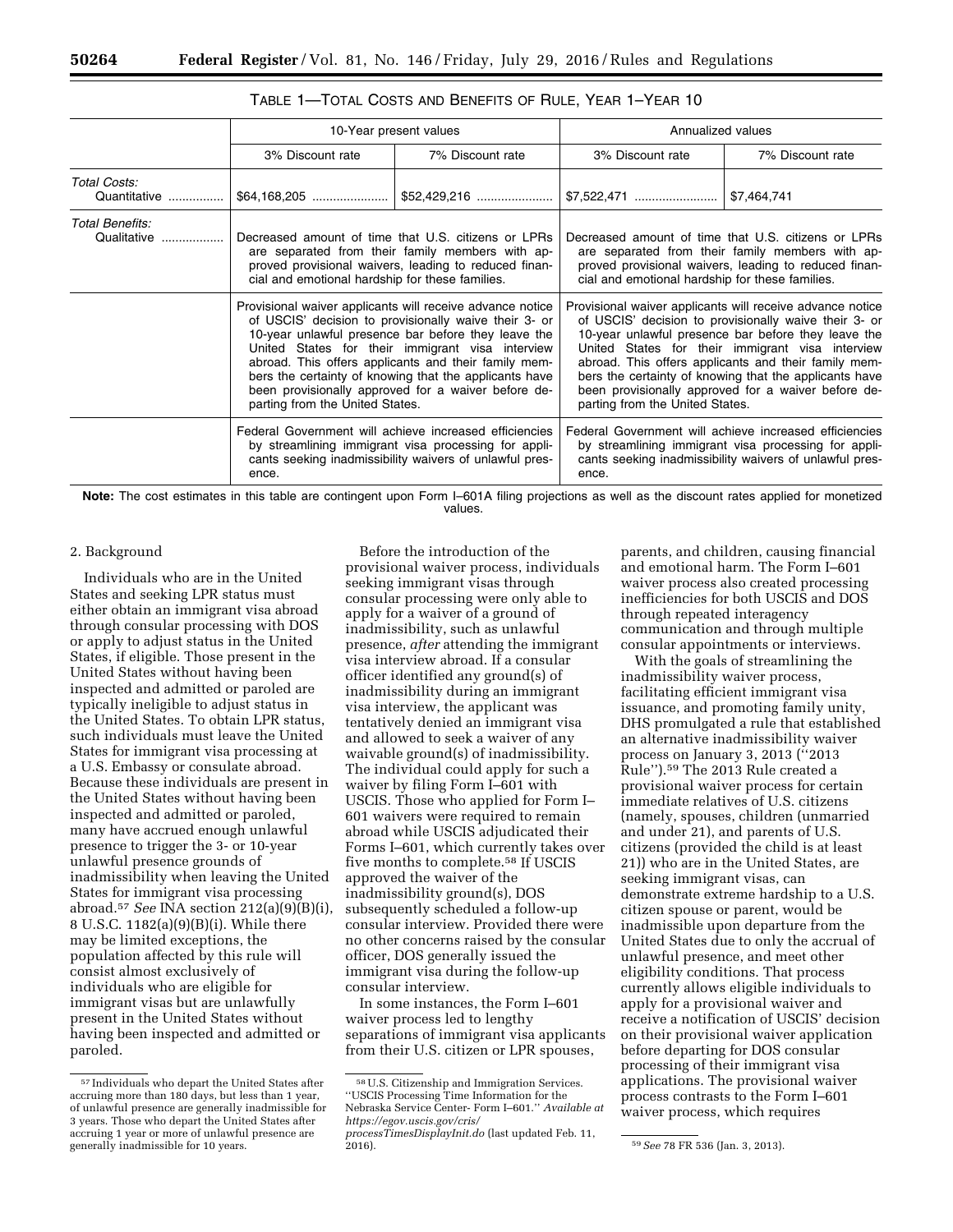TABLE 1—TOTAL COSTS AND BENEFITS OF RULE, YEAR 1–YEAR 10

| | 10-Year present values | | Annualized values | |
|---|---|---|---|---|
| | 3% Discount rate | 7% Discount rate | 3% Discount rate | 7% Discount rate |
| *Total Costs:* Quantitative | $64,168,205 | $52,429,216 | $7,522,471 | $7,464,741 |
| *Total Benefits:* Qualitative | Decreased amount of time that U.S. citizens or LPRs are separated from their family members with approved provisional waivers, leading to reduced financial and emotional hardship for these families. | | Decreased amount of time that U.S. citizens or LPRs are separated from their family members with approved provisional waivers, leading to reduced financial and emotional hardship for these families. | |
| | Provisional waiver applicants will receive advance notice of USCIS' decision to provisionally waive their 3- or 10-year unlawful presence bar before they leave the United States for their immigrant visa interview abroad. This offers applicants and their family members the certainty of knowing that the applicants have been provisionally approved for a waiver before departing from the United States. | | Provisional waiver applicants will receive advance notice of USCIS' decision to provisionally waive their 3- or 10-year unlawful presence bar before they leave the United States for their immigrant visa interview abroad. This offers applicants and their family members the certainty of knowing that the applicants have been provisionally approved for a waiver before departing from the United States. | |
| | Federal Government will achieve increased efficiencies by streamlining immigrant visa processing for applicants seeking inadmissibility waivers of unlawful presence. | | Federal Government will achieve increased efficiencies by streamlining immigrant visa processing for applicants seeking inadmissibility waivers of unlawful presence. | |

**Note:** The cost estimates in this table are contingent upon Form I–601A filing projections as well as the discount rates applied for monetized values.

2. Background

Individuals who are in the United States and seeking LPR status must either obtain an immigrant visa abroad through consular processing with DOS or apply to adjust status in the United States, if eligible. Those present in the United States without having been inspected and admitted or paroled are typically ineligible to adjust status in the United States. To obtain LPR status, such individuals must leave the United States for immigrant visa processing at a U.S. Embassy or consulate abroad. Because these individuals are present in the United States without having been inspected and admitted or paroled, many have accrued enough unlawful presence to trigger the 3- or 10-year unlawful presence grounds of inadmissibility when leaving the United States for immigrant visa processing abroad.[57] *See* INA section 212(a)(9)(B)(i), 8 U.S.C. 1182(a)(9)(B)(i). While there may be limited exceptions, the population affected by this rule will consist almost exclusively of individuals who are eligible for immigrant visas but are unlawfully present in the United States without having been inspected and admitted or paroled.

Before the introduction of the provisional waiver process, individuals seeking immigrant visas through consular processing were only able to apply for a waiver of a ground of inadmissibility, such as unlawful presence, *after* attending the immigrant visa interview abroad. If a consular officer identified any ground(s) of inadmissibility during an immigrant visa interview, the applicant was tentatively denied an immigrant visa and allowed to seek a waiver of any waivable ground(s) of inadmissibility. The individual could apply for such a waiver by filing Form I–601 with USCIS. Those who applied for Form I–601 waivers were required to remain abroad while USCIS adjudicated their Forms I–601, which currently takes over five months to complete.[58] If USCIS approved the waiver of the inadmissibility ground(s), DOS subsequently scheduled a follow-up consular interview. Provided there were no other concerns raised by the consular officer, DOS generally issued the immigrant visa during the follow-up consular interview.

In some instances, the Form I–601 waiver process led to lengthy separations of immigrant visa applicants from their U.S. citizen or LPR spouses, parents, and children, causing financial and emotional harm. The Form I–601 waiver process also created processing inefficiencies for both USCIS and DOS through repeated interagency communication and through multiple consular appointments or interviews.

With the goals of streamlining the inadmissibility waiver process, facilitating efficient immigrant visa issuance, and promoting family unity, DHS promulgated a rule that established an alternative inadmissibility waiver process on January 3, 2013 (''2013 Rule'').[59] The 2013 Rule created a provisional waiver process for certain immediate relatives of U.S. citizens (namely, spouses, children (unmarried and under 21), and parents of U.S. citizens (provided the child is at least 21)) who are in the United States, are seeking immigrant visas, can demonstrate extreme hardship to a U.S. citizen spouse or parent, would be inadmissible upon departure from the United States due to only the accrual of unlawful presence, and meet other eligibility conditions. That process currently allows eligible individuals to apply for a provisional waiver and receive a notification of USCIS' decision on their provisional waiver application before departing for DOS consular processing of their immigrant visa applications. The provisional waiver process contrasts to the Form I–601 waiver process, which requires

[57] Individuals who depart the United States after accruing more than 180 days, but less than 1 year, of unlawful presence are generally inadmissible for 3 years. Those who depart the United States after accruing 1 year or more of unlawful presence are generally inadmissible for 10 years.

[58] U.S. Citizenship and Immigration Services. ''USCIS Processing Time Information for the Nebraska Service Center- Form I–601.'' *Available at https://egov.uscis.gov/cris/processTimesDisplayInit.do* (last updated Feb. 11, 2016).

[59] *See* 78 FR 536 (Jan. 3, 2013).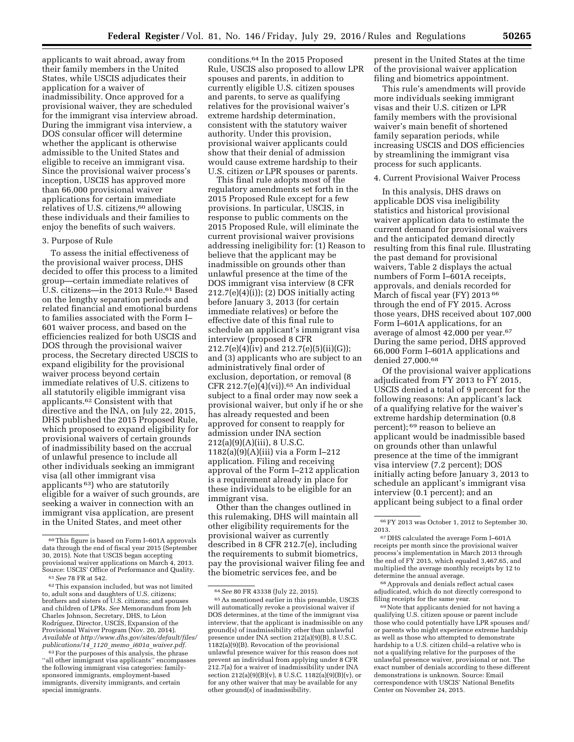applicants to wait abroad, away from their family members in the United States, while USCIS adjudicates their application for a waiver of inadmissibility. Once approved for a provisional waiver, they are scheduled for the immigrant visa interview abroad. During the immigrant visa interview, a DOS consular officer will determine whether the applicant is otherwise admissible to the United States and eligible to receive an immigrant visa. Since the provisional waiver process's inception, USCIS has approved more than 66,000 provisional waiver applications for certain immediate relatives of U.S. citizens,[60] allowing these individuals and their families to enjoy the benefits of such waivers.

3. Purpose of Rule

To assess the initial effectiveness of the provisional waiver process, DHS decided to offer this process to a limited group—certain immediate relatives of U.S. citizens—in the 2013 Rule.[61] Based on the lengthy separation periods and related financial and emotional burdens to families associated with the Form I–601 waiver process, and based on the efficiencies realized for both USCIS and DOS through the provisional waiver process, the Secretary directed USCIS to expand eligibility for the provisional waiver process beyond certain immediate relatives of U.S. citizens to all statutorily eligible immigrant visa applicants.[62] Consistent with that directive and the INA, on July 22, 2015, DHS published the 2015 Proposed Rule, which proposed to expand eligibility for provisional waivers of certain grounds of inadmissibility based on the accrual of unlawful presence to include all other individuals seeking an immigrant visa (all other immigrant visa applicants[63]) who are statutorily eligible for a waiver of such grounds, are seeking a waiver in connection with an immigrant visa application, are present in the United States, and meet other conditions.[64] In the 2015 Proposed Rule, USCIS also proposed to allow LPR spouses and parents, in addition to currently eligible U.S. citizen spouses and parents, to serve as qualifying relatives for the provisional waiver's extreme hardship determination, consistent with the statutory waiver authority. Under this provision, provisional waiver applicants could show that their denial of admission would cause extreme hardship to their U.S. citizen *or* LPR spouses or parents.

This final rule adopts most of the regulatory amendments set forth in the 2015 Proposed Rule except for a few provisions. In particular, USCIS, in response to public comments on the 2015 Proposed Rule, will eliminate the current provisional waiver provisions addressing ineligibility for: (1) Reason to believe that the applicant may be inadmissible on grounds other than unlawful presence at the time of the DOS immigrant visa interview (8 CFR 212.7(e)(4)(i)); (2) DOS initially acting before January 3, 2013 (for certain immediate relatives) or before the effective date of this final rule to schedule an applicant's immigrant visa interview (proposed 8 CFR 212.7(e)(4)(iv) and 212.7(e)(5)(ii)(G)); and (3) applicants who are subject to an administratively final order of exclusion, deportation, or removal (8 CFR 212.7(e)(4)(vi)).[65] An individual subject to a final order may now seek a provisional waiver, but only if he or she has already requested and been approved for consent to reapply for admission under INA section 212(a)(9)(A)(iii), 8 U.S.C. 1182(a)(9)(A)(iii) via a Form I–212 application. Filing and receiving approval of the Form I–212 application is a requirement already in place for these individuals to be eligible for an immigrant visa.

Other than the changes outlined in this rulemaking, DHS will maintain all other eligibility requirements for the provisional waiver as currently described in 8 CFR 212.7(e), including the requirements to submit biometrics, pay the provisional waiver filing fee and the biometric services fee, and be present in the United States at the time of the provisional waiver application filing and biometrics appointment.

This rule's amendments will provide more individuals seeking immigrant visas and their U.S. citizen or LPR family members with the provisional waiver's main benefit of shortened family separation periods, while increasing USCIS and DOS efficiencies by streamlining the immigrant visa process for such applicants.

4. Current Provisional Waiver Process

In this analysis, DHS draws on applicable DOS visa ineligibility statistics and historical provisional waiver application data to estimate the current demand for provisional waivers and the anticipated demand directly resulting from this final rule. Illustrating the past demand for provisional waivers, Table 2 displays the actual numbers of Form I–601A receipts, approvals, and denials recorded for March of fiscal year (FY) 2013[66] through the end of FY 2015. Across those years, DHS received about 107,000 Form I–601A applications, for an average of almost 42,000 per year.[67] During the same period, DHS approved 66,000 Form I–601A applications and denied 27,000.[68]

Of the provisional waiver applications adjudicated from FY 2013 to FY 2015, USCIS denied a total of 9 percent for the following reasons: An applicant's lack of a qualifying relative for the waiver's extreme hardship determination (0.8 percent);[69] reason to believe an applicant would be inadmissible based on grounds other than unlawful presence at the time of the immigrant visa interview (7.2 percent); DOS initially acting before January 3, 2013 to schedule an applicant's immigrant visa interview (0.1 percent); and an applicant being subject to a final order

---

[60] This figure is based on Form I–601A approvals data through the end of fiscal year 2015 (September 30, 2015). Note that USCIS began accepting provisional waiver applications on March 4, 2013. Source: USCIS' Office of Performance and Quality.

[61] *See* 78 FR at 542.

[62] This expansion included, but was not limited to, adult sons and daughters of U.S. citizens; brothers and sisters of U.S. citizens; and spouses and children of LPRs. *See* Memorandum from Jeh Charles Johnson, Secretary, DHS, to Léon Rodríguez, Director, USCIS, Expansion of the Provisional Waiver Program (Nov. 20, 2014). *Available at http://www.dhs.gov/sites/default/files/publications/14_1120_memo_i601a_waiver.pdf.*

[63] For the purposes of this analysis, the phrase ''all other immigrant visa applicants'' encompasses the following immigrant visa categories: family-sponsored immigrants, employment-based immigrants, diversity immigrants, and certain special immigrants.

[64] *See* 80 FR 43338 (July 22, 2015).

[65] As mentioned earlier in this preamble, USCIS will automatically revoke a provisional waiver if DOS determines, at the time of the immigrant visa interview, that the applicant is inadmissible on any ground(s) of inadmissibility other than unlawful presence under INA section 212(a)(9)(B), 8 U.S.C. 1182(a)(9)(B). Revocation of the provisional unlawful presence waiver for this reason does not prevent an individual from applying under 8 CFR 212.7(a) for a waiver of inadmissibility under INA section 212(a)(9)(B)(v), 8 U.S.C. 1182(a)(9)(B)(v), or for any other waiver that may be available for any other ground(s) of inadmissibility.

[66] FY 2013 was October 1, 2012 to September 30, 2013.

[67] DHS calculated the average Form I–601A receipts per month since the provisional waiver process's implementation in March 2013 through the end of FY 2015, which equaled 3,467.65, and multiplied the average monthly receipts by 12 to determine the annual average.

[68] Approvals and denials reflect actual cases adjudicated, which do not directly correspond to filing receipts for the same year.

[69] Note that applicants denied for not having a qualifying U.S. citizen spouse or parent include those who could potentially have LPR spouses and/or parents who might experience extreme hardship as well as those who attempted to demonstrate hardship to a U.S. citizen child–a relative who is not a qualifying relative for the purposes of the unlawful presence waiver, provisional or not. The exact number of denials according to these different demonstrations is unknown. Source: Email correspondence with USCIS' National Benefits Center on November 24, 2015.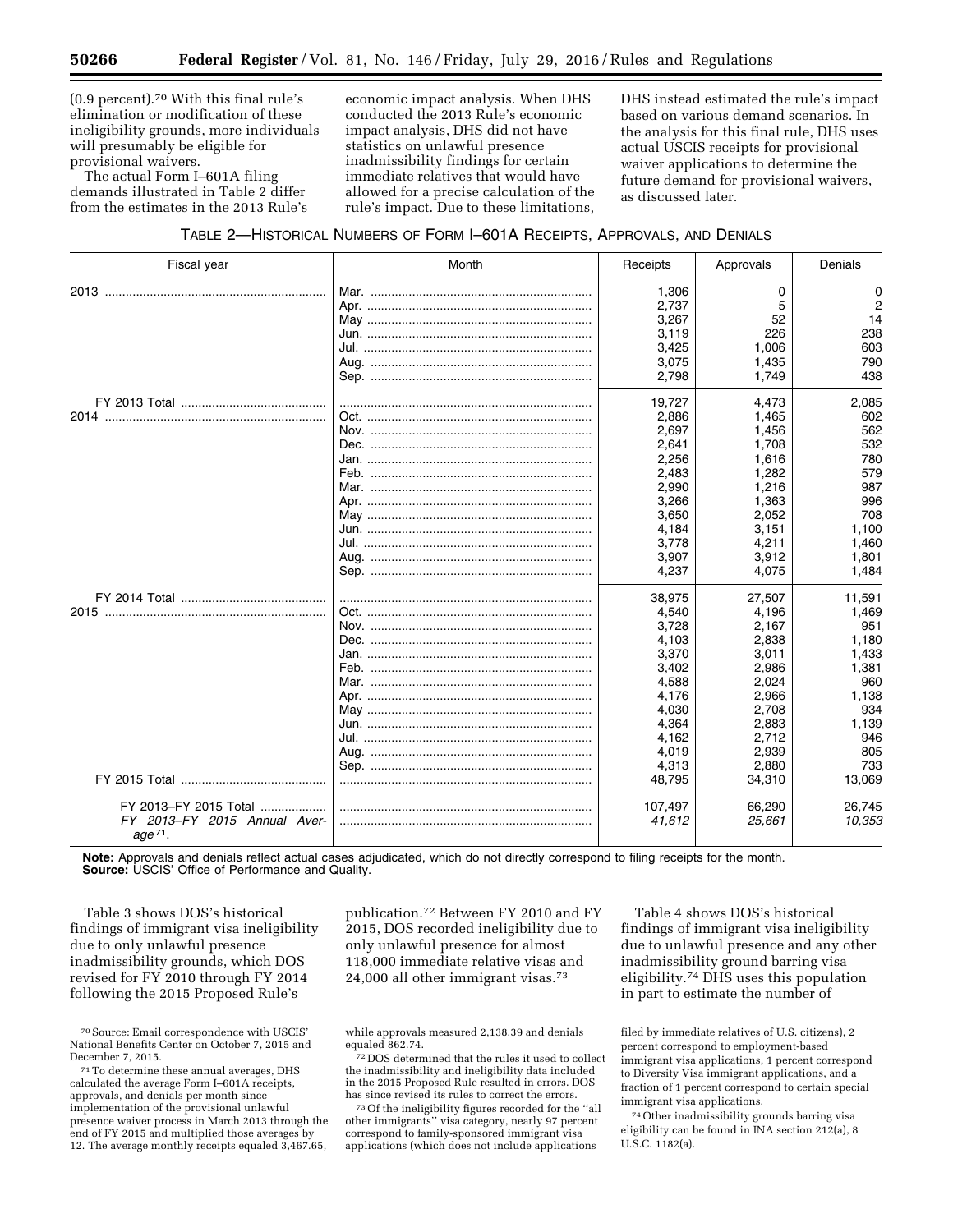(0.9 percent).[70] With this final rule's elimination or modification of these ineligibility grounds, more individuals will presumably be eligible for provisional waivers.

The actual Form I–601A filing demands illustrated in Table 2 differ from the estimates in the 2013 Rule's economic impact analysis. When DHS conducted the 2013 Rule's economic impact analysis, DHS did not have statistics on unlawful presence inadmissibility findings for certain immediate relatives that would have allowed for a precise calculation of the rule's impact. Due to these limitations, DHS instead estimated the rule's impact based on various demand scenarios. In the analysis for this final rule, DHS uses actual USCIS receipts for provisional waiver applications to determine the future demand for provisional waivers, as discussed later.

TABLE 2—HISTORICAL NUMBERS OF FORM I–601A RECEIPTS, APPROVALS, AND DENIALS

| Fiscal year | Month | Receipts | Approvals | Denials |
|---|---|---|---|---|
| 2013 | Mar. | 1,306 | 0 | 0 |
| | Apr. | 2,737 | 5 | 2 |
| | May | 3,267 | 52 | 14 |
| | Jun. | 3,119 | 226 | 238 |
| | Jul. | 3,425 | 1,006 | 603 |
| | Aug. | 3,075 | 1,435 | 790 |
| | Sep. | 2,798 | 1,749 | 438 |
| FY 2013 Total | | 19,727 | 4,473 | 2,085 |
| 2014 | Oct. | 2,886 | 1,465 | 602 |
| | Nov. | 2,697 | 1,456 | 562 |
| | Dec. | 2,641 | 1,708 | 532 |
| | Jan. | 2,256 | 1,616 | 780 |
| | Feb. | 2,483 | 1,282 | 579 |
| | Mar. | 2,990 | 1,216 | 987 |
| | Apr. | 3,266 | 1,363 | 996 |
| | May | 3,650 | 2,052 | 708 |
| | Jun. | 4,184 | 3,151 | 1,100 |
| | Jul. | 3,778 | 4,211 | 1,460 |
| | Aug. | 3,907 | 3,912 | 1,801 |
| | Sep. | 4,237 | 4,075 | 1,484 |
| FY 2014 Total | | 38,975 | 27,507 | 11,591 |
| 2015 | Oct. | 4,540 | 4,196 | 1,469 |
| | Nov. | 3,728 | 2,167 | 951 |
| | Dec. | 4,103 | 2,838 | 1,180 |
| | Jan. | 3,370 | 3,011 | 1,433 |
| | Feb. | 3,402 | 2,986 | 1,381 |
| | Mar. | 4,588 | 2,024 | 960 |
| | Apr. | 4,176 | 2,966 | 1,138 |
| | May | 4,030 | 2,708 | 934 |
| | Jun. | 4,364 | 2,883 | 1,139 |
| | Jul. | 4,162 | 2,712 | 946 |
| | Aug. | 4,019 | 2,939 | 805 |
| | Sep. | 4,313 | 2,880 | 733 |
| FY 2015 Total | | 48,795 | 34,310 | 13,069 |
| FY 2013–FY 2015 Total | | 107,497 | 66,290 | 26,745 |
| *FY 2013–FY 2015 Annual Average*[71]. | | *41,612* | *25,661* | *10,353* |

**Note:** Approvals and denials reflect actual cases adjudicated, which do not directly correspond to filing receipts for the month.
**Source:** USCIS' Office of Performance and Quality.

Table 3 shows DOS's historical findings of immigrant visa ineligibility due to only unlawful presence inadmissibility grounds, which DOS revised for FY 2010 through FY 2014 following the 2015 Proposed Rule's publication.[72] Between FY 2010 and FY 2015, DOS recorded ineligibility due to only unlawful presence for almost 118,000 immediate relative visas and 24,000 all other immigrant visas.[73]

Table 4 shows DOS's historical findings of immigrant visa ineligibility due to unlawful presence and any other inadmissibility ground barring visa eligibility.[74] DHS uses this population in part to estimate the number of

---

[70] Source: Email correspondence with USCIS' National Benefits Center on October 7, 2015 and December 7, 2015.

[71] To determine these annual averages, DHS calculated the average Form I–601A receipts, approvals, and denials per month since implementation of the provisional unlawful presence waiver process in March 2013 through the end of FY 2015 and multiplied those averages by 12. The average monthly receipts equaled 3,467.65, while approvals measured 2,138.39 and denials equaled 862.74.

[72] DOS determined that the rules it used to collect the inadmissibility and ineligibility data included in the 2015 Proposed Rule resulted in errors. DOS has since revised its rules to correct the errors.

[73] Of the ineligibility figures recorded for the "all other immigrants" visa category, nearly 97 percent correspond to family-sponsored immigrant visa applications (which does not include applications filed by immediate relatives of U.S. citizens), 2 percent correspond to employment-based immigrant visa applications, 1 percent correspond to Diversity Visa immigrant applications, and a fraction of 1 percent correspond to certain special immigrant visa applications.

[74] Other inadmissibility grounds barring visa eligibility can be found in INA section 212(a), 8 U.S.C. 1182(a).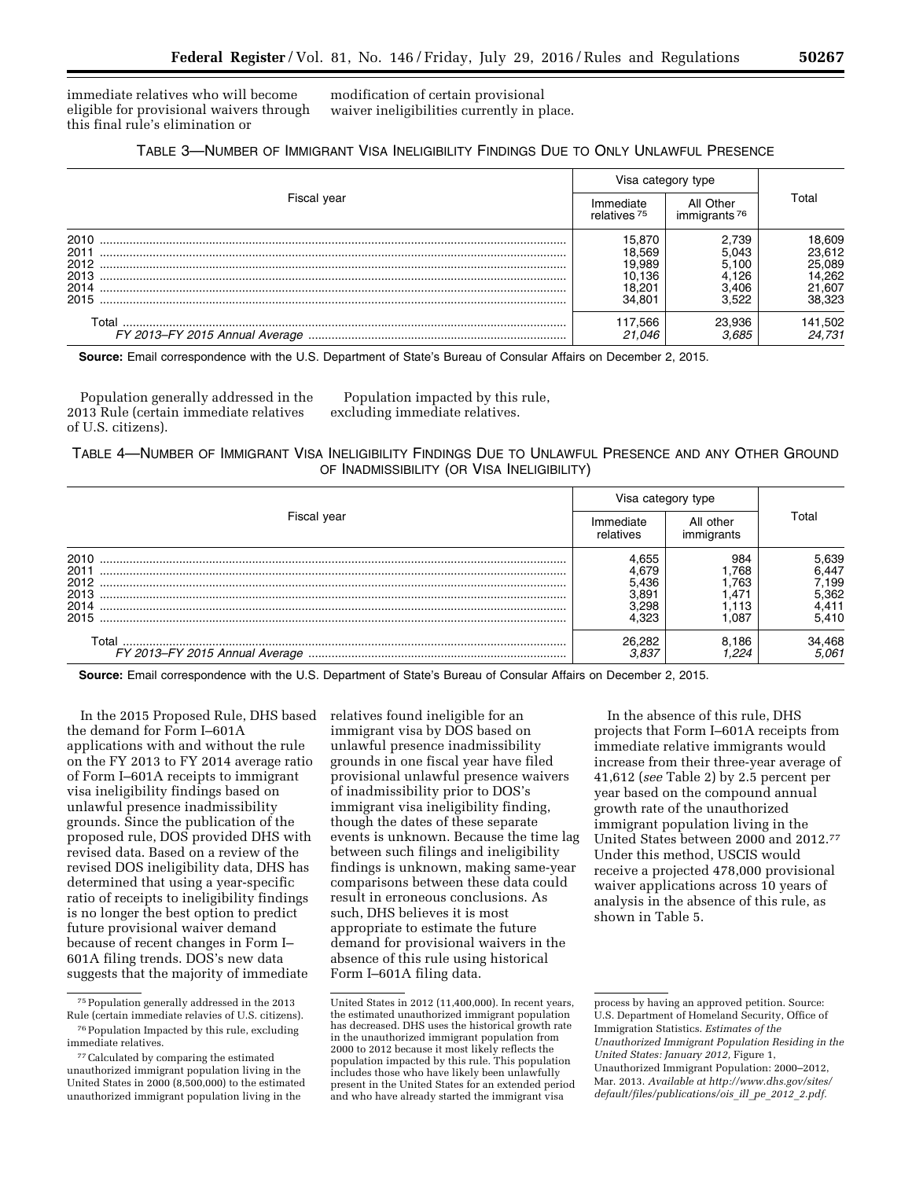immediate relatives who will become eligible for provisional waivers through this final rule's elimination or modification of certain provisional waiver ineligibilities currently in place.

TABLE 3—NUMBER OF IMMIGRANT VISA INELIGIBILITY FINDINGS DUE TO ONLY UNLAWFUL PRESENCE

| Fiscal year | Visa category type | | Total |
|---|---|---|---|
| | Immediate relatives [75] | All Other immigrants [76] | |
| 2010 | 15,870 | 2,739 | 18,609 |
| 2011 | 18,569 | 5,043 | 23,612 |
| 2012 | 19,989 | 5,100 | 25,089 |
| 2013 | 10,136 | 4,126 | 14,262 |
| 2014 | 18,201 | 3,406 | 21,607 |
| 2015 | 34,801 | 3,522 | 38,323 |
| Total | 117,566 | 23,936 | 141,502 |
| *FY 2013–FY 2015 Annual Average* | *21,046* | *3,685* | *24,731* |

**Source:** Email correspondence with the U.S. Department of State's Bureau of Consular Affairs on December 2, 2015.

Population generally addressed in the 2013 Rule (certain immediate relatives of U.S. citizens).

Population impacted by this rule, excluding immediate relatives.

TABLE 4—NUMBER OF IMMIGRANT VISA INELIGIBILITY FINDINGS DUE TO UNLAWFUL PRESENCE AND ANY OTHER GROUND OF INADMISSIBILITY (OR VISA INELIGIBILITY)

| Fiscal year | Visa category type | | Total |
|---|---|---|---|
| | Immediate relatives | All other immigrants | |
| 2010 | 4,655 | 984 | 5,639 |
| 2011 | 4,679 | 1,768 | 6,447 |
| 2012 | 5,436 | 1,763 | 7,199 |
| 2013 | 3,891 | 1,471 | 5,362 |
| 2014 | 3,298 | 1,113 | 4,411 |
| 2015 | 4,323 | 1,087 | 5,410 |
| Total | 26,282 | 8,186 | 34,468 |
| *FY 2013–FY 2015 Annual Average* | *3,837* | *1,224* | *5,061* |

**Source:** Email correspondence with the U.S. Department of State's Bureau of Consular Affairs on December 2, 2015.

In the 2015 Proposed Rule, DHS based the demand for Form I–601A applications with and without the rule on the FY 2013 to FY 2014 average ratio of Form I–601A receipts to immigrant visa ineligibility findings based on unlawful presence inadmissibility grounds. Since the publication of the proposed rule, DOS provided DHS with revised data. Based on a review of the revised DOS ineligibility data, DHS has determined that using a year-specific ratio of receipts to ineligibility findings is no longer the best option to predict future provisional waiver demand because of recent changes in Form I–601A filing trends. DOS's new data suggests that the majority of immediate relatives found ineligible for an immigrant visa by DOS based on unlawful presence inadmissibility grounds in one fiscal year have filed provisional unlawful presence waivers of inadmissibility prior to DOS's immigrant visa ineligibility finding, though the dates of these separate events is unknown. Because the time lag between such filings and ineligibility findings is unknown, making same-year comparisons between these data could result in erroneous conclusions. As such, DHS believes it is most appropriate to estimate the future demand for provisional waivers in the absence of this rule using historical Form I–601A filing data.

In the absence of this rule, DHS projects that Form I–601A receipts from immediate relative immigrants would increase from their three-year average of 41,612 (*see* Table 2) by 2.5 percent per year based on the compound annual growth rate of the unauthorized immigrant population living in the United States between 2000 and 2012.[77] Under this method, USCIS would receive a projected 478,000 provisional waiver applications across 10 years of analysis in the absence of this rule, as shown in Table 5.

---

[75] Population generally addressed in the 2013 Rule (certain immediate relavies of U.S. citizens).

[76] Population Impacted by this rule, excluding immediate relatives.

[77] Calculated by comparing the estimated unauthorized immigrant population living in the United States in 2000 (8,500,000) to the estimated unauthorized immigrant population living in the United States in 2012 (11,400,000). In recent years, the estimated unauthorized immigrant population has decreased. DHS uses the historical growth rate in the unauthorized immigrant population from 2000 to 2012 because it most likely reflects the population impacted by this rule. This population includes those who have likely been unlawfully present in the United States for an extended period and who have already started the immigrant visa process by having an approved petition. Source: U.S. Department of Homeland Security, Office of Immigration Statistics. *Estimates of the Unauthorized Immigrant Population Residing in the United States: January 2012,* Figure 1, Unauthorized Immigrant Population: 2000–2012, Mar. 2013. *Available at http://www.dhs.gov/sites/default/files/publications/ois_ill_pe_2012_2.pdf.*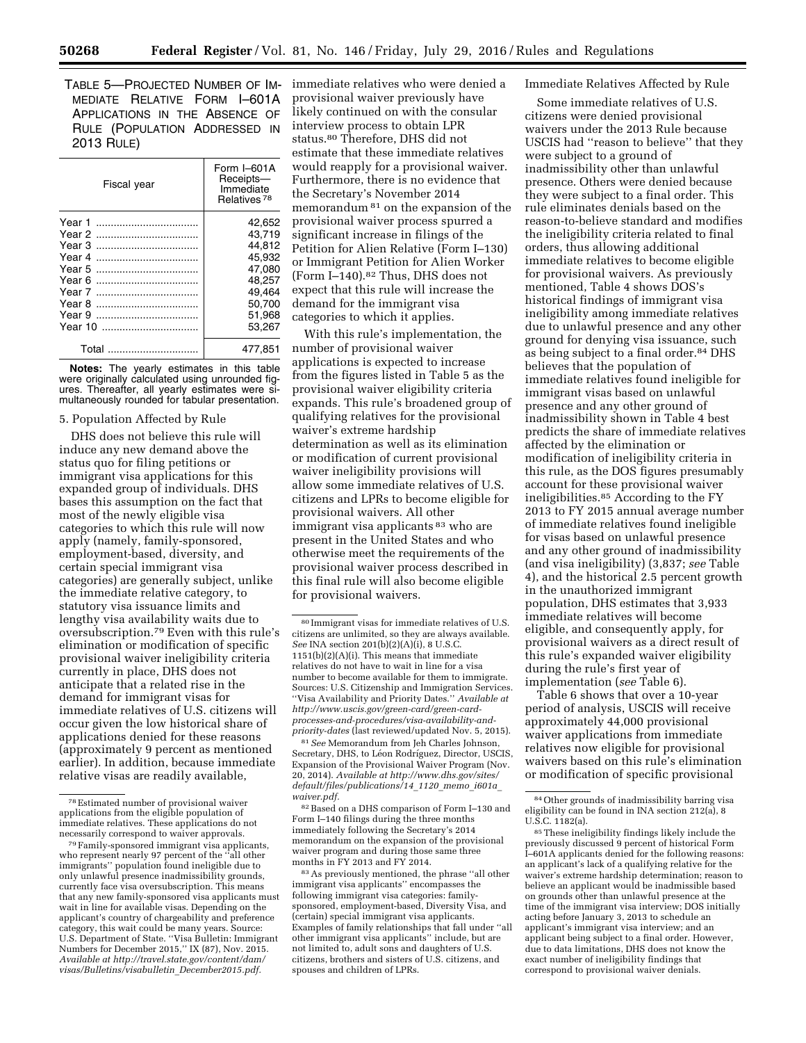TABLE 5—PROJECTED NUMBER OF IMMEDIATE RELATIVE FORM I–601A APPLICATIONS IN THE ABSENCE OF RULE (POPULATION ADDRESSED IN 2013 RULE)

| Fiscal year | Form I–601A Receipts—Immediate Relatives [78] |
|---|---|
| Year 1 | 42,652 |
| Year 2 | 43,719 |
| Year 3 | 44,812 |
| Year 4 | 45,932 |
| Year 5 | 47,080 |
| Year 6 | 48,257 |
| Year 7 | 49,464 |
| Year 8 | 50,700 |
| Year 9 | 51,968 |
| Year 10 | 53,267 |
| Total | 477,851 |

**Notes:** The yearly estimates in this table were originally calculated using unrounded figures. Thereafter, all yearly estimates were simultaneously rounded for tabular presentation.

5. Population Affected by Rule

DHS does not believe this rule will induce any new demand above the status quo for filing petitions or immigrant visa applications for this expanded group of individuals. DHS bases this assumption on the fact that most of the newly eligible visa categories to which this rule will now apply (namely, family-sponsored, employment-based, diversity, and certain special immigrant visa categories) are generally subject, unlike the immediate relative category, to statutory visa issuance limits and lengthy visa availability waits due to oversubscription.[79] Even with this rule's elimination or modification of specific provisional waiver ineligibility criteria currently in place, DHS does not anticipate that a related rise in the demand for immigrant visas for immediate relatives of U.S. citizens will occur given the low historical share of applications denied for these reasons (approximately 9 percent as mentioned earlier). In addition, because immediate relative visas are readily available, immediate relatives who were denied a provisional waiver previously have likely continued on with the consular interview process to obtain LPR status.[80] Therefore, DHS did not estimate that these immediate relatives would reapply for a provisional waiver. Furthermore, there is no evidence that the Secretary's November 2014 memorandum [81] on the expansion of the provisional waiver process spurred a significant increase in filings of the Petition for Alien Relative (Form I–130) or Immigrant Petition for Alien Worker (Form I–140).[82] Thus, DHS does not expect that this rule will increase the demand for the immigrant visa categories to which it applies.

With this rule's implementation, the number of provisional waiver applications is expected to increase from the figures listed in Table 5 as the provisional waiver eligibility criteria expands. This rule's broadened group of qualifying relatives for the provisional waiver's extreme hardship determination as well as its elimination or modification of current provisional waiver ineligibility provisions will allow some immediate relatives of U.S. citizens and LPRs to become eligible for provisional waivers. All other immigrant visa applicants [83] who are present in the United States and who otherwise meet the requirements of the provisional waiver process described in this final rule will also become eligible for provisional waivers.

Immediate Relatives Affected by Rule

Some immediate relatives of U.S. citizens were denied provisional waivers under the 2013 Rule because USCIS had ''reason to believe'' that they were subject to a ground of inadmissibility other than unlawful presence. Others were denied because they were subject to a final order. This rule eliminates denials based on the reason-to-believe standard and modifies the ineligibility criteria related to final orders, thus allowing additional immediate relatives to become eligible for provisional waivers. As previously mentioned, Table 4 shows DOS's historical findings of immigrant visa ineligibility among immediate relatives due to unlawful presence and any other ground for denying visa issuance, such as being subject to a final order.[84] DHS believes that the population of immediate relatives found ineligible for immigrant visas based on unlawful presence and any other ground of inadmissibility shown in Table 4 best predicts the share of immediate relatives affected by the elimination or modification of ineligibility criteria in this rule, as the DOS figures presumably account for these provisional waiver ineligibilities.[85] According to the FY 2013 to FY 2015 annual average number of immediate relatives found ineligible for visas based on unlawful presence and any other ground of inadmissibility (and visa ineligibility) (3,837; *see* Table 4), and the historical 2.5 percent growth in the unauthorized immigrant population, DHS estimates that 3,933 immediate relatives will become eligible, and consequently apply, for provisional waivers as a direct result of this rule's expanded waiver eligibility during the rule's first year of implementation (*see* Table 6).

Table 6 shows that over a 10-year period of analysis, USCIS will receive approximately 44,000 provisional waiver applications from immediate relatives now eligible for provisional waivers based on this rule's elimination or modification of specific provisional

---

[78] Estimated number of provisional waiver applications from the eligible population of immediate relatives. These applications do not necessarily correspond to waiver approvals.

[79] Family-sponsored immigrant visa applicants, who represent nearly 97 percent of the ''all other immigrants'' population found ineligible due to only unlawful presence inadmissibility grounds, currently face visa oversubscription. This means that any new family-sponsored visa applicants must wait in line for available visas. Depending on the applicant's country of chargeability and preference category, this wait could be many years. Source: U.S. Department of State. ''Visa Bulletin: Immigrant Numbers for December 2015,'' IX (87), Nov. 2015. *Available at http://travel.state.gov/content/dam/visas/Bulletins/visabulletin_December2015.pdf.*

[80] Immigrant visas for immediate relatives of U.S. citizens are unlimited, so they are always available. *See* INA section 201(b)(2)(A)(i), 8 U.S.C. 1151(b)(2)(A)(i). This means that immediate relatives do not have to wait in line for a visa number to become available for them to immigrate. Sources: U.S. Citizenship and Immigration Services. ''Visa Availability and Priority Dates.'' *Available at http://www.uscis.gov/green-card/green-card-processes-and-procedures/visa-availability-and-priority-dates* (last reviewed/updated Nov. 5, 2015).

[81] *See* Memorandum from Jeh Charles Johnson, Secretary, DHS, to Léon Rodriguez, Director, USCIS, Expansion of the Provisional Waiver Program (Nov. 20, 2014). *Available at http://www.dhs.gov/sites/default/files/publications/14_1120_memo_i601a_waiver.pdf.*

[82] Based on a DHS comparison of Form I–130 and Form I–140 filings during the three months immediately following the Secretary's 2014 memorandum on the expansion of the provisional waiver program and during those same three months in FY 2013 and FY 2014.

[83] As previously mentioned, the phrase ''all other immigrant visa applicants'' encompasses the following immigrant visa categories: family-sponsored, employment-based, Diversity Visa, and (certain) special immigrant visa applicants. Examples of family relationships that fall under ''all other immigrant visa applicants'' include, but are not limited to, adult sons and daughters of U.S. citizens, brothers and sisters of U.S. citizens, and spouses and children of LPRs.

[84] Other grounds of inadmissibility barring visa eligibility can be found in INA section 212(a), 8 U.S.C. 1182(a).

[85] These ineligibility findings likely include the previously discussed 9 percent of historical Form I–601A applicants denied for the following reasons: an applicant's lack of a qualifying relative for the waiver's extreme hardship determination; reason to believe an applicant would be inadmissible based on grounds other than unlawful presence at the time of the immigrant visa interview; DOS initially acting before January 3, 2013 to schedule an applicant's immigrant visa interview; and an applicant being subject to a final order. However, due to data limitations, DHS does not know the exact number of ineligibility findings that correspond to provisional waiver denials.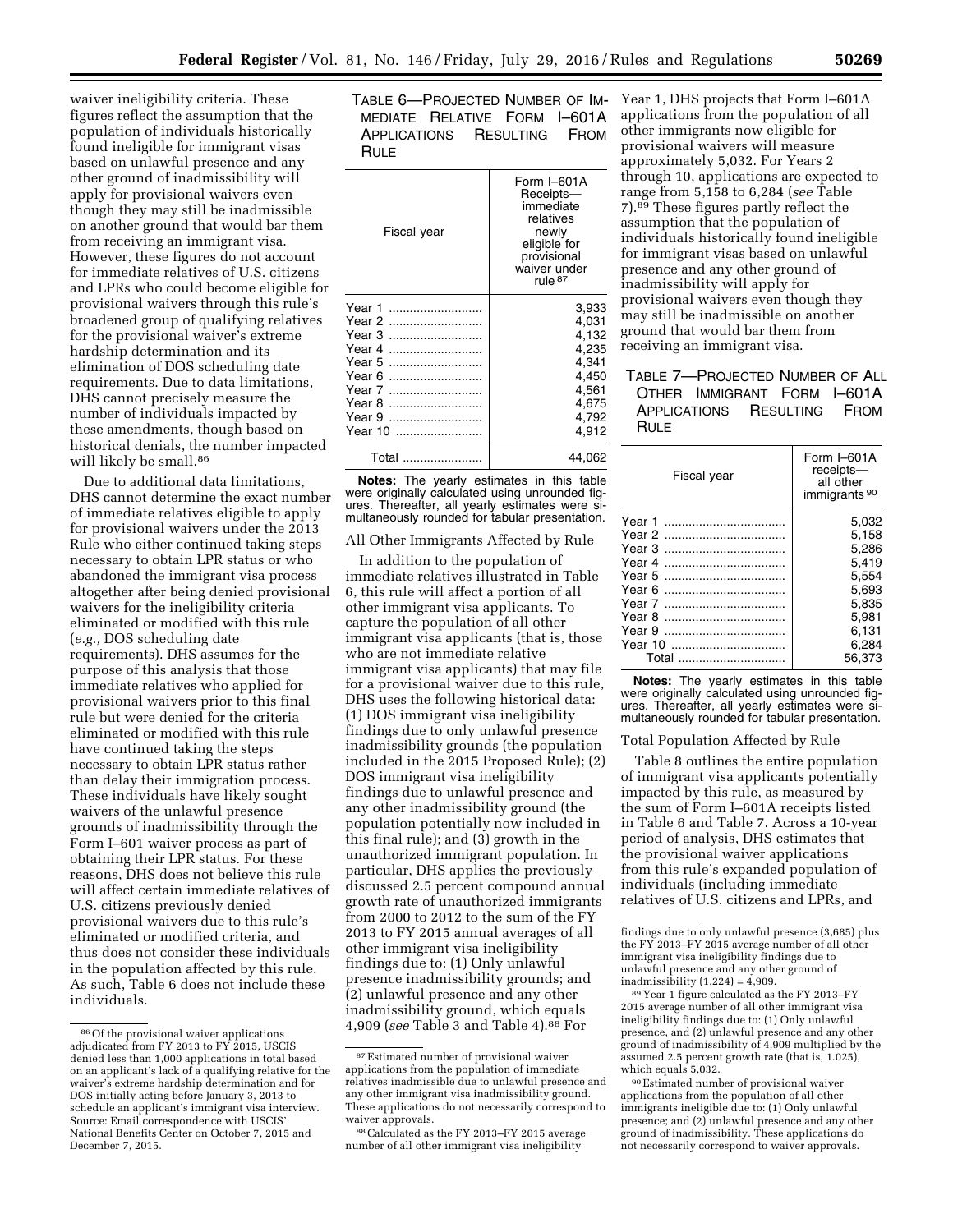waiver ineligibility criteria. These figures reflect the assumption that the population of individuals historically found ineligible for immigrant visas based on unlawful presence and any other ground of inadmissibility will apply for provisional waivers even though they may still be inadmissible on another ground that would bar them from receiving an immigrant visa. However, these figures do not account for immediate relatives of U.S. citizens and LPRs who could become eligible for provisional waivers through this rule's broadened group of qualifying relatives for the provisional waiver's extreme hardship determination and its elimination of DOS scheduling date requirements. Due to data limitations, DHS cannot precisely measure the number of individuals impacted by these amendments, though based on historical denials, the number impacted will likely be small.[86]

Due to additional data limitations, DHS cannot determine the exact number of immediate relatives eligible to apply for provisional waivers under the 2013 Rule who either continued taking steps necessary to obtain LPR status or who abandoned the immigrant visa process altogether after being denied provisional waivers for the ineligibility criteria eliminated or modified with this rule (*e.g.,* DOS scheduling date requirements). DHS assumes for the purpose of this analysis that those immediate relatives who applied for provisional waivers prior to this final rule but were denied for the criteria eliminated or modified with this rule have continued taking the steps necessary to obtain LPR status rather than delay their immigration process. These individuals have likely sought waivers of the unlawful presence grounds of inadmissibility through the Form I–601 waiver process as part of obtaining their LPR status. For these reasons, DHS does not believe this rule will affect certain immediate relatives of U.S. citizens previously denied provisional waivers due to this rule's eliminated or modified criteria, and thus does not consider these individuals in the population affected by this rule. As such, Table 6 does not include these individuals.

TABLE 6—PROJECTED NUMBER OF IMMEDIATE RELATIVE FORM I–601A APPLICATIONS RESULTING FROM RULE

| Fiscal year | Form I–601A Receipts—immediate relatives newly eligible for provisional waiver under rule[87] |
|---|---|
| Year 1 | 3,933 |
| Year 2 | 4,031 |
| Year 3 | 4,132 |
| Year 4 | 4,235 |
| Year 5 | 4,341 |
| Year 6 | 4,450 |
| Year 7 | 4,561 |
| Year 8 | 4,675 |
| Year 9 | 4,792 |
| Year 10 | 4,912 |
| Total | 44,062 |

**Notes:** The yearly estimates in this table were originally calculated using unrounded figures. Thereafter, all yearly estimates were simultaneously rounded for tabular presentation.

All Other Immigrants Affected by Rule

In addition to the population of immediate relatives illustrated in Table 6, this rule will affect a portion of all other immigrant visa applicants. To capture the population of all other immigrant visa applicants (that is, those who are not immediate relative immigrant visa applicants) that may file for a provisional waiver due to this rule, DHS uses the following historical data: (1) DOS immigrant visa ineligibility findings due to only unlawful presence inadmissibility grounds (the population included in the 2015 Proposed Rule); (2) DOS immigrant visa ineligibility findings due to unlawful presence and any other inadmissibility ground (the population potentially now included in this final rule); and (3) growth in the unauthorized immigrant population. In particular, DHS applies the previously discussed 2.5 percent compound annual growth rate of unauthorized immigrants from 2000 to 2012 to the sum of the FY 2013 to FY 2015 annual averages of all other immigrant visa ineligibility findings due to: (1) Only unlawful presence inadmissibility grounds; and (2) unlawful presence and any other inadmissibility ground, which equals 4,909 (*see* Table 3 and Table 4).[88] For Year 1, DHS projects that Form I–601A applications from the population of all other immigrants now eligible for provisional waivers will measure approximately 5,032. For Years 2 through 10, applications are expected to range from 5,158 to 6,284 (*see* Table 7).[89] These figures partly reflect the assumption that the population of individuals historically found ineligible for immigrant visas based on unlawful presence and any other ground of inadmissibility will apply for provisional waivers even though they may still be inadmissible on another ground that would bar them from receiving an immigrant visa.

TABLE 7—PROJECTED NUMBER OF ALL OTHER IMMIGRANT FORM I–601A APPLICATIONS RESULTING FROM RULE

| Fiscal year | Form I–601A receipts—all other immigrants[90] |
|---|---|
| Year 1 | 5,032 |
| Year 2 | 5,158 |
| Year 3 | 5,286 |
| Year 4 | 5,419 |
| Year 5 | 5,554 |
| Year 6 | 5,693 |
| Year 7 | 5,835 |
| Year 8 | 5,981 |
| Year 9 | 6,131 |
| Year 10 | 6,284 |
| Total | 56,373 |

**Notes:** The yearly estimates in this table were originally calculated using unrounded figures. Thereafter, all yearly estimates were simultaneously rounded for tabular presentation.

Total Population Affected by Rule

Table 8 outlines the entire population of immigrant visa applicants potentially impacted by this rule, as measured by the sum of Form I–601A receipts listed in Table 6 and Table 7. Across a 10-year period of analysis, DHS estimates that the provisional waiver applications from this rule's expanded population of individuals (including immediate relatives of U.S. citizens and LPRs, and

---

[86] Of the provisional waiver applications adjudicated from FY 2013 to FY 2015, USCIS denied less than 1,000 applications in total based on an applicant's lack of a qualifying relative for the waiver's extreme hardship determination and for DOS initially acting before January 3, 2013 to schedule an applicant's immigrant visa interview. Source: Email correspondence with USCIS' National Benefits Center on October 7, 2015 and December 7, 2015.

[87] Estimated number of provisional waiver applications from the population of immediate relatives inadmissible due to unlawful presence and any other immigrant visa inadmissibility ground. These applications do not necessarily correspond to waiver approvals.

[88] Calculated as the FY 2013–FY 2015 average number of all other immigrant visa ineligibility findings due to only unlawful presence (3,685) plus the FY 2013–FY 2015 average number of all other immigrant visa ineligibility findings due to unlawful presence and any other ground of inadmissibility (1,224) = 4,909.

[89] Year 1 figure calculated as the FY 2013–FY 2015 average number of all other immigrant visa ineligibility findings due to: (1) Only unlawful presence, and (2) unlawful presence and any other ground of inadmissibility of 4,909 multiplied by the assumed 2.5 percent growth rate (that is, 1.025), which equals 5,032.

[90] Estimated number of provisional waiver applications from the population of all other immigrants ineligible due to: (1) Only unlawful presence; and (2) unlawful presence and any other ground of inadmissibility. These applications do not necessarily correspond to waiver approvals.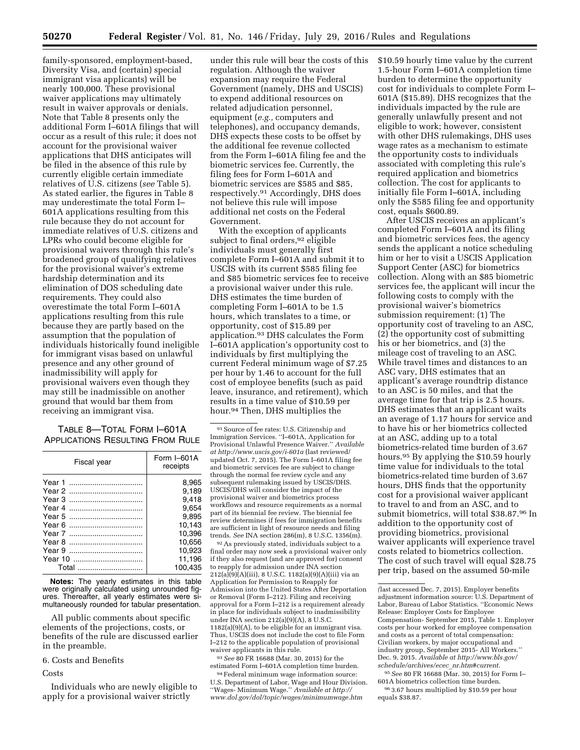family-sponsored, employment-based, Diversity Visa, and (certain) special immigrant visa applicants) will be nearly 100,000. These provisional waiver applications may ultimately result in waiver approvals or denials. Note that Table 8 presents only the additional Form I–601A filings that will occur as a result of this rule; it does not account for the provisional waiver applications that DHS anticipates will be filed in the absence of this rule by currently eligible certain immediate relatives of U.S. citizens (*see* Table 5). As stated earlier, the figures in Table 8 may underestimate the total Form I–601A applications resulting from this rule because they do not account for immediate relatives of U.S. citizens and LPRs who could become eligible for provisional waivers through this rule's broadened group of qualifying relatives for the provisional waiver's extreme hardship determination and its elimination of DOS scheduling date requirements. They could also overestimate the total Form I–601A applications resulting from this rule because they are partly based on the assumption that the population of individuals historically found ineligible for immigrant visas based on unlawful presence and any other ground of inadmissibility will apply for provisional waivers even though they may still be inadmissible on another ground that would bar them from receiving an immigrant visa.

TABLE 8—TOTAL FORM I–601A APPLICATIONS RESULTING FROM RULE

| Fiscal year | Form I–601A receipts |
|---|---|
| Year 1 | 8,965 |
| Year 2 | 9,189 |
| Year 3 | 9,418 |
| Year 4 | 9,654 |
| Year 5 | 9,895 |
| Year 6 | 10,143 |
| Year 7 | 10,396 |
| Year 8 | 10,656 |
| Year 9 | 10,923 |
| Year 10 | 11,196 |
| Total | 100,435 |

**Notes:** The yearly estimates in this table were originally calculated using unrounded figures. Thereafter, all yearly estimates were simultaneously rounded for tabular presentation.

All public comments about specific elements of the projections, costs, or benefits of the rule are discussed earlier in the preamble.

6. Costs and Benefits

Costs

Individuals who are newly eligible to apply for a provisional waiver strictly under this rule will bear the costs of this regulation. Although the waiver expansion may require the Federal Government (namely, DHS and USCIS) to expend additional resources on related adjudication personnel, equipment (*e.g.,* computers and telephones), and occupancy demands, DHS expects these costs to be offset by the additional fee revenue collected from the Form I–601A filing fee and the biometric services fee. Currently, the filing fees for Form I–601A and biometric services are $585 and $85, respectively.[91] Accordingly, DHS does not believe this rule will impose additional net costs on the Federal Government.

With the exception of applicants subject to final orders,[92] eligible individuals must generally first complete Form I–601A and submit it to USCIS with its current $585 filing fee and $85 biometric services fee to receive a provisional waiver under this rule. DHS estimates the time burden of completing Form I–601A to be 1.5 hours, which translates to a time, or opportunity, cost of $15.89 per application.[93] DHS calculates the Form I–601A application's opportunity cost to individuals by first multiplying the current Federal minimum wage of $7.25 per hour by 1.46 to account for the full cost of employee benefits (such as paid leave, insurance, and retirement), which results in a time value of $10.59 per hour.[94] Then, DHS multiplies the $10.59 hourly time value by the current 1.5-hour Form I–601A completion time burden to determine the opportunity cost for individuals to complete Form I–601A ($15.89). DHS recognizes that the individuals impacted by the rule are generally unlawfully present and not eligible to work; however, consistent with other DHS rulemakings, DHS uses wage rates as a mechanism to estimate the opportunity costs to individuals associated with completing this rule's required application and biometrics collection. The cost for applicants to initially file Form I–601A, including only the $585 filing fee and opportunity cost, equals $600.89.

After USCIS receives an applicant's completed Form I–601A and its filing and biometric services fees, the agency sends the applicant a notice scheduling him or her to visit a USCIS Application Support Center (ASC) for biometrics collection. Along with an $85 biometric services fee, the applicant will incur the following costs to comply with the provisional waiver's biometrics submission requirement: (1) The opportunity cost of traveling to an ASC, (2) the opportunity cost of submitting his or her biometrics, and (3) the mileage cost of traveling to an ASC. While travel times and distances to an ASC vary, DHS estimates that an applicant's average roundtrip distance to an ASC is 50 miles, and that the average time for that trip is 2.5 hours. DHS estimates that an applicant waits an average of 1.17 hours for service and to have his or her biometrics collected at an ASC, adding up to a total biometrics-related time burden of 3.67 hours.[95] By applying the $10.59 hourly time value for individuals to the total biometrics-related time burden of 3.67 hours, DHS finds that the opportunity cost for a provisional waiver applicant to travel to and from an ASC, and to submit biometrics, will total $38.87.[96] In addition to the opportunity cost of providing biometrics, provisional waiver applicants will experience travel costs related to biometrics collection. The cost of such travel will equal $28.75 per trip, based on the assumed 50-mile

---

[91] Source of fee rates: U.S. Citizenship and Immigration Services. "I–601A, Application for Provisional Unlawful Presence Waiver." *Available at http://www.uscis.gov/i-601a* (last reviewed/updated Oct. 7, 2015). The Form I–601A filing fee and biometric services fee are subject to change through the normal fee review cycle and any subsequent rulemaking issued by USCIS/DHS. USCIS/DHS will consider the impact of the provisional waiver and biometrics process workflows and resource requirements as a normal part of its biennial fee review. The biennial fee review determines if fees for immigration benefits are sufficient in light of resource needs and filing trends. *See* INA section 286(m), 8 U.S.C. 1356(m).

[92] As previously stated, individuals subject to a final order may now seek a provisional waiver only if they also request (and are approved for) consent to reapply for admission under INA section 212(a)(9)(A)(iii), 8 U.S.C. 1182(a)(9)(A)(iii) via an Application for Permission to Reapply for Admission into the United States After Deportation or Removal (Form I–212). Filing and receiving approval for a Form I–212 is a requirement already in place for individuals subject to inadmissibility under INA section 212(a)(9)(A), 8 U.S.C. 1182(a)(9)(A), to be eligible for an immigrant visa. Thus, USCIS does not include the cost to file Form I–212 to the applicable population of provisional waiver applicants in this rule.

[93] *See* 80 FR 16688 (Mar. 30, 2015) for the estimated Form I–601A completion time burden.

[94] Federal minimum wage information source: U.S. Department of Labor, Wage and Hour Division. "Wages- Minimum Wage." *Available at http://www.dol.gov/dol/topic/wages/minimumwage.htm* (last accessed Dec. 7, 2015). Employer benefits adjustment information source: U.S. Department of Labor, Bureau of Labor Statistics. "Economic News Release: Employer Costs for Employee Compensation- September 2015, Table 1. Employer costs per hour worked for employee compensation and costs as a percent of total compensation: Civilian workers, by major occupational and industry group, September 2015- All Workers." Dec. 9, 2015. *Available at http://www.bls.gov/schedule/archives/ecec_nr.htm#current.*

[95] *See* 80 FR 16688 (Mar. 30, 2015) for Form I–601A biometrics collection time burden.

[96] 3.67 hours multiplied by $10.59 per hour equals $38.87.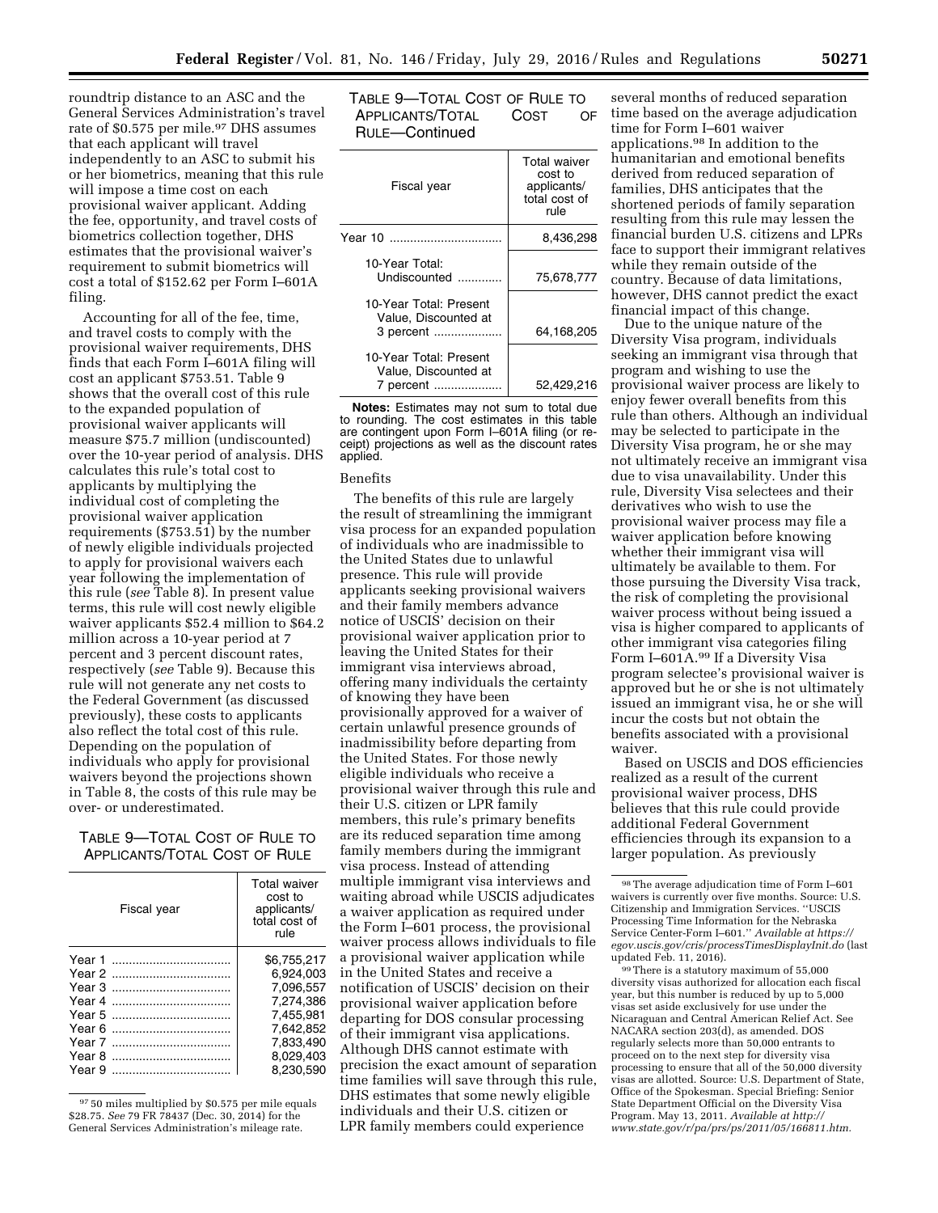roundtrip distance to an ASC and the General Services Administration's travel rate of $0.575 per mile.[97] DHS assumes that each applicant will travel independently to an ASC to submit his or her biometrics, meaning that this rule will impose a time cost on each provisional waiver applicant. Adding the fee, opportunity, and travel costs of biometrics collection together, DHS estimates that the provisional waiver's requirement to submit biometrics will cost a total of $152.62 per Form I–601A filing.

Accounting for all of the fee, time, and travel costs to comply with the provisional waiver requirements, DHS finds that each Form I–601A filing will cost an applicant $753.51. Table 9 shows that the overall cost of this rule to the expanded population of provisional waiver applicants will measure $75.7 million (undiscounted) over the 10-year period of analysis. DHS calculates this rule's total cost to applicants by multiplying the individual cost of completing the provisional waiver application requirements ($753.51) by the number of newly eligible individuals projected to apply for provisional waivers each year following the implementation of this rule (*see* Table 8). In present value terms, this rule will cost newly eligible waiver applicants $52.4 million to $64.2 million across a 10-year period at 7 percent and 3 percent discount rates, respectively (*see* Table 9). Because this rule will not generate any net costs to the Federal Government (as discussed previously), these costs to applicants also reflect the total cost of this rule. Depending on the population of individuals who apply for provisional waivers beyond the projections shown in Table 8, the costs of this rule may be over- or underestimated.

TABLE 9—TOTAL COST OF RULE TO APPLICANTS/TOTAL COST OF RULE

| Fiscal year | Total waiver cost to applicants/ total cost of rule |
|---|---|
| Year 1 | $6,755,217 |
| Year 2 | 6,924,003 |
| Year 3 | 7,096,557 |
| Year 4 | 7,274,386 |
| Year 5 | 7,455,981 |
| Year 6 | 7,642,852 |
| Year 7 | 7,833,490 |
| Year 8 | 8,029,403 |
| Year 9 | 8,230,590 |
| Year 10 | 8,436,298 |
| 10-Year Total: Undiscounted | 75,678,777 |
| 10-Year Total: Present Value, Discounted at 3 percent | 64,168,205 |
| 10-Year Total: Present Value, Discounted at 7 percent | 52,429,216 |

**Notes:** Estimates may not sum to total due to rounding. The cost estimates in this table are contingent upon Form I–601A filing (or receipt) projections as well as the discount rates applied.

Benefits

The benefits of this rule are largely the result of streamlining the immigrant visa process for an expanded population of individuals who are inadmissible to the United States due to unlawful presence. This rule will provide applicants seeking provisional waivers and their family members advance notice of USCIS' decision on their provisional waiver application prior to leaving the United States for their immigrant visa interviews abroad, offering many individuals the certainty of knowing they have been provisionally approved for a waiver of certain unlawful presence grounds of inadmissibility before departing from the United States. For those newly eligible individuals who receive a provisional waiver through this rule and their U.S. citizen or LPR family members, this rule's primary benefits are its reduced separation time among family members during the immigrant visa process. Instead of attending multiple immigrant visa interviews and waiting abroad while USCIS adjudicates a waiver application as required under the Form I–601 process, the provisional waiver process allows individuals to file a provisional waiver application while in the United States and receive a notification of USCIS' decision on their provisional waiver application before departing for DOS consular processing of their immigrant visa applications. Although DHS cannot estimate with precision the exact amount of separation time families will save through this rule, DHS estimates that some newly eligible individuals and their U.S. citizen or LPR family members could experience several months of reduced separation time based on the average adjudication time for Form I–601 waiver applications.[98] In addition to the humanitarian and emotional benefits derived from reduced separation of families, DHS anticipates that the shortened periods of family separation resulting from this rule may lessen the financial burden U.S. citizens and LPRs face to support their immigrant relatives while they remain outside of the country. Because of data limitations, however, DHS cannot predict the exact financial impact of this change.

Due to the unique nature of the Diversity Visa program, individuals seeking an immigrant visa through that program and wishing to use the provisional waiver process are likely to enjoy fewer overall benefits from this rule than others. Although an individual may be selected to participate in the Diversity Visa program, he or she may not ultimately receive an immigrant visa due to visa unavailability. Under this rule, Diversity Visa selectees and their derivatives who wish to use the provisional waiver process may file a waiver application before knowing whether their immigrant visa will ultimately be available to them. For those pursuing the Diversity Visa track, the risk of completing the provisional waiver process without being issued a visa is higher compared to applicants of other immigrant visa categories filing Form I–601A.[99] If a Diversity Visa program selectee's provisional waiver is approved but he or she is not ultimately issued an immigrant visa, he or she will incur the costs but not obtain the benefits associated with a provisional waiver.

Based on USCIS and DOS efficiencies realized as a result of the current provisional waiver process, DHS believes that this rule could provide additional Federal Government efficiencies through its expansion to a larger population. As previously

[97] 50 miles multiplied by $0.575 per mile equals $28.75. *See* 79 FR 78437 (Dec. 30, 2014) for the General Services Administration's mileage rate.

[98] The average adjudication time of Form I–601 waivers is currently over five months. Source: U.S. Citizenship and Immigration Services. ''USCIS Processing Time Information for the Nebraska Service Center-Form I–601.'' *Available at https://egov.uscis.gov/cris/processTimesDisplayInit.do* (last updated Feb. 11, 2016).

[99] There is a statutory maximum of 55,000 diversity visas authorized for allocation each fiscal year, but this number is reduced by up to 5,000 visas set aside exclusively for use under the Nicaraguan and Central American Relief Act. See NACARA section 203(d), as amended. DOS regularly selects more than 50,000 entrants to proceed on to the next step for diversity visa processing to ensure that all of the 50,000 diversity visas are allotted. Source: U.S. Department of State, Office of the Spokesman. Special Briefing: Senior State Department Official on the Diversity Visa Program. May 13, 2011. *Available at http://www.state.gov/r/pa/prs/ps/2011/05/166811.htm.*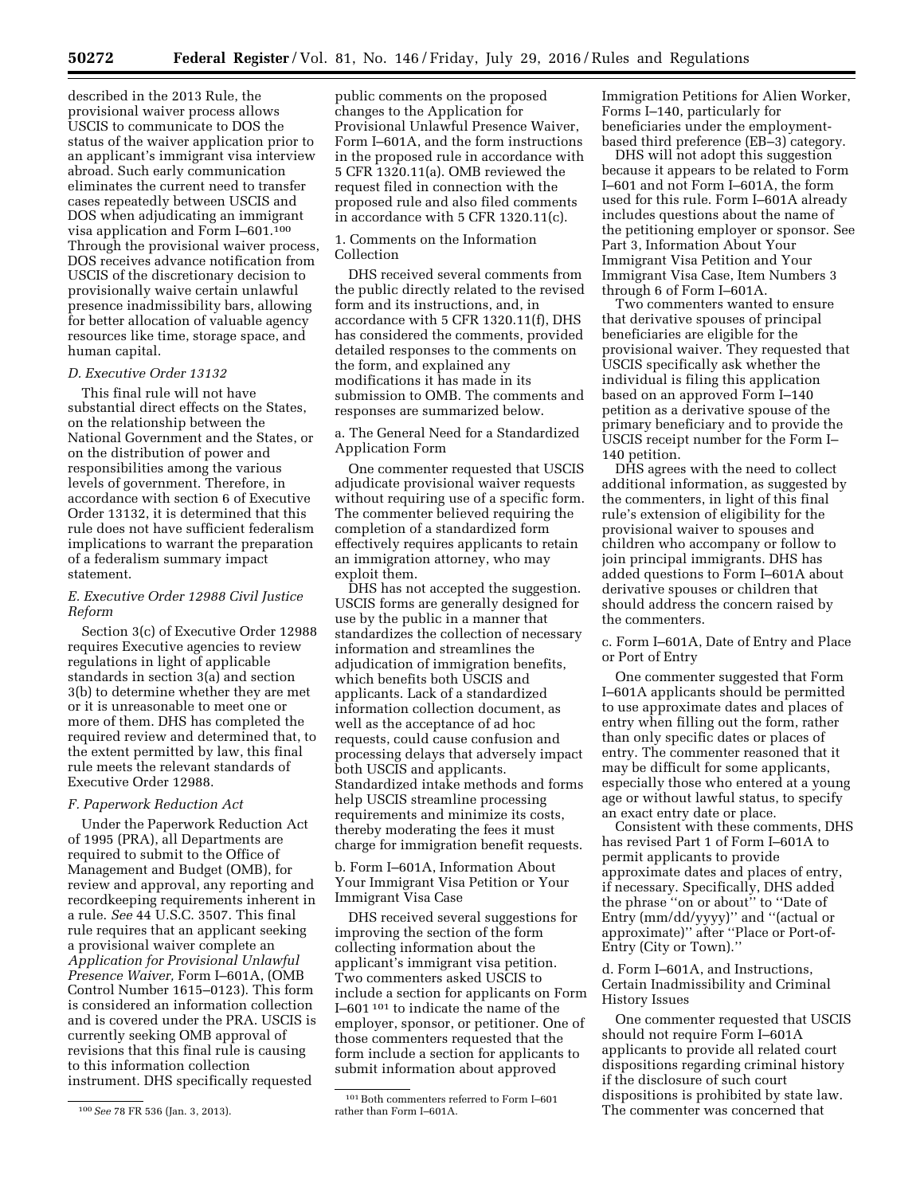described in the 2013 Rule, the provisional waiver process allows USCIS to communicate to DOS the status of the waiver application prior to an applicant's immigrant visa interview abroad. Such early communication eliminates the current need to transfer cases repeatedly between USCIS and DOS when adjudicating an immigrant visa application and Form I–601.[100] Through the provisional waiver process, DOS receives advance notification from USCIS of the discretionary decision to provisionally waive certain unlawful presence inadmissibility bars, allowing for better allocation of valuable agency resources like time, storage space, and human capital.

### *D. Executive Order 13132*

This final rule will not have substantial direct effects on the States, on the relationship between the National Government and the States, or on the distribution of power and responsibilities among the various levels of government. Therefore, in accordance with section 6 of Executive Order 13132, it is determined that this rule does not have sufficient federalism implications to warrant the preparation of a federalism summary impact statement.

### *E. Executive Order 12988 Civil Justice Reform*

Section 3(c) of Executive Order 12988 requires Executive agencies to review regulations in light of applicable standards in section 3(a) and section 3(b) to determine whether they are met or it is unreasonable to meet one or more of them. DHS has completed the required review and determined that, to the extent permitted by law, this final rule meets the relevant standards of Executive Order 12988.

### *F. Paperwork Reduction Act*

Under the Paperwork Reduction Act of 1995 (PRA), all Departments are required to submit to the Office of Management and Budget (OMB), for review and approval, any reporting and recordkeeping requirements inherent in a rule. *See* 44 U.S.C. 3507. This final rule requires that an applicant seeking a provisional waiver complete an *Application for Provisional Unlawful Presence Waiver,* Form I–601A, (OMB Control Number 1615–0123). This form is considered an information collection and is covered under the PRA. USCIS is currently seeking OMB approval of revisions that this final rule is causing to this information collection instrument. DHS specifically requested public comments on the proposed changes to the Application for Provisional Unlawful Presence Waiver, Form I–601A, and the form instructions in the proposed rule in accordance with 5 CFR 1320.11(a). OMB reviewed the request filed in connection with the proposed rule and also filed comments in accordance with 5 CFR 1320.11(c).

#### 1. Comments on the Information Collection

DHS received several comments from the public directly related to the revised form and its instructions, and, in accordance with 5 CFR 1320.11(f), DHS has considered the comments, provided detailed responses to the comments on the form, and explained any modifications it has made in its submission to OMB. The comments and responses are summarized below.

##### a. The General Need for a Standardized Application Form

One commenter requested that USCIS adjudicate provisional waiver requests without requiring use of a specific form. The commenter believed requiring the completion of a standardized form effectively requires applicants to retain an immigration attorney, who may exploit them.

DHS has not accepted the suggestion. USCIS forms are generally designed for use by the public in a manner that standardizes the collection of necessary information and streamlines the adjudication of immigration benefits, which benefits both USCIS and applicants. Lack of a standardized information collection document, as well as the acceptance of ad hoc requests, could cause confusion and processing delays that adversely impact both USCIS and applicants. Standardized intake methods and forms help USCIS streamline processing requirements and minimize its costs, thereby moderating the fees it must charge for immigration benefit requests.

##### b. Form I–601A, Information About Your Immigrant Visa Petition or Your Immigrant Visa Case

DHS received several suggestions for improving the section of the form collecting information about the applicant's immigrant visa petition. Two commenters asked USCIS to include a section for applicants on Form I–601[101] to indicate the name of the employer, sponsor, or petitioner. One of those commenters requested that the form include a section for applicants to submit information about approved Immigration Petitions for Alien Worker, Forms I–140, particularly for beneficiaries under the employment-based third preference (EB–3) category.

DHS will not adopt this suggestion because it appears to be related to Form I–601 and not Form I–601A, the form used for this rule. Form I–601A already includes questions about the name of the petitioning employer or sponsor. See Part 3, Information About Your Immigrant Visa Petition and Your Immigrant Visa Case, Item Numbers 3 through 6 of Form I–601A.

Two commenters wanted to ensure that derivative spouses of principal beneficiaries are eligible for the provisional waiver. They requested that USCIS specifically ask whether the individual is filing this application based on an approved Form I–140 petition as a derivative spouse of the primary beneficiary and to provide the USCIS receipt number for the Form I–140 petition.

DHS agrees with the need to collect additional information, as suggested by the commenters, in light of this final rule's extension of eligibility for the provisional waiver to spouses and children who accompany or follow to join principal immigrants. DHS has added questions to Form I–601A about derivative spouses or children that should address the concern raised by the commenters.

##### c. Form I–601A, Date of Entry and Place or Port of Entry

One commenter suggested that Form I–601A applicants should be permitted to use approximate dates and places of entry when filling out the form, rather than only specific dates or places of entry. The commenter reasoned that it may be difficult for some applicants, especially those who entered at a young age or without lawful status, to specify an exact entry date or place.

Consistent with these comments, DHS has revised Part 1 of Form I–601A to permit applicants to provide approximate dates and places of entry, if necessary. Specifically, DHS added the phrase ''on or about'' to ''Date of Entry (mm/dd/yyyy)'' and ''(actual or approximate)'' after ''Place or Port-of-Entry (City or Town).''

##### d. Form I–601A, and Instructions, Certain Inadmissibility and Criminal History Issues

One commenter requested that USCIS should not require Form I–601A applicants to provide all related court dispositions regarding criminal history if the disclosure of such court dispositions is prohibited by state law. The commenter was concerned that

---

[100] *See* 78 FR 536 (Jan. 3, 2013).

[101] Both commenters referred to Form I–601 rather than Form I–601A.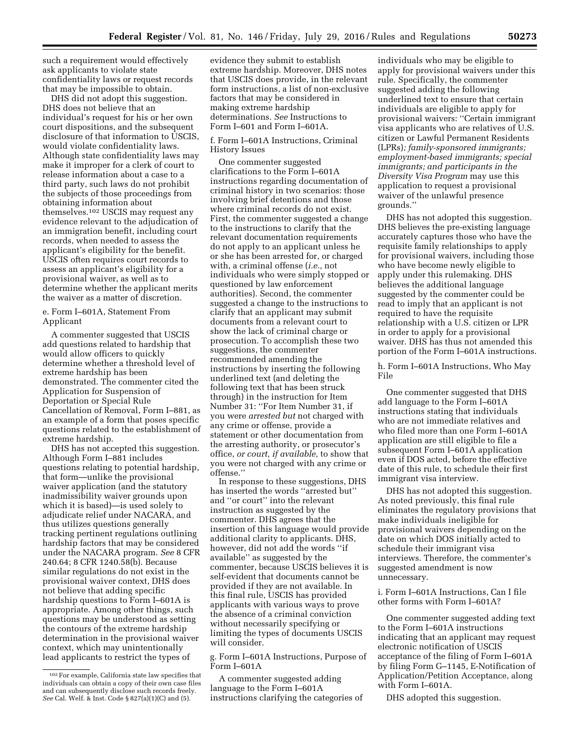such a requirement would effectively ask applicants to violate state confidentiality laws or request records that may be impossible to obtain.

DHS did not adopt this suggestion. DHS does not believe that an individual's request for his or her own court dispositions, and the subsequent disclosure of that information to USCIS, would violate confidentiality laws. Although state confidentiality laws may make it improper for a clerk of court to release information about a case to a third party, such laws do not prohibit the subjects of those proceedings from obtaining information about themselves.[102] USCIS may request any evidence relevant to the adjudication of an immigration benefit, including court records, when needed to assess the applicant's eligibility for the benefit. USCIS often requires court records to assess an applicant's eligibility for a provisional waiver, as well as to determine whether the applicant merits the waiver as a matter of discretion.

#### e. Form I–601A, Statement From Applicant

A commenter suggested that USCIS add questions related to hardship that would allow officers to quickly determine whether a threshold level of extreme hardship has been demonstrated. The commenter cited the Application for Suspension of Deportation or Special Rule Cancellation of Removal, Form I–881, as an example of a form that poses specific questions related to the establishment of extreme hardship.

DHS has not accepted this suggestion. Although Form I–881 includes questions relating to potential hardship, that form—unlike the provisional waiver application (and the statutory inadmissibility waiver grounds upon which it is based)—is used solely to adjudicate relief under NACARA, and thus utilizes questions generally tracking pertinent regulations outlining hardship factors that may be considered under the NACARA program. *See* 8 CFR 240.64; 8 CFR 1240.58(b). Because similar regulations do not exist in the provisional waiver context, DHS does not believe that adding specific hardship questions to Form I–601A is appropriate. Among other things, such questions may be understood as setting the contours of the extreme hardship determination in the provisional waiver context, which may unintentionally lead applicants to restrict the types of evidence they submit to establish extreme hardship. Moreover, DHS notes that USCIS does provide, in the relevant form instructions, a list of non-exclusive factors that may be considered in making extreme hardship determinations. *See* Instructions to Form I–601 and Form I–601A.

#### f. Form I–601A Instructions, Criminal History Issues

One commenter suggested clarifications to the Form I–601A instructions regarding documentation of criminal history in two scenarios: those involving brief detentions and those where criminal records do not exist. First, the commenter suggested a change to the instructions to clarify that the relevant documentation requirements do not apply to an applicant unless he or she has been arrested for, or charged with, a criminal offense (*i.e.,* not individuals who were simply stopped or questioned by law enforcement authorities). Second, the commenter suggested a change to the instructions to clarify that an applicant may submit documents from a relevant court to show the lack of criminal charge or prosecution. To accomplish these two suggestions, the commenter recommended amending the instructions by inserting the following underlined text (and deleting the following text that has been struck through) in the instruction for Item Number 31: ''For Item Number 31, if you were *arrested but* not charged with any crime or offense, provide a statement or other documentation from the arresting authority, or prosecutor's office, *or court, if available,* to show that you were not charged with any crime or offense.''

In response to these suggestions, DHS has inserted the words ''arrested but'' and ''or court'' into the relevant instruction as suggested by the commenter. DHS agrees that the insertion of this language would provide additional clarity to applicants. DHS, however, did not add the words ''if available'' as suggested by the commenter, because USCIS believes it is self-evident that documents cannot be provided if they are not available. In this final rule, USCIS has provided applicants with various ways to prove the absence of a criminal conviction without necessarily specifying or limiting the types of documents USCIS will consider.

#### g. Form I–601A Instructions, Purpose of Form I–601A

A commenter suggested adding language to the Form I–601A instructions clarifying the categories of individuals who may be eligible to apply for provisional waivers under this rule. Specifically, the commenter suggested adding the following underlined text to ensure that certain individuals are eligible to apply for provisional waivers: ''Certain immigrant visa applicants who are relatives of U.S. citizen or Lawful Permanent Residents (LPRs)*; family-sponsored immigrants; employment-based immigrants; special immigrants; and participants in the Diversity Visa Program* may use this application to request a provisional waiver of the unlawful presence grounds.''

DHS has not adopted this suggestion. DHS believes the pre-existing language accurately captures those who have the requisite family relationships to apply for provisional waivers, including those who have become newly eligible to apply under this rulemaking. DHS believes the additional language suggested by the commenter could be read to imply that an applicant is not required to have the requisite relationship with a U.S. citizen or LPR in order to apply for a provisional waiver. DHS has thus not amended this portion of the Form I–601A instructions.

#### h. Form I–601A Instructions, Who May File

One commenter suggested that DHS add language to the Form I–601A instructions stating that individuals who are not immediate relatives and who filed more than one Form I–601A application are still eligible to file a subsequent Form I–601A application even if DOS acted, before the effective date of this rule, to schedule their first immigrant visa interview.

DHS has not adopted this suggestion. As noted previously, this final rule eliminates the regulatory provisions that make individuals ineligible for provisional waivers depending on the date on which DOS initially acted to schedule their immigrant visa interviews. Therefore, the commenter's suggested amendment is now unnecessary.

#### i. Form I–601A Instructions, Can I file other forms with Form I–601A?

One commenter suggested adding text to the Form I–601A instructions indicating that an applicant may request electronic notification of USCIS acceptance of the filing of Form I–601A by filing Form G–1145, E-Notification of Application/Petition Acceptance, along with Form I–601A.

DHS adopted this suggestion.

---

[102] For example, California state law specifies that individuals can obtain a copy of their own case files and can subsequently disclose such records freely. *See* Cal. Welf. & Inst. Code § 827(a)(1)(C) and (5).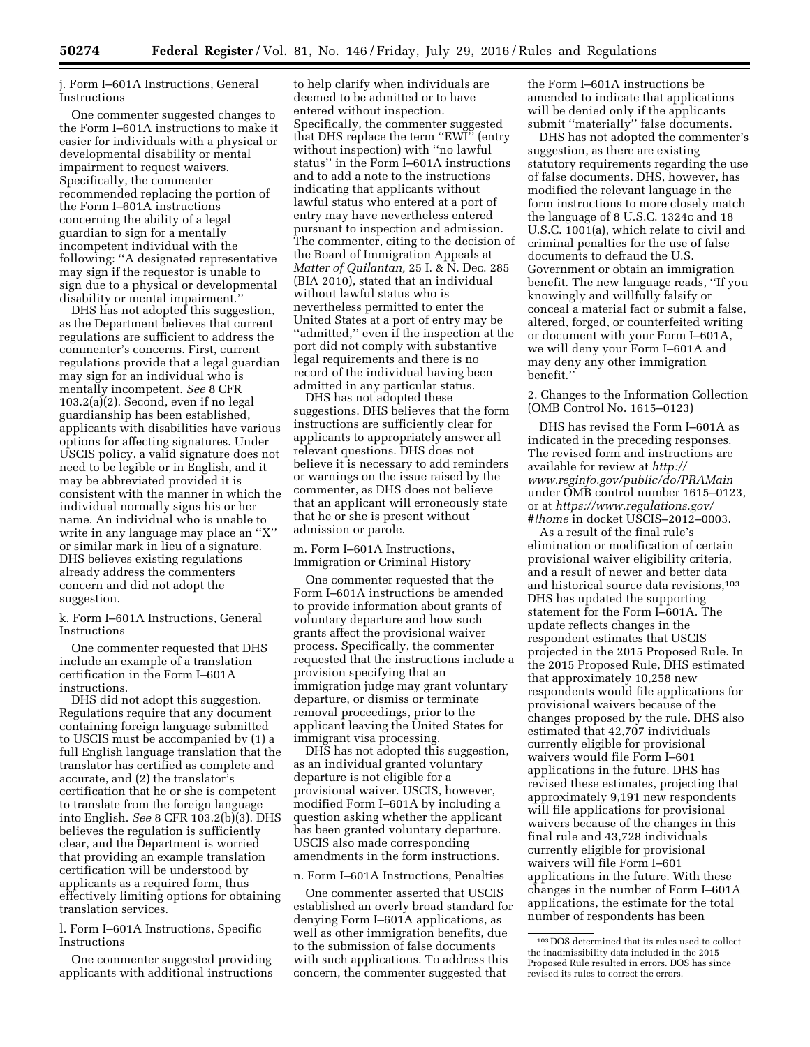j. Form I–601A Instructions, General Instructions

One commenter suggested changes to the Form I–601A instructions to make it easier for individuals with a physical or developmental disability or mental impairment to request waivers. Specifically, the commenter recommended replacing the portion of the Form I–601A instructions concerning the ability of a legal guardian to sign for a mentally incompetent individual with the following: ''A designated representative may sign if the requestor is unable to sign due to a physical or developmental disability or mental impairment.''

DHS has not adopted this suggestion, as the Department believes that current regulations are sufficient to address the commenter's concerns. First, current regulations provide that a legal guardian may sign for an individual who is mentally incompetent. *See* 8 CFR 103.2(a)(2). Second, even if no legal guardianship has been established, applicants with disabilities have various options for affecting signatures. Under USCIS policy, a valid signature does not need to be legible or in English, and it may be abbreviated provided it is consistent with the manner in which the individual normally signs his or her name. An individual who is unable to write in any language may place an ''X'' or similar mark in lieu of a signature. DHS believes existing regulations already address the commenters concern and did not adopt the suggestion.

k. Form I–601A Instructions, General Instructions

One commenter requested that DHS include an example of a translation certification in the Form I–601A instructions.

DHS did not adopt this suggestion. Regulations require that any document containing foreign language submitted to USCIS must be accompanied by (1) a full English language translation that the translator has certified as complete and accurate, and (2) the translator's certification that he or she is competent to translate from the foreign language into English. *See* 8 CFR 103.2(b)(3). DHS believes the regulation is sufficiently clear, and the Department is worried that providing an example translation certification will be understood by applicants as a required form, thus effectively limiting options for obtaining translation services.

l. Form I–601A Instructions, Specific Instructions

One commenter suggested providing applicants with additional instructions to help clarify when individuals are deemed to be admitted or to have entered without inspection. Specifically, the commenter suggested that DHS replace the term ''EWI'' (entry without inspection) with ''no lawful status'' in the Form I–601A instructions and to add a note to the instructions indicating that applicants without lawful status who entered at a port of entry may have nevertheless entered pursuant to inspection and admission. The commenter, citing to the decision of the Board of Immigration Appeals at *Matter of Quilantan,* 25 I. & N. Dec. 285 (BIA 2010), stated that an individual without lawful status who is nevertheless permitted to enter the United States at a port of entry may be ''admitted,'' even if the inspection at the port did not comply with substantive legal requirements and there is no record of the individual having been admitted in any particular status.

DHS has not adopted these suggestions. DHS believes that the form instructions are sufficiently clear for applicants to appropriately answer all relevant questions. DHS does not believe it is necessary to add reminders or warnings on the issue raised by the commenter, as DHS does not believe that an applicant will erroneously state that he or she is present without admission or parole.

m. Form I–601A Instructions, Immigration or Criminal History

One commenter requested that the Form I–601A instructions be amended to provide information about grants of voluntary departure and how such grants affect the provisional waiver process. Specifically, the commenter requested that the instructions include a provision specifying that an immigration judge may grant voluntary departure, or dismiss or terminate removal proceedings, prior to the applicant leaving the United States for immigrant visa processing.

DHS has not adopted this suggestion, as an individual granted voluntary departure is not eligible for a provisional waiver. USCIS, however, modified Form I–601A by including a question asking whether the applicant has been granted voluntary departure. USCIS also made corresponding amendments in the form instructions.

n. Form I–601A Instructions, Penalties

One commenter asserted that USCIS established an overly broad standard for denying Form I–601A applications, as well as other immigration benefits, due to the submission of false documents with such applications. To address this concern, the commenter suggested that the Form I–601A instructions be amended to indicate that applications will be denied only if the applicants submit ''materially'' false documents.

DHS has not adopted the commenter's suggestion, as there are existing statutory requirements regarding the use of false documents. DHS, however, has modified the relevant language in the form instructions to more closely match the language of 8 U.S.C. 1324c and 18 U.S.C. 1001(a), which relate to civil and criminal penalties for the use of false documents to defraud the U.S. Government or obtain an immigration benefit. The new language reads, ''If you knowingly and willfully falsify or conceal a material fact or submit a false, altered, forged, or counterfeited writing or document with your Form I–601A, we will deny your Form I–601A and may deny any other immigration benefit.''

2. Changes to the Information Collection (OMB Control No. 1615–0123)

DHS has revised the Form I–601A as indicated in the preceding responses. The revised form and instructions are available for review at *http://www.reginfo.gov/public/do/PRAMain* under OMB control number 1615–0123, or at *https://www.regulations.gov/#!home* in docket USCIS–2012–0003.

As a result of the final rule's elimination or modification of certain provisional waiver eligibility criteria, and a result of newer and better data and historical source data revisions,[103] DHS has updated the supporting statement for the Form I–601A. The update reflects changes in the respondent estimates that USCIS projected in the 2015 Proposed Rule. In the 2015 Proposed Rule, DHS estimated that approximately 10,258 new respondents would file applications for provisional waivers because of the changes proposed by the rule. DHS also estimated that 42,707 individuals currently eligible for provisional waivers would file Form I–601 applications in the future. DHS has revised these estimates, projecting that approximately 9,191 new respondents will file applications for provisional waivers because of the changes in this final rule and 43,728 individuals currently eligible for provisional waivers will file Form I–601 applications in the future. With these changes in the number of Form I–601A applications, the estimate for the total number of respondents has been

[103] DOS determined that its rules used to collect the inadmissibility data included in the 2015 Proposed Rule resulted in errors. DOS has since revised its rules to correct the errors.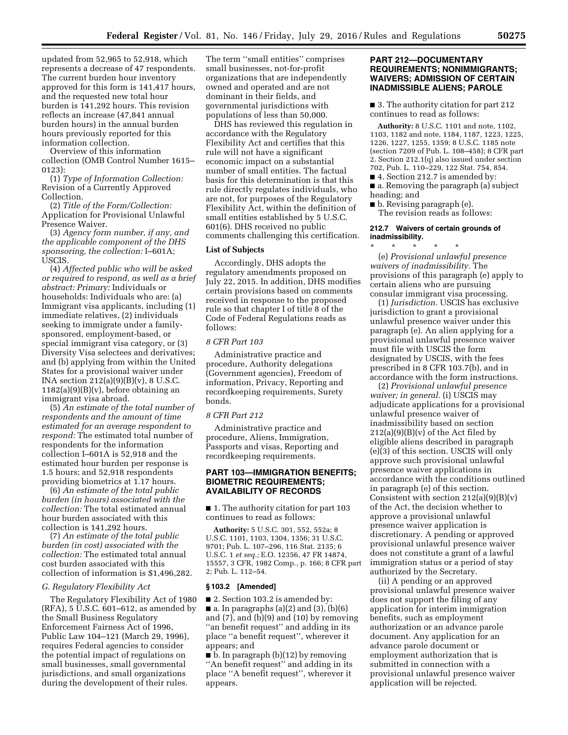updated from 52,965 to 52,918, which represents a decrease of 47 respondents. The current burden hour inventory approved for this form is 141,417 hours, and the requested new total hour burden is 141,292 hours. This revision reflects an increase (47,841 annual burden hours) in the annual burden hours previously reported for this information collection.

Overview of this information collection (OMB Control Number 1615–0123):

(1) *Type of Information Collection:* Revision of a Currently Approved Collection.

(2) *Title of the Form/Collection:* Application for Provisional Unlawful Presence Waiver.

(3) *Agency form number, if any, and the applicable component of the DHS sponsoring, the collection:* I–601A; USCIS.

(4) *Affected public who will be asked or required to respond, as well as a brief abstract: Primary:* Individuals or households: Individuals who are: (a) Immigrant visa applicants, including (1) immediate relatives, (2) individuals seeking to immigrate under a family-sponsored, employment-based, or special immigrant visa category, or (3) Diversity Visa selectees and derivatives; and (b) applying from within the United States for a provisional waiver under INA section 212(a)(9)(B)(v), 8 U.S.C. 1182(a)(9)(B)(v), before obtaining an immigrant visa abroad.

(5) *An estimate of the total number of respondents and the amount of time estimated for an average respondent to respond:* The estimated total number of respondents for the information collection I–601A is 52,918 and the estimated hour burden per response is 1.5 hours; and 52,918 respondents providing biometrics at 1.17 hours.

(6) *An estimate of the total public burden (in hours) associated with the collection:* The total estimated annual hour burden associated with this collection is 141,292 hours.

(7) *An estimate of the total public burden (in cost) associated with the collection:* The estimated total annual cost burden associated with this collection of information is $1,496,282.

### *G. Regulatory Flexibility Act*

The Regulatory Flexibility Act of 1980 (RFA), 5 U.S.C. 601–612, as amended by the Small Business Regulatory Enforcement Fairness Act of 1996, Public Law 104–121 (March 29, 1996), requires Federal agencies to consider the potential impact of regulations on small businesses, small governmental jurisdictions, and small organizations during the development of their rules. The term ''small entities'' comprises small businesses, not-for-profit organizations that are independently owned and operated and are not dominant in their fields, and governmental jurisdictions with populations of less than 50,000.

DHS has reviewed this regulation in accordance with the Regulatory Flexibility Act and certifies that this rule will not have a significant economic impact on a substantial number of small entities. The factual basis for this determination is that this rule directly regulates individuals, who are not, for purposes of the Regulatory Flexibility Act, within the definition of small entities established by 5 U.S.C. 601(6). DHS received no public comments challenging this certification.

### List of Subjects

Accordingly, DHS adopts the regulatory amendments proposed on July 22, 2015. In addition, DHS modifies certain provisions based on comments received in response to the proposed rule so that chapter I of title 8 of the Code of Federal Regulations reads as follows:

*8 CFR Part 103*

Administrative practice and procedure, Authority delegations (Government agencies), Freedom of information, Privacy, Reporting and recordkeeping requirements, Surety bonds.

*8 CFR Part 212*

Administrative practice and procedure, Aliens, Immigration, Passports and visas, Reporting and recordkeeping requirements.

## PART 103—IMMIGRATION BENEFITS; BIOMETRIC REQUIREMENTS; AVAILABILITY OF RECORDS

■ 1. The authority citation for part 103 continues to read as follows:

**Authority:** 5 U.S.C. 301, 552, 552a; 8 U.S.C. 1101, 1103, 1304, 1356; 31 U.S.C. 9701; Pub. L. 107–296, 116 Stat. 2135; 6 U.S.C. 1 *et seq.;* E.O. 12356, 47 FR 14874, 15557, 3 CFR, 1982 Comp., p. 166; 8 CFR part 2; Pub. L. 112–54.

### § 103.2 [Amended]

■ 2. Section 103.2 is amended by:

■ a. In paragraphs (a)(2) and (3), (b)(6) and (7), and (b)(9) and (10) by removing ''an benefit request'' and adding in its place ''a benefit request'', wherever it appears; and

■ b. In paragraph (b)(12) by removing ''An benefit request'' and adding in its place ''A benefit request'', wherever it appears.

## PART 212—DOCUMENTARY REQUIREMENTS; NONIMMIGRANTS; WAIVERS; ADMISSION OF CERTAIN INADMISSIBLE ALIENS; PAROLE

■ 3. The authority citation for part 212 continues to read as follows:

**Authority:** 8 U.S.C. 1101 and note, 1102, 1103, 1182 and note, 1184, 1187, 1223, 1225, 1226, 1227, 1255, 1359; 8 U.S.C. 1185 note (section 7209 of Pub. L. 108–458); 8 CFR part 2. Section 212.1(q) also issued under section 702, Pub. L. 110–229, 122 Stat. 754, 854.

■ 4. Section 212.7 is amended by:

■ a. Removing the paragraph (a) subject heading; and

■ b. Revising paragraph (e).

The revision reads as follows:

### 212.7 Waivers of certain grounds of inadmissibility.

\* \* \* \* \*

(e) *Provisional unlawful presence waivers of inadmissibility.* The provisions of this paragraph (e) apply to certain aliens who are pursuing consular immigrant visa processing.

(1) *Jurisdiction.* USCIS has exclusive jurisdiction to grant a provisional unlawful presence waiver under this paragraph (e). An alien applying for a provisional unlawful presence waiver must file with USCIS the form designated by USCIS, with the fees prescribed in 8 CFR 103.7(b), and in accordance with the form instructions.

(2) *Provisional unlawful presence waiver; in general.* (i) USCIS may adjudicate applications for a provisional unlawful presence waiver of inadmissibility based on section 212(a)(9)(B)(v) of the Act filed by eligible aliens described in paragraph (e)(3) of this section. USCIS will only approve such provisional unlawful presence waiver applications in accordance with the conditions outlined in paragraph (e) of this section. Consistent with section 212(a)(9)(B)(v) of the Act, the decision whether to approve a provisional unlawful presence waiver application is discretionary. A pending or approved provisional unlawful presence waiver does not constitute a grant of a lawful immigration status or a period of stay authorized by the Secretary.

(ii) A pending or an approved provisional unlawful presence waiver does not support the filing of any application for interim immigration benefits, such as employment authorization or an advance parole document. Any application for an advance parole document or employment authorization that is submitted in connection with a provisional unlawful presence waiver application will be rejected.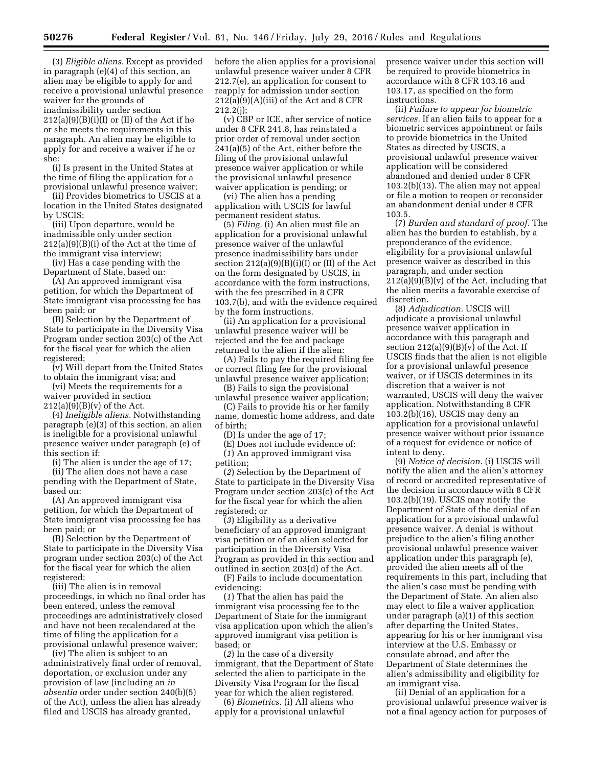(3) *Eligible aliens.* Except as provided in paragraph (e)(4) of this section, an alien may be eligible to apply for and receive a provisional unlawful presence waiver for the grounds of inadmissibility under section 212(a)(9)(B)(i)(I) or (II) of the Act if he or she meets the requirements in this paragraph. An alien may be eligible to apply for and receive a waiver if he or she:

(i) Is present in the United States at the time of filing the application for a provisional unlawful presence waiver;

(ii) Provides biometrics to USCIS at a location in the United States designated by USCIS;

(iii) Upon departure, would be inadmissible only under section 212(a)(9)(B)(i) of the Act at the time of the immigrant visa interview;

(iv) Has a case pending with the Department of State, based on:

(A) An approved immigrant visa petition, for which the Department of State immigrant visa processing fee has been paid; or

(B) Selection by the Department of State to participate in the Diversity Visa Program under section 203(c) of the Act for the fiscal year for which the alien registered;

(v) Will depart from the United States to obtain the immigrant visa; and

(vi) Meets the requirements for a waiver provided in section 212(a)(9)(B)(v) of the Act.

(4) *Ineligible aliens.* Notwithstanding paragraph (e)(3) of this section, an alien is ineligible for a provisional unlawful presence waiver under paragraph (e) of this section if:

(i) The alien is under the age of 17;

(ii) The alien does not have a case pending with the Department of State, based on:

(A) An approved immigrant visa petition, for which the Department of State immigrant visa processing fee has been paid; or

(B) Selection by the Department of State to participate in the Diversity Visa program under section 203(c) of the Act for the fiscal year for which the alien registered;

(iii) The alien is in removal proceedings, in which no final order has been entered, unless the removal proceedings are administratively closed and have not been recalendared at the time of filing the application for a provisional unlawful presence waiver;

(iv) The alien is subject to an administratively final order of removal, deportation, or exclusion under any provision of law (including an *in absentia* order under section 240(b)(5) of the Act), unless the alien has already filed and USCIS has already granted, before the alien applies for a provisional unlawful presence waiver under 8 CFR 212.7(e), an application for consent to reapply for admission under section 212(a)(9)(A)(iii) of the Act and 8 CFR 212.2(j);

(v) CBP or ICE, after service of notice under 8 CFR 241.8, has reinstated a prior order of removal under section 241(a)(5) of the Act, either before the filing of the provisional unlawful presence waiver application or while the provisional unlawful presence waiver application is pending; or

(vi) The alien has a pending application with USCIS for lawful permanent resident status.

(5) *Filing.* (i) An alien must file an application for a provisional unlawful presence waiver of the unlawful presence inadmissibility bars under section 212(a)(9)(B)(i)(I) or (II) of the Act on the form designated by USCIS, in accordance with the form instructions, with the fee prescribed in 8 CFR 103.7(b), and with the evidence required by the form instructions.

(ii) An application for a provisional unlawful presence waiver will be rejected and the fee and package returned to the alien if the alien:

(A) Fails to pay the required filing fee or correct filing fee for the provisional unlawful presence waiver application;

(B) Fails to sign the provisional unlawful presence waiver application;

(C) Fails to provide his or her family name, domestic home address, and date of birth;

(D) Is under the age of 17;

(E) Does not include evidence of:

(*1*) An approved immigrant visa petition;

(*2*) Selection by the Department of State to participate in the Diversity Visa Program under section 203(c) of the Act for the fiscal year for which the alien registered; or

(*3*) Eligibility as a derivative beneficiary of an approved immigrant visa petition or of an alien selected for participation in the Diversity Visa Program as provided in this section and outlined in section 203(d) of the Act.

(F) Fails to include documentation evidencing:

(*1*) That the alien has paid the immigrant visa processing fee to the Department of State for the immigrant visa application upon which the alien's approved immigrant visa petition is based; or

(*2*) In the case of a diversity immigrant, that the Department of State selected the alien to participate in the Diversity Visa Program for the fiscal year for which the alien registered.

(6) *Biometrics.* (i) All aliens who apply for a provisional unlawful presence waiver under this section will be required to provide biometrics in accordance with 8 CFR 103.16 and 103.17, as specified on the form instructions.

(ii) *Failure to appear for biometric services.* If an alien fails to appear for a biometric services appointment or fails to provide biometrics in the United States as directed by USCIS, a provisional unlawful presence waiver application will be considered abandoned and denied under 8 CFR 103.2(b)(13). The alien may not appeal or file a motion to reopen or reconsider an abandonment denial under 8 CFR 103.5.

(7) *Burden and standard of proof.* The alien has the burden to establish, by a preponderance of the evidence, eligibility for a provisional unlawful presence waiver as described in this paragraph, and under section 212(a)(9)(B)(v) of the Act, including that the alien merits a favorable exercise of discretion.

(8) *Adjudication.* USCIS will adjudicate a provisional unlawful presence waiver application in accordance with this paragraph and section 212(a)(9)(B)(v) of the Act. If USCIS finds that the alien is not eligible for a provisional unlawful presence waiver, or if USCIS determines in its discretion that a waiver is not warranted, USCIS will deny the waiver application. Notwithstanding 8 CFR 103.2(b)(16), USCIS may deny an application for a provisional unlawful presence waiver without prior issuance of a request for evidence or notice of intent to deny.

(9) *Notice of decision.* (i) USCIS will notify the alien and the alien's attorney of record or accredited representative of the decision in accordance with 8 CFR 103.2(b)(19). USCIS may notify the Department of State of the denial of an application for a provisional unlawful presence waiver. A denial is without prejudice to the alien's filing another provisional unlawful presence waiver application under this paragraph (e), provided the alien meets all of the requirements in this part, including that the alien's case must be pending with the Department of State. An alien also may elect to file a waiver application under paragraph (a)(1) of this section after departing the United States, appearing for his or her immigrant visa interview at the U.S. Embassy or consulate abroad, and after the Department of State determines the alien's admissibility and eligibility for an immigrant visa.

(ii) Denial of an application for a provisional unlawful presence waiver is not a final agency action for purposes of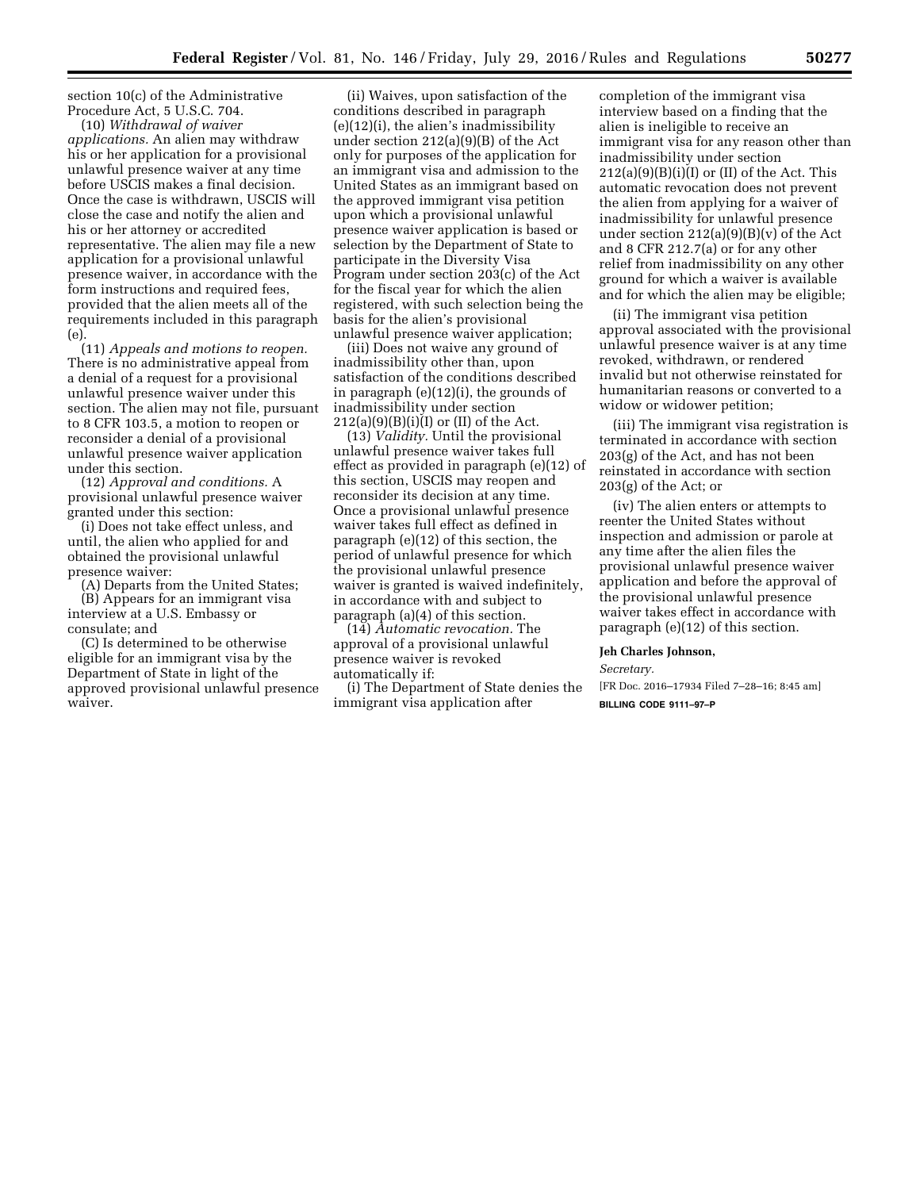section 10(c) of the Administrative Procedure Act, 5 U.S.C. 704.

(10) *Withdrawal of waiver applications.* An alien may withdraw his or her application for a provisional unlawful presence waiver at any time before USCIS makes a final decision. Once the case is withdrawn, USCIS will close the case and notify the alien and his or her attorney or accredited representative. The alien may file a new application for a provisional unlawful presence waiver, in accordance with the form instructions and required fees, provided that the alien meets all of the requirements included in this paragraph (e).

(11) *Appeals and motions to reopen.* There is no administrative appeal from a denial of a request for a provisional unlawful presence waiver under this section. The alien may not file, pursuant to 8 CFR 103.5, a motion to reopen or reconsider a denial of a provisional unlawful presence waiver application under this section.

(12) *Approval and conditions.* A provisional unlawful presence waiver granted under this section:

(i) Does not take effect unless, and until, the alien who applied for and obtained the provisional unlawful presence waiver:

(A) Departs from the United States;

(B) Appears for an immigrant visa interview at a U.S. Embassy or consulate; and

(C) Is determined to be otherwise eligible for an immigrant visa by the Department of State in light of the approved provisional unlawful presence waiver.

(ii) Waives, upon satisfaction of the conditions described in paragraph (e)(12)(i), the alien's inadmissibility under section 212(a)(9)(B) of the Act only for purposes of the application for an immigrant visa and admission to the United States as an immigrant based on the approved immigrant visa petition upon which a provisional unlawful presence waiver application is based or selection by the Department of State to participate in the Diversity Visa Program under section 203(c) of the Act for the fiscal year for which the alien registered, with such selection being the basis for the alien's provisional unlawful presence waiver application;

(iii) Does not waive any ground of inadmissibility other than, upon satisfaction of the conditions described in paragraph (e)(12)(i), the grounds of inadmissibility under section 212(a)(9)(B)(i)(I) or (II) of the Act.

(13) *Validity.* Until the provisional unlawful presence waiver takes full effect as provided in paragraph (e)(12) of this section, USCIS may reopen and reconsider its decision at any time. Once a provisional unlawful presence waiver takes full effect as defined in paragraph (e)(12) of this section, the period of unlawful presence for which the provisional unlawful presence waiver is granted is waived indefinitely, in accordance with and subject to paragraph (a)(4) of this section.

(14) *Automatic revocation.* The approval of a provisional unlawful presence waiver is revoked automatically if:

(i) The Department of State denies the immigrant visa application after completion of the immigrant visa interview based on a finding that the alien is ineligible to receive an immigrant visa for any reason other than inadmissibility under section 212(a)(9)(B)(i)(I) or (II) of the Act. This automatic revocation does not prevent the alien from applying for a waiver of inadmissibility for unlawful presence under section 212(a)(9)(B)(v) of the Act and 8 CFR 212.7(a) or for any other relief from inadmissibility on any other ground for which a waiver is available and for which the alien may be eligible;

(ii) The immigrant visa petition approval associated with the provisional unlawful presence waiver is at any time revoked, withdrawn, or rendered invalid but not otherwise reinstated for humanitarian reasons or converted to a widow or widower petition;

(iii) The immigrant visa registration is terminated in accordance with section 203(g) of the Act, and has not been reinstated in accordance with section 203(g) of the Act; or

(iv) The alien enters or attempts to reenter the United States without inspection and admission or parole at any time after the alien files the provisional unlawful presence waiver application and before the approval of the provisional unlawful presence waiver takes effect in accordance with paragraph (e)(12) of this section.

**Jeh Charles Johnson,**

*Secretary.*

[FR Doc. 2016–17934 Filed 7–28–16; 8:45 am]

**BILLING CODE 9111–97–P**